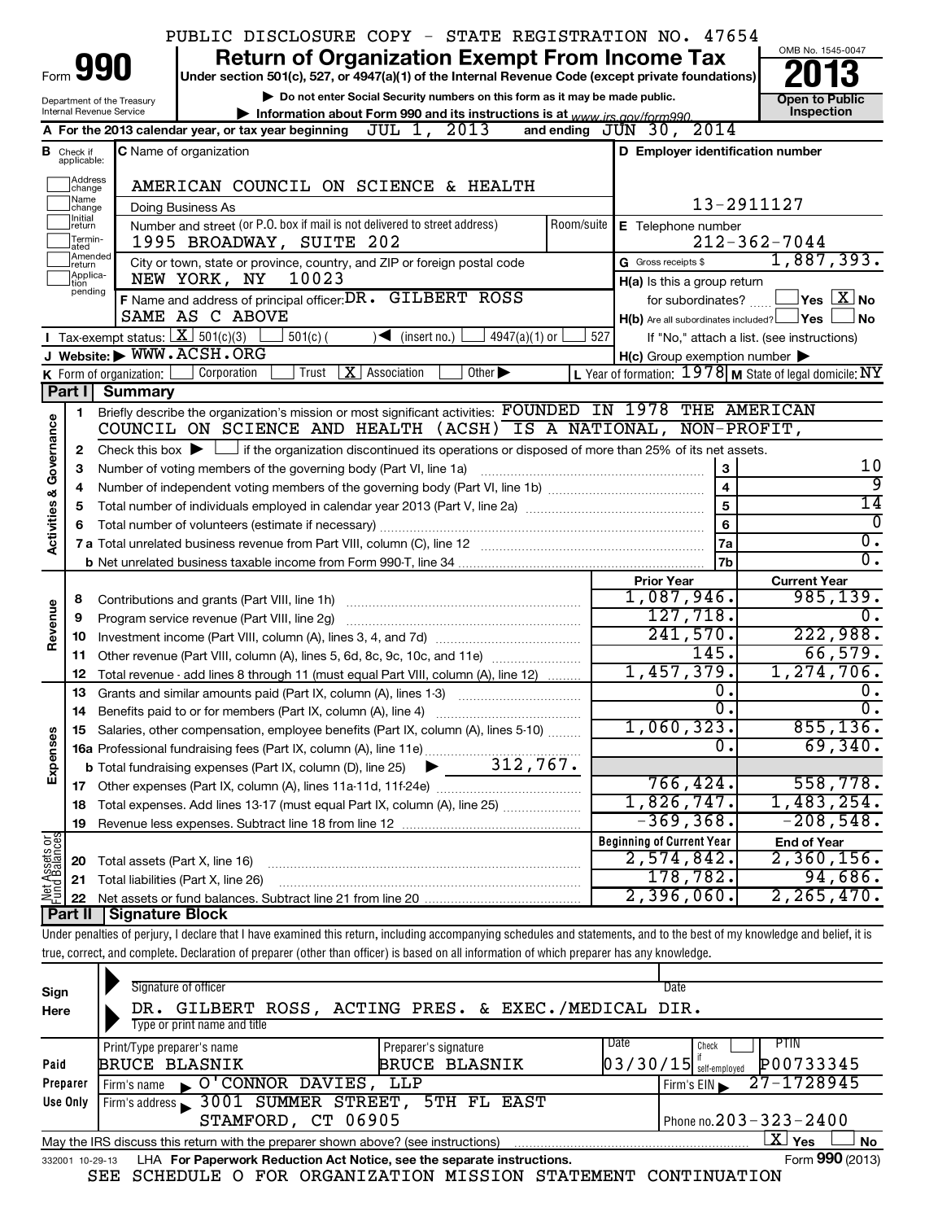PUBLIC DISCLOSURE COPY - STATE REGISTRATION NO. 47654

# Form 990 — Return of Organization Exempt From Income Tax — 2013

Under section 501(c), 527, or 4947(a)(1) of the Internal Revenue Code (except private foundations)

▶ Do not enter Social Security numbers on this form as it may be made public.

▶ Information about Form 990 and its instructions is at www.irs.gov/form990.

Department of the Treasury
Internal Revenue Service

OMB No. 1545-0047

**Open to Public Inspection**

**A** For the 2013 calendar year, or tax year beginning JUL 1, 2013 and ending JUN 30, 2014

**B** Check if applicable: Address change, Name change, Initial return, Terminated, Amended return, Application pending

**C** Name of organization: AMERICAN COUNCIL ON SCIENCE & HEALTH

Doing Business As

Number and street (or P.O. box if mail is not delivered to street address): 1995 BROADWAY, SUITE 202 Room/suite

City or town, state or province, country, and ZIP or foreign postal code: NEW YORK, NY 10023

**D** Employer identification number: 13-2911127

**E** Telephone number: 212-362-7044

**G** Gross receipts $ 1,887,393.

**F** Name and address of principal officer: DR. GILBERT ROSS
SAME AS C ABOVE

**H(a)** Is this a group return for subordinates? ☐ Yes ☒ No

**H(b)** Are all subordinates included? ☐ Yes ☐ No
If "No," attach a list. (see instructions)

**H(c)** Group exemption number ▶

**I** Tax-exempt status: ☒ 501(c)(3) ☐ 501(c) ( ) ◀ (insert no.) ☐ 4947(a)(1) or ☐ 527

**J** Website: ▶ WWW.ACSH.ORG

**K** Form of organization: ☐ Corporation ☐ Trust ☒ Association ☐ Other ▶

**L** Year of formation: 1978 **M** State of legal domicile: NY

## Part I Summary

### Activities & Governance

1 Briefly describe the organization's mission or most significant activities: FOUNDED IN 1978 THE AMERICAN COUNCIL ON SCIENCE AND HEALTH (ACSH) IS A NATIONAL, NON-PROFIT,

2 Check this box ▶ ☐ if the organization discontinued its operations or disposed of more than 25% of its net assets.

| | | | |
|---|---|---|---|
| 3 | Number of voting members of the governing body (Part VI, line 1a) | 3 | 10 |
| 4 | Number of independent voting members of the governing body (Part VI, line 1b) | 4 | 9 |
| 5 | Total number of individuals employed in calendar year 2013 (Part V, line 2a) | 5 | 14 |
| 6 | Total number of volunteers (estimate if necessary) | 6 | 0 |
| 7a | Total unrelated business revenue from Part VIII, column (C), line 12 | 7a | 0. |
| b | Net unrelated business taxable income from Form 990-T, line 34 | 7b | 0. |

| | | Prior Year | Current Year |
|---|---|---|---|
| **Revenue** | | | |
| 8 | Contributions and grants (Part VIII, line 1h) | 1,087,946. | 985,139. |
| 9 | Program service revenue (Part VIII, line 2g) | 127,718. | 0. |
| 10 | Investment income (Part VIII, column (A), lines 3, 4, and 7d) | 241,570. | 222,988. |
| 11 | Other revenue (Part VIII, column (A), lines 5, 6d, 8c, 9c, 10c, and 11e) | 145. | 66,579. |
| 12 | Total revenue - add lines 8 through 11 (must equal Part VIII, column (A), line 12) | 1,457,379. | 1,274,706. |
| **Expenses** | | | |
| 13 | Grants and similar amounts paid (Part IX, column (A), lines 1-3) | 0. | 0. |
| 14 | Benefits paid to or for members (Part IX, column (A), line 4) | 0. | 0. |
| 15 | Salaries, other compensation, employee benefits (Part IX, column (A), lines 5-10) | 1,060,323. | 855,136. |
| 16a | Professional fundraising fees (Part IX, column (A), line 11e) | 0. | 69,340. |
| b | Total fundraising expenses (Part IX, column (D), line 25) ▶ 312,767. | | |
| 17 | Other expenses (Part IX, column (A), lines 11a-11d, 11f-24e) | 766,424. | 558,778. |
| 18 | Total expenses. Add lines 13-17 (must equal Part IX, column (A), line 25) | 1,826,747. | 1,483,254. |
| 19 | Revenue less expenses. Subtract line 18 from line 12 | -369,368. | -208,548. |

| **Net Assets or Fund Balances** | | Beginning of Current Year | End of Year |
|---|---|---|---|
| 20 | Total assets (Part X, line 16) | 2,574,842. | 2,360,156. |
| 21 | Total liabilities (Part X, line 26) | 178,782. | 94,686. |
| 22 | Net assets or fund balances. Subtract line 21 from line 20 | 2,396,060. | 2,265,470. |

## Part II Signature Block

Under penalties of perjury, I declare that I have examined this return, including accompanying schedules and statements, and to the best of my knowledge and belief, it is true, correct, and complete. Declaration of preparer (other than officer) is based on all information of which preparer has any knowledge.

**Sign Here**

Signature of officer — Date

DR. GILBERT ROSS, ACTING PRES. & EXEC./MEDICAL DIR.
Type or print name and title

**Paid Preparer Use Only**

| Print/Type preparer's name | Preparer's signature | Date | Check if self-employed | PTIN |
|---|---|---|---|---|
| BRUCE BLASNIK | BRUCE BLASNIK | 03/30/15 | ☐ | P00733345 |

Firm's name ▶ O'CONNOR DAVIES, LLP — Firm's EIN ▶ 27-1728945

Firm's address ▶ 3001 SUMMER STREET, 5TH FL EAST
STAMFORD, CT 06905 — Phone no. 203-323-2400

May the IRS discuss this return with the preparer shown above? (see instructions) ☒ Yes ☐ No

332001 10-29-13 LHA For Paperwork Reduction Act Notice, see the separate instructions. Form **990** (2013)

SEE SCHEDULE O FOR ORGANIZATION MISSION STATEMENT CONTINUATION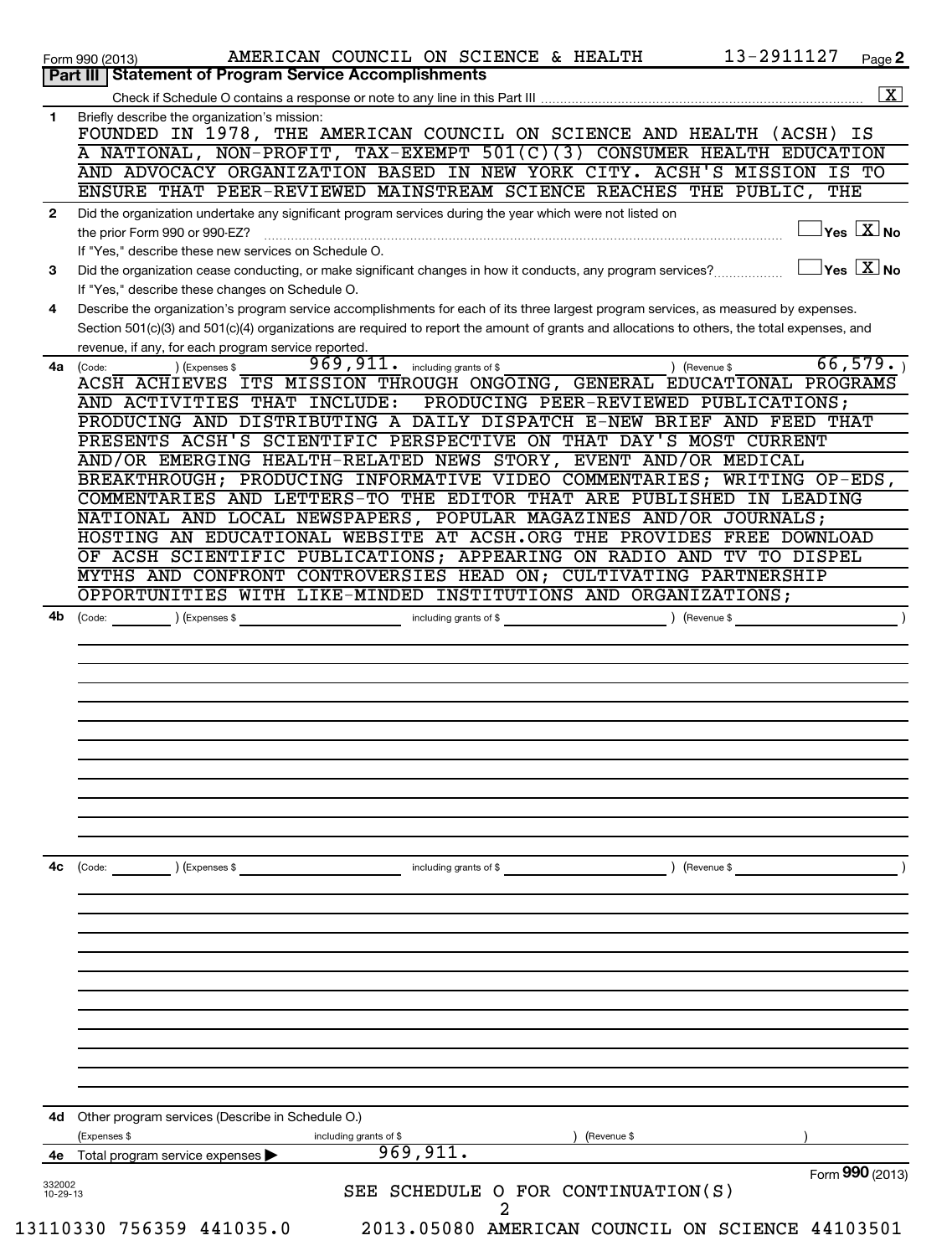Form 990 (2013) AMERICAN COUNCIL ON SCIENCE & HEALTH 13-2911127 Page 2

## Part III | Statement of Program Service Accomplishments

Check if Schedule O contains a response or note to any line in this Part III .......... [X]

**1** Briefly describe the organization's mission:

FOUNDED IN 1978, THE AMERICAN COUNCIL ON SCIENCE AND HEALTH (ACSH) IS A NATIONAL, NON-PROFIT, TAX-EXEMPT 501(C)(3) CONSUMER HEALTH EDUCATION AND ADVOCACY ORGANIZATION BASED IN NEW YORK CITY. ACSH'S MISSION IS TO ENSURE THAT PEER-REVIEWED MAINSTREAM SCIENCE REACHES THE PUBLIC, THE

**2** Did the organization undertake any significant program services during the year which were not listed on the prior Form 990 or 990-EZ? .......... [ ] Yes [X] No

If "Yes," describe these new services on Schedule O.

**3** Did the organization cease conducting, or make significant changes in how it conducts, any program services? .......... [ ] Yes [X] No

If "Yes," describe these changes on Schedule O.

**4** Describe the organization's program service accomplishments for each of its three largest program services, as measured by expenses. Section 501(c)(3) and 501(c)(4) organizations are required to report the amount of grants and allocations to others, the total expenses, and revenue, if any, for each program service reported.

**4a** (Code: ) (Expenses $ 969,911. including grants of $ ) (Revenue $ 66,579. )

ACSH ACHIEVES ITS MISSION THROUGH ONGOING, GENERAL EDUCATIONAL PROGRAMS AND ACTIVITIES THAT INCLUDE: PRODUCING PEER-REVIEWED PUBLICATIONS; PRODUCING AND DISTRIBUTING A DAILY DISPATCH E-NEW BRIEF AND FEED THAT PRESENTS ACSH'S SCIENTIFIC PERSPECTIVE ON THAT DAY'S MOST CURRENT AND/OR EMERGING HEALTH-RELATED NEWS STORY, EVENT AND/OR MEDICAL BREAKTHROUGH; PRODUCING INFORMATIVE VIDEO COMMENTARIES; WRITING OP-EDS, COMMENTARIES AND LETTERS-TO THE EDITOR THAT ARE PUBLISHED IN LEADING NATIONAL AND LOCAL NEWSPAPERS, POPULAR MAGAZINES AND/OR JOURNALS; HOSTING AN EDUCATIONAL WEBSITE AT ACSH.ORG THE PROVIDES FREE DOWNLOAD OF ACSH SCIENTIFIC PUBLICATIONS; APPEARING ON RADIO AND TV TO DISPEL MYTHS AND CONFRONT CONTROVERSIES HEAD ON; CULTIVATING PARTNERSHIP OPPORTUNITIES WITH LIKE-MINDED INSTITUTIONS AND ORGANIZATIONS;

**4b** (Code: ) (Expenses $ including grants of $ ) (Revenue $ )

**4c** (Code: ) (Expenses $ including grants of $ ) (Revenue $ )

**4d** Other program services (Describe in Schedule O.)

(Expenses $ including grants of $ ) (Revenue $ )

**4e** Total program service expenses ▶ 969,911.

Form **990** (2013)

SEE SCHEDULE O FOR CONTINUATION(S)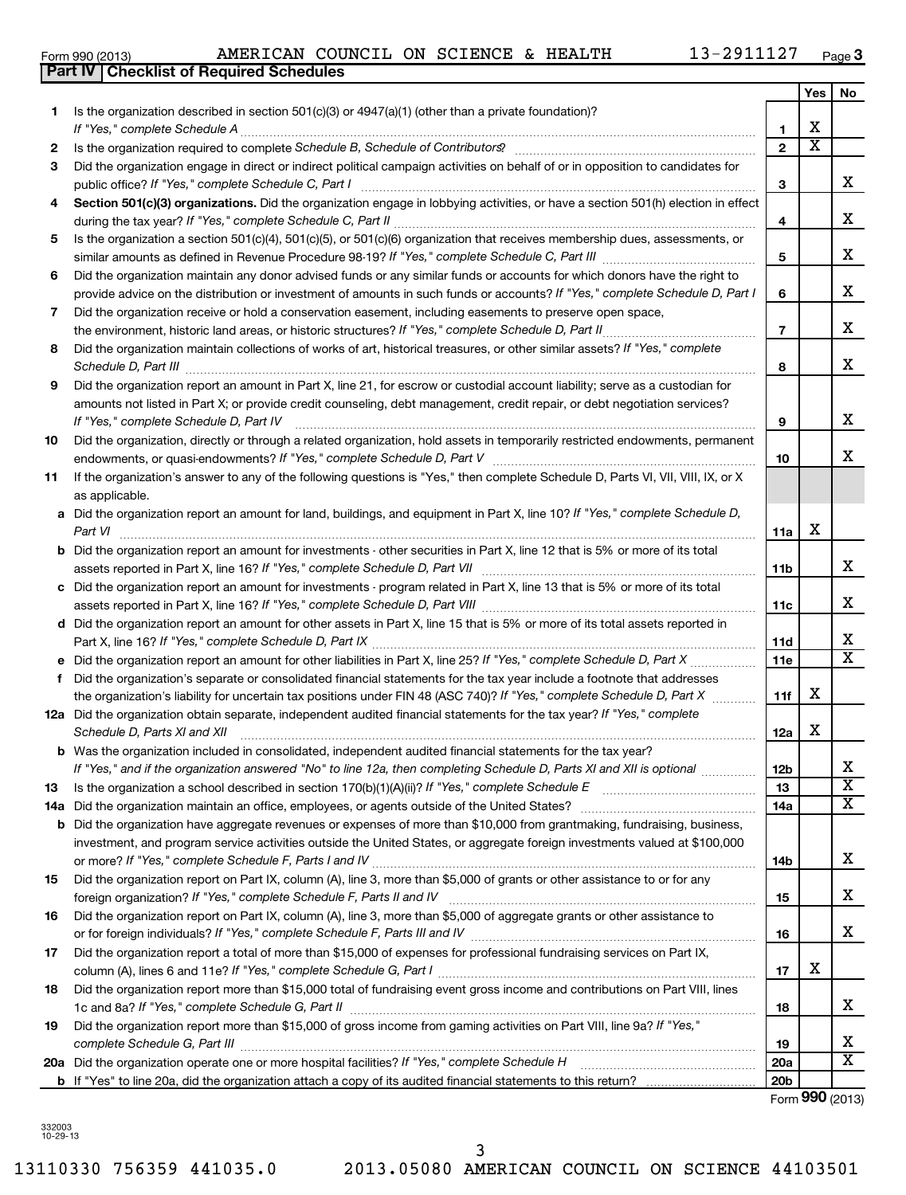Form 990 (2013) AMERICAN COUNCIL ON SCIENCE & HEALTH 13-2911127 Page 3

## Part IV Checklist of Required Schedules

| | | | Yes | No |
|---|---|---|---|---|
| 1 | Is the organization described in section 501(c)(3) or 4947(a)(1) (other than a private foundation)? *If "Yes," complete Schedule A* | 1 | X | |
| 2 | Is the organization required to complete *Schedule B, Schedule of Contributors*? | 2 | X | |
| 3 | Did the organization engage in direct or indirect political campaign activities on behalf of or in opposition to candidates for public office? *If "Yes," complete Schedule C, Part I* | 3 | | X |
| 4 | **Section 501(c)(3) organizations.** Did the organization engage in lobbying activities, or have a section 501(h) election in effect during the tax year? *If "Yes," complete Schedule C, Part II* | 4 | | X |
| 5 | Is the organization a section 501(c)(4), 501(c)(5), or 501(c)(6) organization that receives membership dues, assessments, or similar amounts as defined in Revenue Procedure 98-19? *If "Yes," complete Schedule C, Part III* | 5 | | X |
| 6 | Did the organization maintain any donor advised funds or any similar funds or accounts for which donors have the right to provide advice on the distribution or investment of amounts in such funds or accounts? *If "Yes," complete Schedule D, Part I* | 6 | | X |
| 7 | Did the organization receive or hold a conservation easement, including easements to preserve open space, the environment, historic land areas, or historic structures? *If "Yes," complete Schedule D, Part II* | 7 | | X |
| 8 | Did the organization maintain collections of works of art, historical treasures, or other similar assets? *If "Yes," complete Schedule D, Part III* | 8 | | X |
| 9 | Did the organization report an amount in Part X, line 21, for escrow or custodial account liability; serve as a custodian for amounts not listed in Part X; or provide credit counseling, debt management, credit repair, or debt negotiation services? *If "Yes," complete Schedule D, Part IV* | 9 | | X |
| 10 | Did the organization, directly or through a related organization, hold assets in temporarily restricted endowments, permanent endowments, or quasi-endowments? *If "Yes," complete Schedule D, Part V* | 10 | | X |
| 11 | If the organization's answer to any of the following questions is "Yes," then complete Schedule D, Parts VI, VII, VIII, IX, or X as applicable. | | | |
| a | Did the organization report an amount for land, buildings, and equipment in Part X, line 10? *If "Yes," complete Schedule D, Part VI* | 11a | X | |
| b | Did the organization report an amount for investments - other securities in Part X, line 12 that is 5% or more of its total assets reported in Part X, line 16? *If "Yes," complete Schedule D, Part VII* | 11b | | X |
| c | Did the organization report an amount for investments - program related in Part X, line 13 that is 5% or more of its total assets reported in Part X, line 16? *If "Yes," complete Schedule D, Part VIII* | 11c | | X |
| d | Did the organization report an amount for other assets in Part X, line 15 that is 5% or more of its total assets reported in Part X, line 16? *If "Yes," complete Schedule D, Part IX* | 11d | | X |
| e | Did the organization report an amount for other liabilities in Part X, line 25? *If "Yes," complete Schedule D, Part X* | 11e | | X |
| f | Did the organization's separate or consolidated financial statements for the tax year include a footnote that addresses the organization's liability for uncertain tax positions under FIN 48 (ASC 740)? *If "Yes," complete Schedule D, Part X* | 11f | X | |
| 12a | Did the organization obtain separate, independent audited financial statements for the tax year? *If "Yes," complete Schedule D, Parts XI and XII* | 12a | X | |
| b | Was the organization included in consolidated, independent audited financial statements for the tax year? *If "Yes," and if the organization answered "No" to line 12a, then completing Schedule D, Parts XI and XII is optional* | 12b | | X |
| 13 | Is the organization a school described in section 170(b)(1)(A)(ii)? *If "Yes," complete Schedule E* | 13 | | X |
| 14a | Did the organization maintain an office, employees, or agents outside of the United States? | 14a | | X |
| b | Did the organization have aggregate revenues or expenses of more than $10,000 from grantmaking, fundraising, business, investment, and program service activities outside the United States, or aggregate foreign investments valued at $100,000 or more? *If "Yes," complete Schedule F, Parts I and IV* | 14b | | X |
| 15 | Did the organization report on Part IX, column (A), line 3, more than $5,000 of grants or other assistance to or for any foreign organization? *If "Yes," complete Schedule F, Parts II and IV* | 15 | | X |
| 16 | Did the organization report on Part IX, column (A), line 3, more than $5,000 of aggregate grants or other assistance to or for foreign individuals? *If "Yes," complete Schedule F, Parts III and IV* | 16 | | X |
| 17 | Did the organization report a total of more than $15,000 of expenses for professional fundraising services on Part IX, column (A), lines 6 and 11e? *If "Yes," complete Schedule G, Part I* | 17 | X | |
| 18 | Did the organization report more than $15,000 total of fundraising event gross income and contributions on Part VIII, lines 1c and 8a? *If "Yes," complete Schedule G, Part II* | 18 | | X |
| 19 | Did the organization report more than $15,000 of gross income from gaming activities on Part VIII, line 9a? *If "Yes," complete Schedule G, Part III* | 19 | | X |
| 20a | Did the organization operate one or more hospital facilities? *If "Yes," complete Schedule H* | 20a | | X |
| b | If "Yes" to line 20a, did the organization attach a copy of its audited financial statements to this return? | 20b | | |

Form **990** (2013)

332003
10-29-13

13110330 756359 441035.0 2013.05080 AMERICAN COUNCIL ON SCIENCE 44103501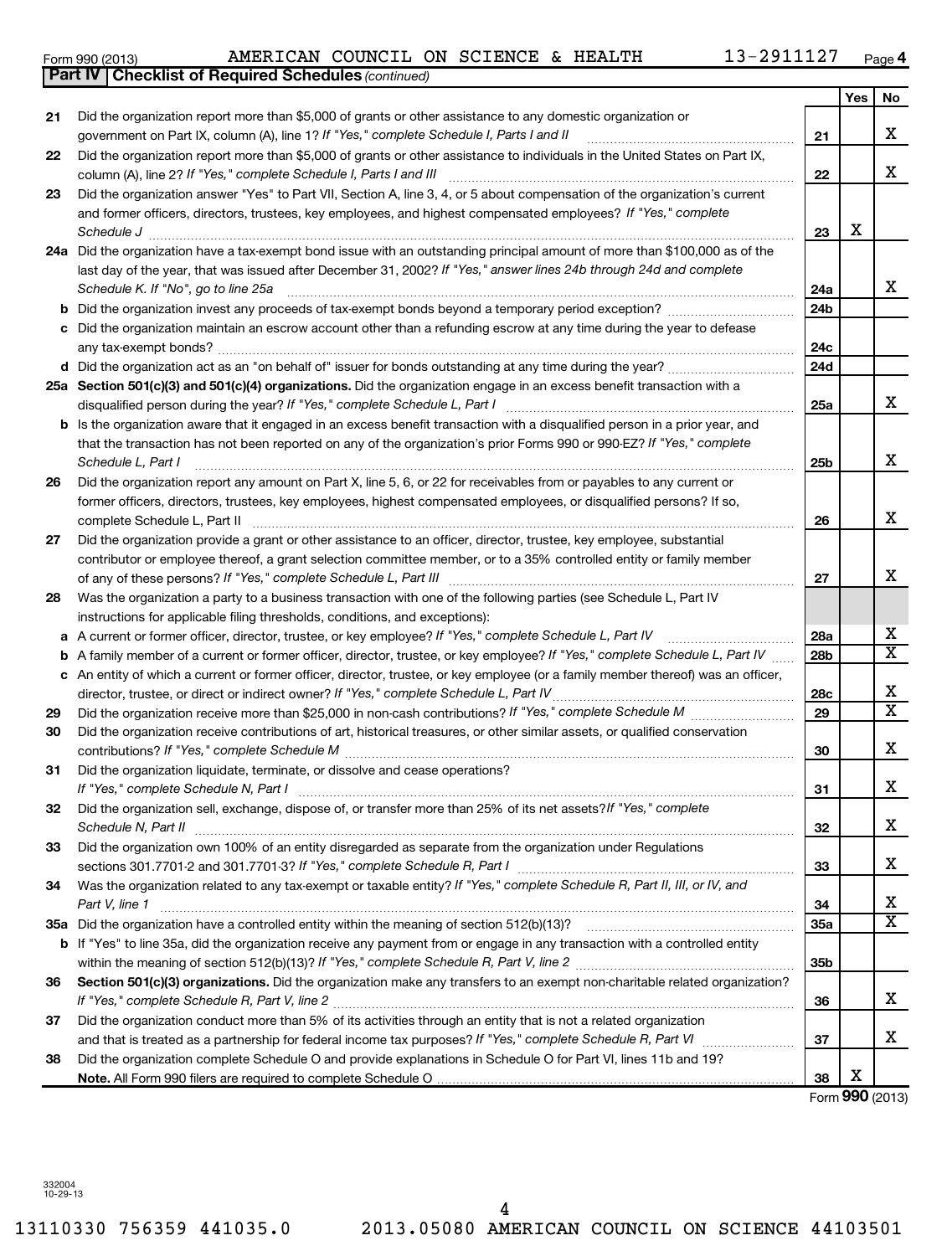Form 990 (2013) AMERICAN COUNCIL ON SCIENCE & HEALTH 13-2911127

**Part IV | Checklist of Required Schedules** *(continued)*

| | | | Yes | No |
|---|---|---|---|---|
| 21 | Did the organization report more than $5,000 of grants or other assistance to any domestic organization or government on Part IX, column (A), line 1? *If "Yes," complete Schedule I, Parts I and II* | 21 | | X |
| 22 | Did the organization report more than $5,000 of grants or other assistance to individuals in the United States on Part IX, column (A), line 2? *If "Yes," complete Schedule I, Parts I and III* | 22 | | X |
| 23 | Did the organization answer "Yes" to Part VII, Section A, line 3, 4, or 5 about compensation of the organization's current and former officers, directors, trustees, key employees, and highest compensated employees? *If "Yes," complete Schedule J* | 23 | X | |
| 24a | Did the organization have a tax-exempt bond issue with an outstanding principal amount of more than $100,000 as of the last day of the year, that was issued after December 31, 2002? *If "Yes," answer lines 24b through 24d and complete Schedule K. If "No", go to line 25a* | 24a | | X |
| b | Did the organization invest any proceeds of tax-exempt bonds beyond a temporary period exception? | 24b | | |
| c | Did the organization maintain an escrow account other than a refunding escrow at any time during the year to defease any tax-exempt bonds? | 24c | | |
| d | Did the organization act as an "on behalf of" issuer for bonds outstanding at any time during the year? | 24d | | |
| 25a | **Section 501(c)(3) and 501(c)(4) organizations.** Did the organization engage in an excess benefit transaction with a disqualified person during the year? *If "Yes," complete Schedule L, Part I* | 25a | | X |
| b | Is the organization aware that it engaged in an excess benefit transaction with a disqualified person in a prior year, and that the transaction has not been reported on any of the organization's prior Forms 990 or 990-EZ? *If "Yes," complete Schedule L, Part I* | 25b | | X |
| 26 | Did the organization report any amount on Part X, line 5, 6, or 22 for receivables from or payables to any current or former officers, directors, trustees, key employees, highest compensated employees, or disqualified persons? If so, complete Schedule L, Part II | 26 | | X |
| 27 | Did the organization provide a grant or other assistance to an officer, director, trustee, key employee, substantial contributor or employee thereof, a grant selection committee member, or to a 35% controlled entity or family member of any of these persons? *If "Yes," complete Schedule L, Part III* | 27 | | X |
| 28 | Was the organization a party to a business transaction with one of the following parties (see Schedule L, Part IV instructions for applicable filing thresholds, conditions, and exceptions): | | | |
| a | A current or former officer, director, trustee, or key employee? *If "Yes," complete Schedule L, Part IV* | 28a | | X |
| b | A family member of a current or former officer, director, trustee, or key employee? *If "Yes," complete Schedule L, Part IV* | 28b | | X |
| c | An entity of which a current or former officer, director, trustee, or key employee (or a family member thereof) was an officer, director, trustee, or direct or indirect owner? *If "Yes," complete Schedule L, Part IV* | 28c | | X |
| 29 | Did the organization receive more than $25,000 in non-cash contributions? *If "Yes," complete Schedule M* | 29 | | X |
| 30 | Did the organization receive contributions of art, historical treasures, or other similar assets, or qualified conservation contributions? *If "Yes," complete Schedule M* | 30 | | X |
| 31 | Did the organization liquidate, terminate, or dissolve and cease operations? *If "Yes," complete Schedule N, Part I* | 31 | | X |
| 32 | Did the organization sell, exchange, dispose of, or transfer more than 25% of its net assets? *If "Yes," complete Schedule N, Part II* | 32 | | X |
| 33 | Did the organization own 100% of an entity disregarded as separate from the organization under Regulations sections 301.7701-2 and 301.7701-3? *If "Yes," complete Schedule R, Part I* | 33 | | X |
| 34 | Was the organization related to any tax-exempt or taxable entity? *If "Yes," complete Schedule R, Part II, III, or IV, and Part V, line 1* | 34 | | X |
| 35a | Did the organization have a controlled entity within the meaning of section 512(b)(13)? | 35a | | X |
| b | If "Yes" to line 35a, did the organization receive any payment from or engage in any transaction with a controlled entity within the meaning of section 512(b)(13)? *If "Yes," complete Schedule R, Part V, line 2* | 35b | | |
| 36 | **Section 501(c)(3) organizations.** Did the organization make any transfers to an exempt non-charitable related organization? *If "Yes," complete Schedule R, Part V, line 2* | 36 | | X |
| 37 | Did the organization conduct more than 5% of its activities through an entity that is not a related organization and that is treated as a partnership for federal income tax purposes? *If "Yes," complete Schedule R, Part VI* | 37 | | X |
| 38 | Did the organization complete Schedule O and provide explanations in Schedule O for Part VI, lines 11b and 19? **Note.** All Form 990 filers are required to complete Schedule O | 38 | X | |

Form **990** (2013)

332004 10-29-13

13110330 756359 441035.0 2013.05080 AMERICAN COUNCIL ON SCIENCE 44103501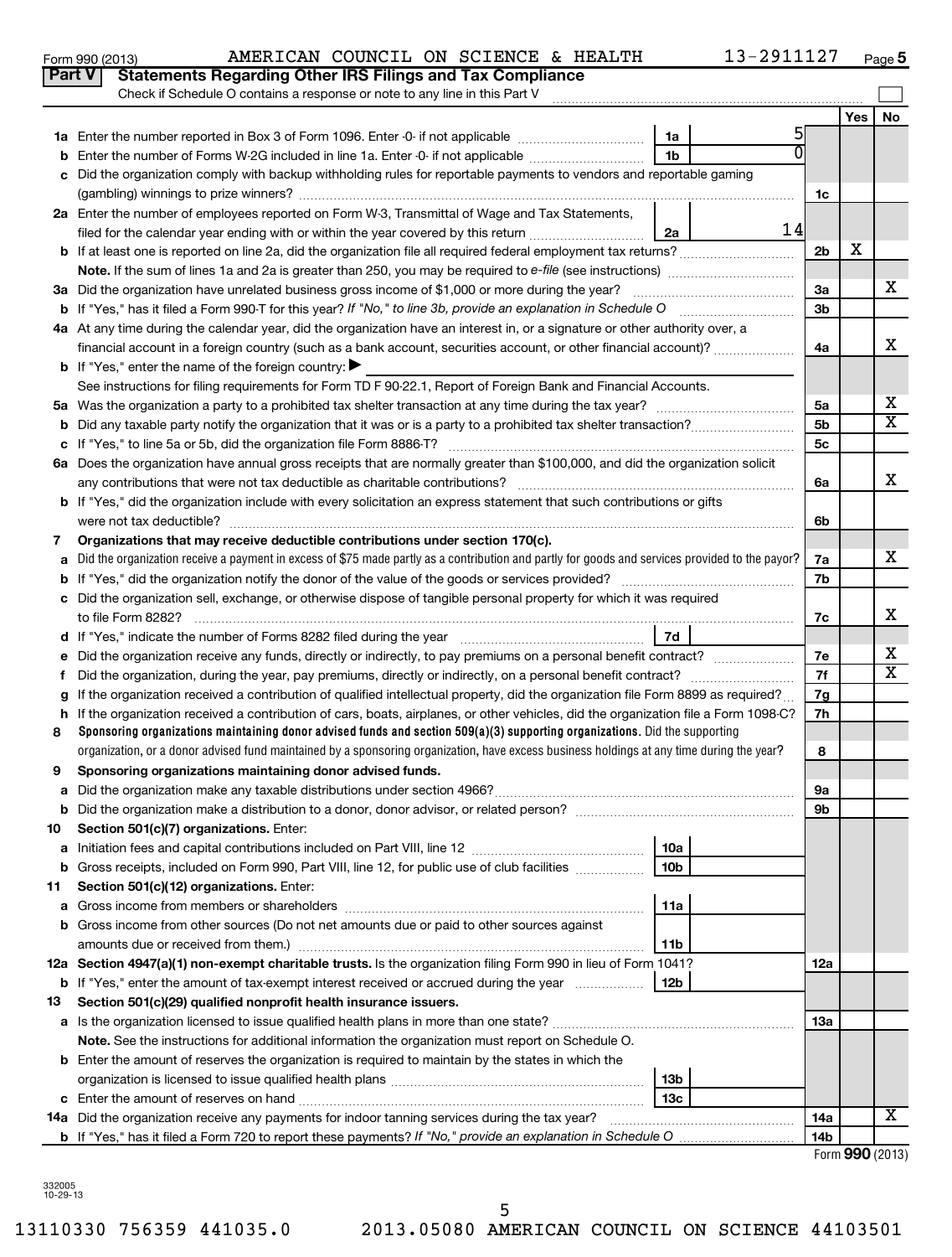Form 990 (2013) AMERICAN COUNCIL ON SCIENCE & HEALTH 13-2911127 Page 5

## Part V Statements Regarding Other IRS Filings and Tax Compliance

Check if Schedule O contains a response or note to any line in this Part V

| Line | Description | Box | Amount | Line | Yes | No |
|---|---|---|---|---|---|---|
| 1a | Enter the number reported in Box 3 of Form 1096. Enter -0- if not applicable | 1a | 5 | | | |
| b | Enter the number of Forms W-2G included in line 1a. Enter -0- if not applicable | 1b | 0 | | | |
| c | Did the organization comply with backup withholding rules for reportable payments to vendors and reportable gaming (gambling) winnings to prize winners? | | | 1c | | |
| 2a | Enter the number of employees reported on Form W-3, Transmittal of Wage and Tax Statements, filed for the calendar year ending with or within the year covered by this return | 2a | 14 | | | |
| b | If at least one is reported on line 2a, did the organization file all required federal employment tax returns? | | | 2b | X | |
| | **Note.** If the sum of lines 1a and 2a is greater than 250, you may be required to *e-file* (see instructions) | | | | | |
| 3a | Did the organization have unrelated business gross income of $1,000 or more during the year? | | | 3a | | X |
| b | If "Yes," has it filed a Form 990-T for this year? *If "No," to line 3b, provide an explanation in Schedule O* | | | 3b | | |
| 4a | At any time during the calendar year, did the organization have an interest in, or a signature or other authority over, a financial account in a foreign country (such as a bank account, securities account, or other financial account)? | | | 4a | | X |
| b | If "Yes," enter the name of the foreign country: ▶ | | | | | |
| | See instructions for filing requirements for Form TD F 90-22.1, Report of Foreign Bank and Financial Accounts. | | | | | |
| 5a | Was the organization a party to a prohibited tax shelter transaction at any time during the tax year? | | | 5a | | X |
| b | Did any taxable party notify the organization that it was or is a party to a prohibited tax shelter transaction? | | | 5b | | X |
| c | If "Yes," to line 5a or 5b, did the organization file Form 8886-T? | | | 5c | | |
| 6a | Does the organization have annual gross receipts that are normally greater than $100,000, and did the organization solicit any contributions that were not tax deductible as charitable contributions? | | | 6a | | X |
| b | If "Yes," did the organization include with every solicitation an express statement that such contributions or gifts were not tax deductible? | | | 6b | | |
| 7 | **Organizations that may receive deductible contributions under section 170(c).** | | | | | |
| a | Did the organization receive a payment in excess of $75 made partly as a contribution and partly for goods and services provided to the payor? | | | 7a | | X |
| b | If "Yes," did the organization notify the donor of the value of the goods or services provided? | | | 7b | | |
| c | Did the organization sell, exchange, or otherwise dispose of tangible personal property for which it was required to file Form 8282? | | | 7c | | X |
| d | If "Yes," indicate the number of Forms 8282 filed during the year | 7d | | | | |
| e | Did the organization receive any funds, directly or indirectly, to pay premiums on a personal benefit contract? | | | 7e | | X |
| f | Did the organization, during the year, pay premiums, directly or indirectly, on a personal benefit contract? | | | 7f | | X |
| g | If the organization received a contribution of qualified intellectual property, did the organization file Form 8899 as required? | | | 7g | | |
| h | If the organization received a contribution of cars, boats, airplanes, or other vehicles, did the organization file a Form 1098-C? | | | 7h | | |
| 8 | **Sponsoring organizations maintaining donor advised funds and section 509(a)(3) supporting organizations.** Did the supporting organization, or a donor advised fund maintained by a sponsoring organization, have excess business holdings at any time during the year? | | | 8 | | |
| 9 | **Sponsoring organizations maintaining donor advised funds.** | | | | | |
| a | Did the organization make any taxable distributions under section 4966? | | | 9a | | |
| b | Did the organization make a distribution to a donor, donor advisor, or related person? | | | 9b | | |
| 10 | **Section 501(c)(7) organizations.** Enter: | | | | | |
| a | Initiation fees and capital contributions included on Part VIII, line 12 | 10a | | | | |
| b | Gross receipts, included on Form 990, Part VIII, line 12, for public use of club facilities | 10b | | | | |
| 11 | **Section 501(c)(12) organizations.** Enter: | | | | | |
| a | Gross income from members or shareholders | 11a | | | | |
| b | Gross income from other sources (Do not net amounts due or paid to other sources against amounts due or received from them.) | 11b | | | | |
| 12a | **Section 4947(a)(1) non-exempt charitable trusts.** Is the organization filing Form 990 in lieu of Form 1041? | | | 12a | | |
| b | If "Yes," enter the amount of tax-exempt interest received or accrued during the year | 12b | | | | |
| 13 | **Section 501(c)(29) qualified nonprofit health insurance issuers.** | | | | | |
| a | Is the organization licensed to issue qualified health plans in more than one state? | | | 13a | | |
| | **Note.** See the instructions for additional information the organization must report on Schedule O. | | | | | |
| b | Enter the amount of reserves the organization is required to maintain by the states in which the organization is licensed to issue qualified health plans | 13b | | | | |
| c | Enter the amount of reserves on hand | 13c | | | | |
| 14a | Did the organization receive any payments for indoor tanning services during the tax year? | | | 14a | | X |
| b | If "Yes," has it filed a Form 720 to report these payments? *If "No," provide an explanation in Schedule O* | | | 14b | | |

Form **990** (2013)

332005
10-29-13

13110330 756359 441035.0 2013.05080 AMERICAN COUNCIL ON SCIENCE 44103501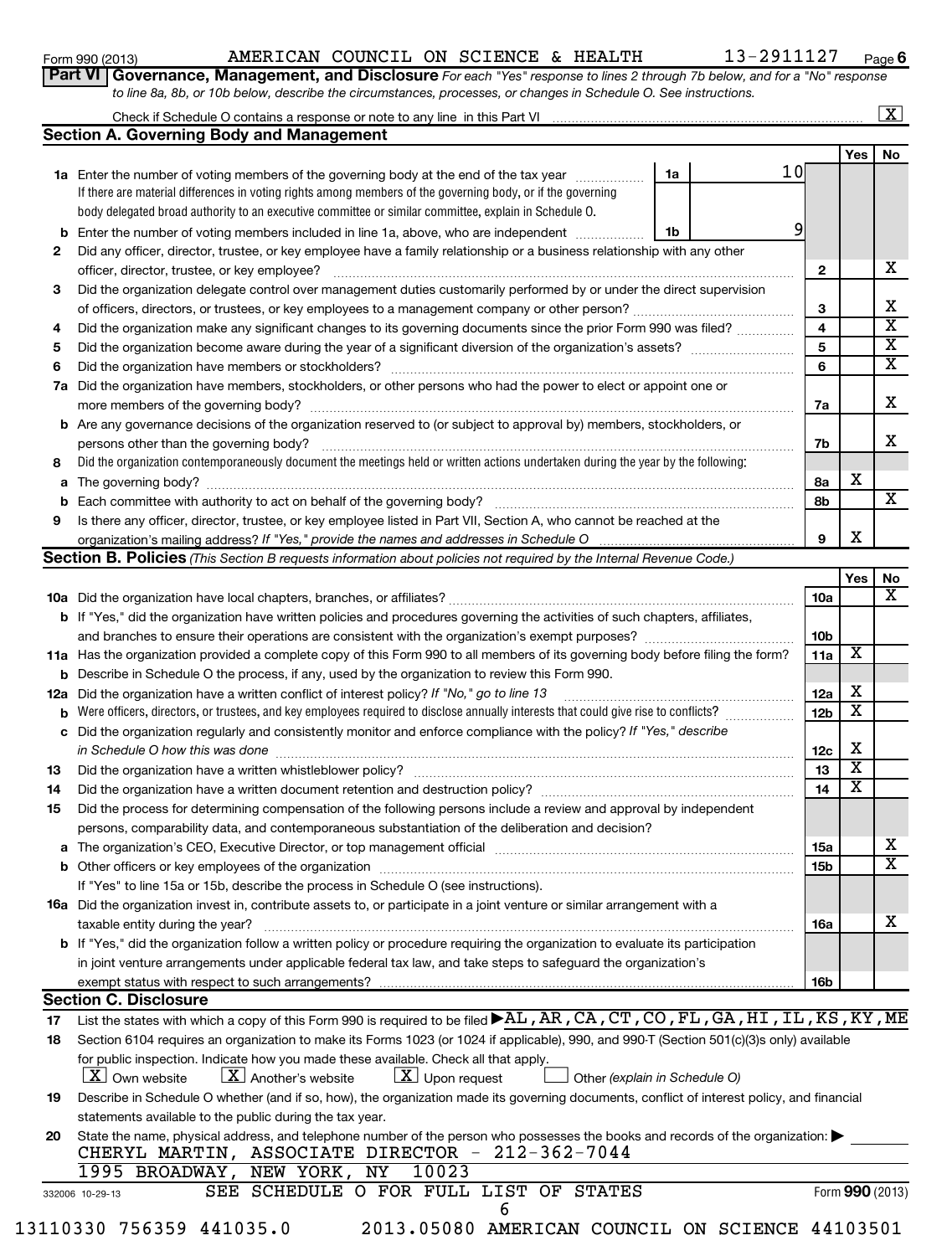Form 990 (2013) AMERICAN COUNCIL ON SCIENCE & HEALTH 13-2911127 Page 6

**Part VI Governance, Management, and Disclosure** *For each "Yes" response to lines 2 through 7b below, and for a "No" response to line 8a, 8b, or 10b below, describe the circumstances, processes, or changes in Schedule O. See instructions.*

Check if Schedule O contains a response or note to any line in this Part VI .......... [X]

## Section A. Governing Body and Management

| | | | | Yes | No |
|---|---|---|---|---|---|
| **1a** | Enter the number of voting members of the governing body at the end of the tax year ... If there are material differences in voting rights among members of the governing body, or if the governing body delegated broad authority to an executive committee or similar committee, explain in Schedule O. | 1a | 10 | | |
| **b** | Enter the number of voting members included in line 1a, above, who are independent ... | 1b | 9 | | |
| **2** | Did any officer, director, trustee, or key employee have a family relationship or a business relationship with any other officer, director, trustee, or key employee? | | 2 | | X |
| **3** | Did the organization delegate control over management duties customarily performed by or under the direct supervision of officers, directors, or trustees, or key employees to a management company or other person? | | 3 | | X |
| **4** | Did the organization make any significant changes to its governing documents since the prior Form 990 was filed? | | 4 | | X |
| **5** | Did the organization become aware during the year of a significant diversion of the organization's assets? | | 5 | | X |
| **6** | Did the organization have members or stockholders? | | 6 | | X |
| **7a** | Did the organization have members, stockholders, or other persons who had the power to elect or appoint one or more members of the governing body? | | 7a | | X |
| **b** | Are any governance decisions of the organization reserved to (or subject to approval by) members, stockholders, or persons other than the governing body? | | 7b | | X |
| **8** | Did the organization contemporaneously document the meetings held or written actions undertaken during the year by the following: | | | | |
| **a** | The governing body? | | 8a | X | |
| **b** | Each committee with authority to act on behalf of the governing body? | | 8b | | X |
| **9** | Is there any officer, director, trustee, or key employee listed in Part VII, Section A, who cannot be reached at the organization's mailing address? *If "Yes," provide the names and addresses in Schedule O* | | 9 | X | |

## Section B. Policies *(This Section B requests information about policies not required by the Internal Revenue Code.)*

| | | | Yes | No |
|---|---|---|---|---|
| **10a** | Did the organization have local chapters, branches, or affiliates? | 10a | | X |
| **b** | If "Yes," did the organization have written policies and procedures governing the activities of such chapters, affiliates, and branches to ensure their operations are consistent with the organization's exempt purposes? | 10b | | |
| **11a** | Has the organization provided a complete copy of this Form 990 to all members of its governing body before filing the form? | 11a | X | |
| **b** | Describe in Schedule O the process, if any, used by the organization to review this Form 990. | | | |
| **12a** | Did the organization have a written conflict of interest policy? *If "No," go to line 13* | 12a | X | |
| **b** | Were officers, directors, or trustees, and key employees required to disclose annually interests that could give rise to conflicts? | 12b | X | |
| **c** | Did the organization regularly and consistently monitor and enforce compliance with the policy? *If "Yes," describe in Schedule O how this was done* | 12c | X | |
| **13** | Did the organization have a written whistleblower policy? | 13 | X | |
| **14** | Did the organization have a written document retention and destruction policy? | 14 | X | |
| **15** | Did the process for determining compensation of the following persons include a review and approval by independent persons, comparability data, and contemporaneous substantiation of the deliberation and decision? | | | |
| **a** | The organization's CEO, Executive Director, or top management official | 15a | | X |
| **b** | Other officers or key employees of the organization | 15b | | X |
| | If "Yes" to line 15a or 15b, describe the process in Schedule O (see instructions). | | | |
| **16a** | Did the organization invest in, contribute assets to, or participate in a joint venture or similar arrangement with a taxable entity during the year? | 16a | | X |
| **b** | If "Yes," did the organization follow a written policy or procedure requiring the organization to evaluate its participation in joint venture arrangements under applicable federal tax law, and take steps to safeguard the organization's exempt status with respect to such arrangements? | 16b | | |

## Section C. Disclosure

**17** List the states with which a copy of this Form 990 is required to be filed ▶ AL, AR, CA, CT, CO, FL, GA, HI, IL, KS, KY, ME

**18** Section 6104 requires an organization to make its Forms 1023 (or 1024 if applicable), 990, and 990-T (Section 501(c)(3)s only) available for public inspection. Indicate how you made these available. Check all that apply.

[X] Own website [X] Another's website [X] Upon request [ ] Other *(explain in Schedule O)*

**19** Describe in Schedule O whether (and if so, how), the organization made its governing documents, conflict of interest policy, and financial statements available to the public during the tax year.

**20** State the name, physical address, and telephone number of the person who possesses the books and records of the organization: ▶

CHERYL MARTIN, ASSOCIATE DIRECTOR - 212-362-7044
1995 BROADWAY, NEW YORK, NY 10023

SEE SCHEDULE O FOR FULL LIST OF STATES

332006 10-29-13 Form **990** (2013)

13110330 756359 441035.0 2013.05080 AMERICAN COUNCIL ON SCIENCE 44103501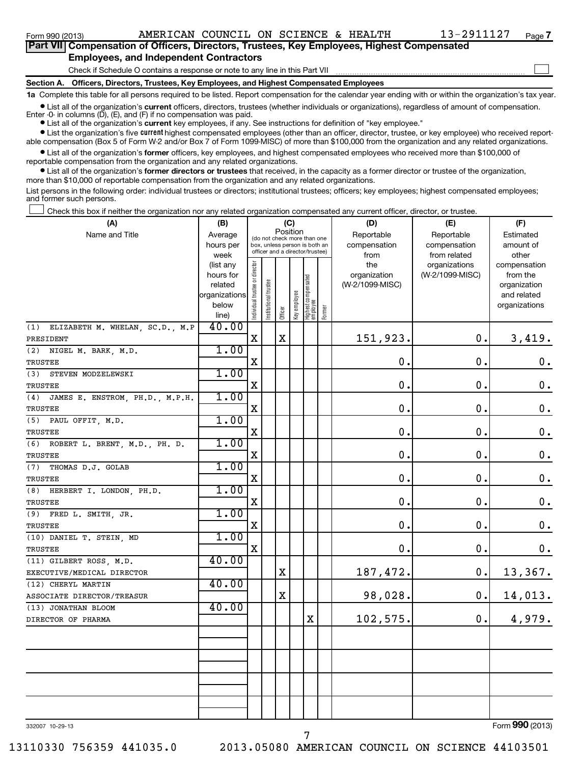Form 990 (2013) AMERICAN COUNCIL ON SCIENCE & HEALTH 13-2911127 Page 7

## Part VII Compensation of Officers, Directors, Trustees, Key Employees, Highest Compensated Employees, and Independent Contractors

Check if Schedule O contains a response or note to any line in this Part VII ☐

### Section A. Officers, Directors, Trustees, Key Employees, and Highest Compensated Employees

**1a** Complete this table for all persons required to be listed. Report compensation for the calendar year ending with or within the organization's tax year.

- List all of the organization's **current** officers, directors, trustees (whether individuals or organizations), regardless of amount of compensation. Enter -0- in columns (D), (E), and (F) if no compensation was paid.
- List all of the organization's **current** key employees, if any. See instructions for definition of "key employee."
- List the organization's five **current** highest compensated employees (other than an officer, director, trustee, or key employee) who received reportable compensation (Box 5 of Form W-2 and/or Box 7 of Form 1099-MISC) of more than $100,000 from the organization and any related organizations.
- List all of the organization's **former** officers, key employees, and highest compensated employees who received more than $100,000 of reportable compensation from the organization and any related organizations.
- List all of the organization's **former directors or trustees** that received, in the capacity as a former director or trustee of the organization, more than $10,000 of reportable compensation from the organization and any related organizations.

List persons in the following order: individual trustees or directors; institutional trustees; officers; key employees; highest compensated employees; and former such persons.

☐ Check this box if neither the organization nor any related organization compensated any current officer, director, or trustee.

| (A) Name and Title | (B) Average hours per week (list any hours for related organizations below line) | (C) Position: Individual trustee or director | Institutional trustee | Officer | Key employee | Highest compensated employee | Former | (D) Reportable compensation from the organization (W-2/1099-MISC) | (E) Reportable compensation from related organizations (W-2/1099-MISC) | (F) Estimated amount of other compensation from the organization and related organizations |
|---|---|---|---|---|---|---|---|---|---|---|
| (1) ELIZABETH M. WHELAN, SC.D., M.P<br>PRESIDENT | 40.00 | X | | X | | | | 151,923. | 0. | 3,419. |
| (2) NIGEL M. BARK, M.D.<br>TRUSTEE | 1.00 | X | | | | | | 0. | 0. | 0. |
| (3) STEVEN MODZELEWSKI<br>TRUSTEE | 1.00 | X | | | | | | 0. | 0. | 0. |
| (4) JAMES E. ENSTROM, PH.D., M.P.H.<br>TRUSTEE | 1.00 | X | | | | | | 0. | 0. | 0. |
| (5) PAUL OFFIT, M.D.<br>TRUSTEE | 1.00 | X | | | | | | 0. | 0. | 0. |
| (6) ROBERT L. BRENT, M.D., PH. D.<br>TRUSTEE | 1.00 | X | | | | | | 0. | 0. | 0. |
| (7) THOMAS D.J. GOLAB<br>TRUSTEE | 1.00 | X | | | | | | 0. | 0. | 0. |
| (8) HERBERT I. LONDON, PH.D.<br>TRUSTEE | 1.00 | X | | | | | | 0. | 0. | 0. |
| (9) FRED L. SMITH, JR.<br>TRUSTEE | 1.00 | X | | | | | | 0. | 0. | 0. |
| (10) DANIEL T. STEIN, MD<br>TRUSTEE | 1.00 | X | | | | | | 0. | 0. | 0. |
| (11) GILBERT ROSS, M.D.<br>EXECUTIVE/MEDICAL DIRECTOR | 40.00 | | | X | | | | 187,472. | 0. | 13,367. |
| (12) CHERYL MARTIN<br>ASSOCIATE DIRECTOR/TREASUR | 40.00 | | | X | | | | 98,028. | 0. | 14,013. |
| (13) JONATHAN BLOOM<br>DIRECTOR OF PHARMA | 40.00 | | | | | X | | 102,575. | 0. | 4,979. |
| | | | | | | | | | | |
| | | | | | | | | | | |
| | | | | | | | | | | |
| | | | | | | | | | | |

332007 10-29-13

Form 990 (2013)

13110330 756359 441035.0 2013.05080 AMERICAN COUNCIL ON SCIENCE 44103501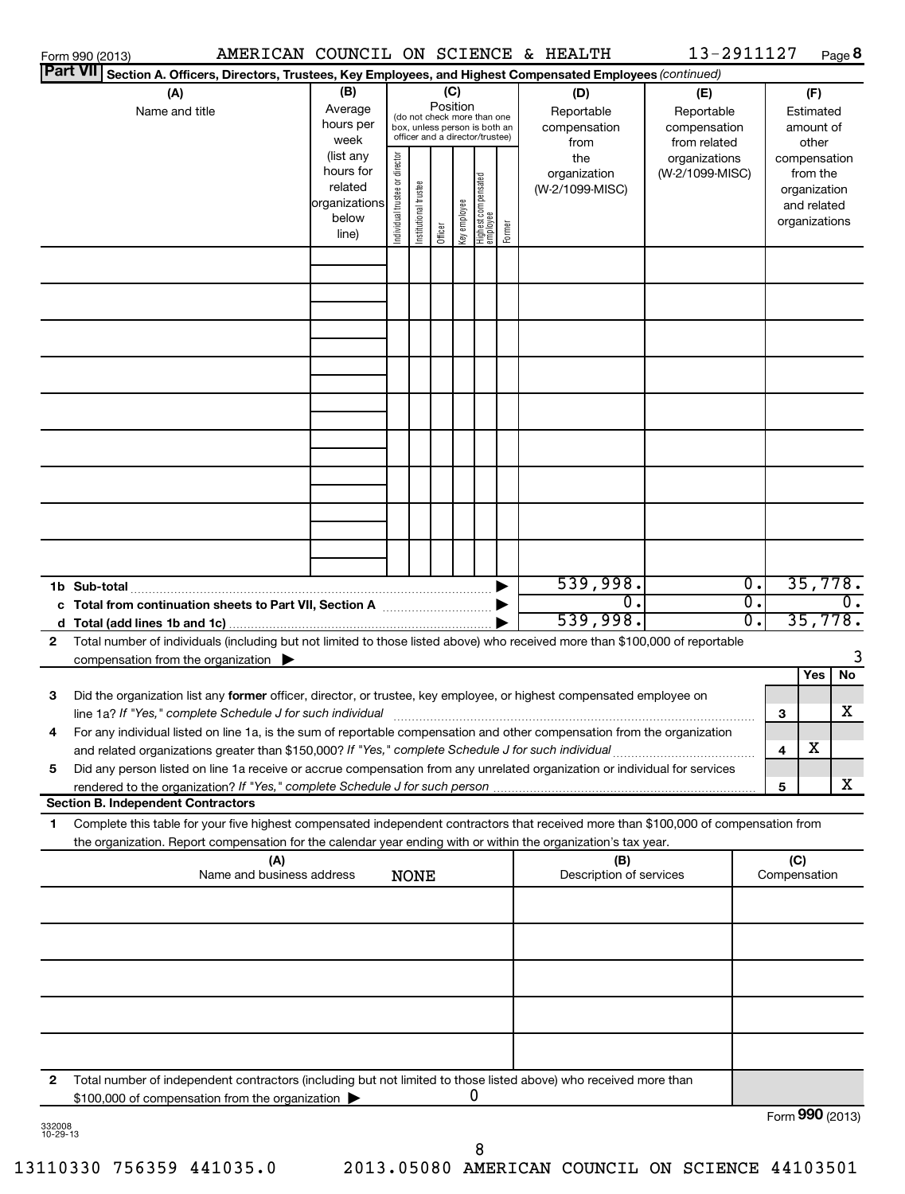Form 990 (2013) AMERICAN COUNCIL ON SCIENCE & HEALTH 13-2911127 Page 8

**Part VII** Section A. Officers, Directors, Trustees, Key Employees, and Highest Compensated Employees *(continued)*

| (A) Name and title | (B) Average hours per week (list any hours for related organizations below line) | (C) Position (do not check more than one box, unless person is both an officer and a director/trustee) Individual trustee or director | Institutional trustee | Officer | Key employee | Highest compensated employee | Former | (D) Reportable compensation from the organization (W-2/1099-MISC) | (E) Reportable compensation from related organizations (W-2/1099-MISC) | (F) Estimated amount of other compensation from the organization and related organizations |
|---|---|---|---|---|---|---|---|---|---|---|
| | | | | | | | | | | |
| | | | | | | | | | | |
| | | | | | | | | | | |
| | | | | | | | | | | |
| | | | | | | | | | | |
| | | | | | | | | | | |
| | | | | | | | | | | |
| | | | | | | | | | | |
| | | | | | | | | | | |
| **1b Sub-total** | | | | | | | | 539,998. | 0. | 35,778. |
| **c Total from continuation sheets to Part VII, Section A** | | | | | | | | 0. | 0. | 0. |
| **d Total (add lines 1b and 1c)** | | | | | | | | 539,998. | 0. | 35,778. |

**2** Total number of individuals (including but not limited to those listed above) who received more than $100,000 of reportable compensation from the organization ▶ 3

| | | | Yes | No |
|---|---|---|---|---|
| **3** | Did the organization list any **former** officer, director, or trustee, key employee, or highest compensated employee on line 1a? *If "Yes," complete Schedule J for such individual* | 3 | | X |
| **4** | For any individual listed on line 1a, is the sum of reportable compensation and other compensation from the organization and related organizations greater than $150,000? *If "Yes," complete Schedule J for such individual* | 4 | X | |
| **5** | Did any person listed on line 1a receive or accrue compensation from any unrelated organization or individual for services rendered to the organization? *If "Yes," complete Schedule J for such person* | 5 | | X |

**Section B. Independent Contractors**

**1** Complete this table for your five highest compensated independent contractors that received more than $100,000 of compensation from the organization. Report compensation for the calendar year ending with or within the organization's tax year.

| (A) Name and business address | (B) Description of services | (C) Compensation |
|---|---|---|
| NONE | | |
| | | |
| | | |
| | | |
| | | |

**2** Total number of independent contractors (including but not limited to those listed above) who received more than $100,000 of compensation from the organization ▶ 0

Form **990** (2013)

332008 10-29-13

13110330 756359 441035.0 2013.05080 AMERICAN COUNCIL ON SCIENCE 44103501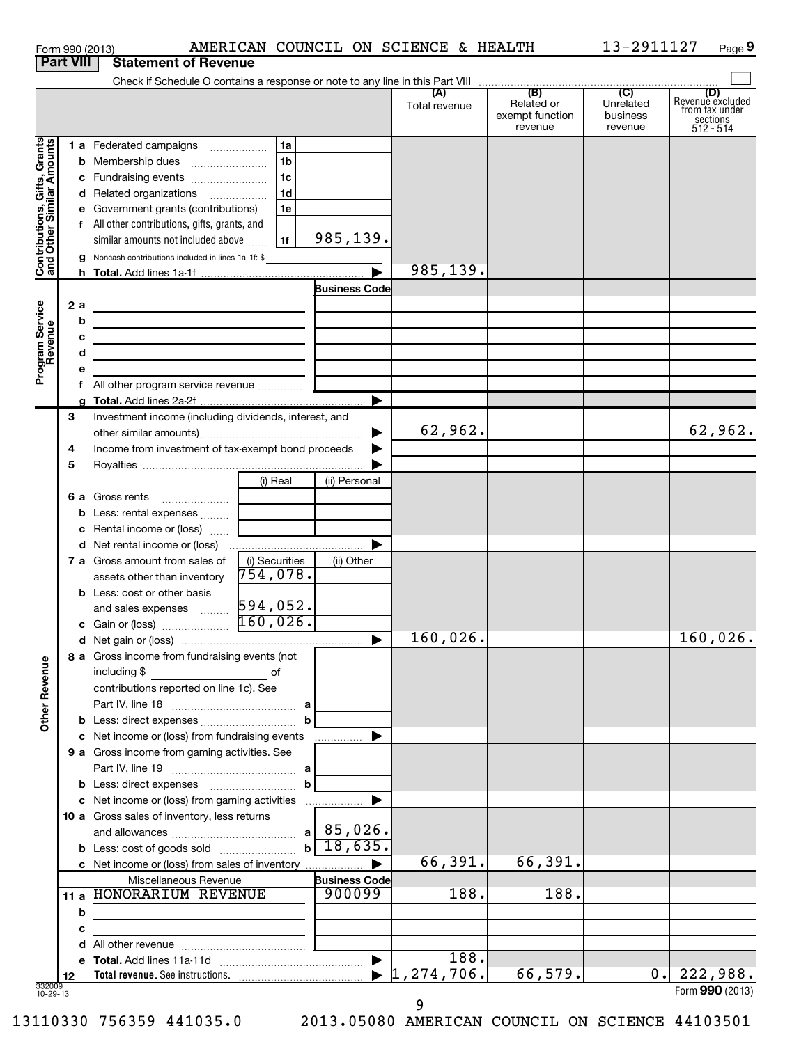Form 990 (2013) AMERICAN COUNCIL ON SCIENCE & HEALTH 13-2911127

## Part VIII Statement of Revenue

Check if Schedule O contains a response or note to any line in this Part VIII ☐

| | | | | (A) Total revenue | (B) Related or exempt function revenue | (C) Unrelated business revenue | (D) Revenue excluded from tax under sections 512 - 514 |
|---|---|---|---|---|---|---|---|
| **Contributions, Gifts, Grants and Other Similar Amounts** | 1 a | Federated campaigns | 1a | | | | | |
| | b | Membership dues | 1b | | | | | |
| | c | Fundraising events | 1c | | | | | |
| | d | Related organizations | 1d | | | | | |
| | e | Government grants (contributions) | 1e | | | | | |
| | f | All other contributions, gifts, grants, and similar amounts not included above | 1f 985,139. | | | | |
| | g | Noncash contributions included in lines 1a-1f: $ | | | | | |
| | h | **Total.** Add lines 1a-1f | ▶ | 985,139. | | | |
| **Program Service Revenue** | | | Business Code | | | | |
| | 2 a | | | | | | |
| | b | | | | | | |
| | c | | | | | | |
| | d | | | | | | |
| | e | | | | | | |
| | f | All other program service revenue | | | | | |
| | g | **Total.** Add lines 2a-2f | ▶ | | | | |
| **Other Revenue** | 3 | Investment income (including dividends, interest, and other similar amounts) | ▶ | 62,962. | | | 62,962. |
| | 4 | Income from investment of tax-exempt bond proceeds | ▶ | | | | |
| | 5 | Royalties | ▶ | | | | |
| | | | (i) Real / (ii) Personal | | | | |
| | 6 a | Gross rents | | | | | |
| | b | Less: rental expenses | | | | | |
| | c | Rental income or (loss) | | | | | |
| | d | Net rental income or (loss) | ▶ | | | | |
| | | | (i) Securities / (ii) Other | | | | |
| | 7 a | Gross amount from sales of assets other than inventory | 754,078. | | | | |
| | b | Less: cost or other basis and sales expenses | 594,052. | | | | |
| | c | Gain or (loss) | 160,026. | | | | |
| | d | Net gain or (loss) | ▶ | 160,026. | | | 160,026. |
| | 8 a | Gross income from fundraising events (not including $ ___ of contributions reported on line 1c). See Part IV, line 18 | a | | | | |
| | b | Less: direct expenses | b | | | | |
| | c | Net income or (loss) from fundraising events | ▶ | | | | |
| | 9 a | Gross income from gaming activities. See Part IV, line 19 | a | | | | |
| | b | Less: direct expenses | b | | | | |
| | c | Net income or (loss) from gaming activities | ▶ | | | | |
| | 10 a | Gross sales of inventory, less returns and allowances | a 85,026. | | | | |
| | b | Less: cost of goods sold | b 18,635. | | | | |
| | c | Net income or (loss) from sales of inventory | ▶ | 66,391. | 66,391. | | |
| | | Miscellaneous Revenue | Business Code | | | | |
| | 11 a | HONORARIUM REVENUE | 900099 | 188. | 188. | | |
| | b | | | | | | |
| | c | | | | | | |
| | d | All other revenue | | | | | |
| | e | **Total.** Add lines 11a-11d | ▶ | 188. | | | |
| | 12 | **Total revenue.** See instructions. | ▶ | 1,274,706. | 66,579. | 0. | 222,988. |

332009 10-29-13

Form **990** (2013)

13110330 756359 441035.0 2013.05080 AMERICAN COUNCIL ON SCIENCE 44103501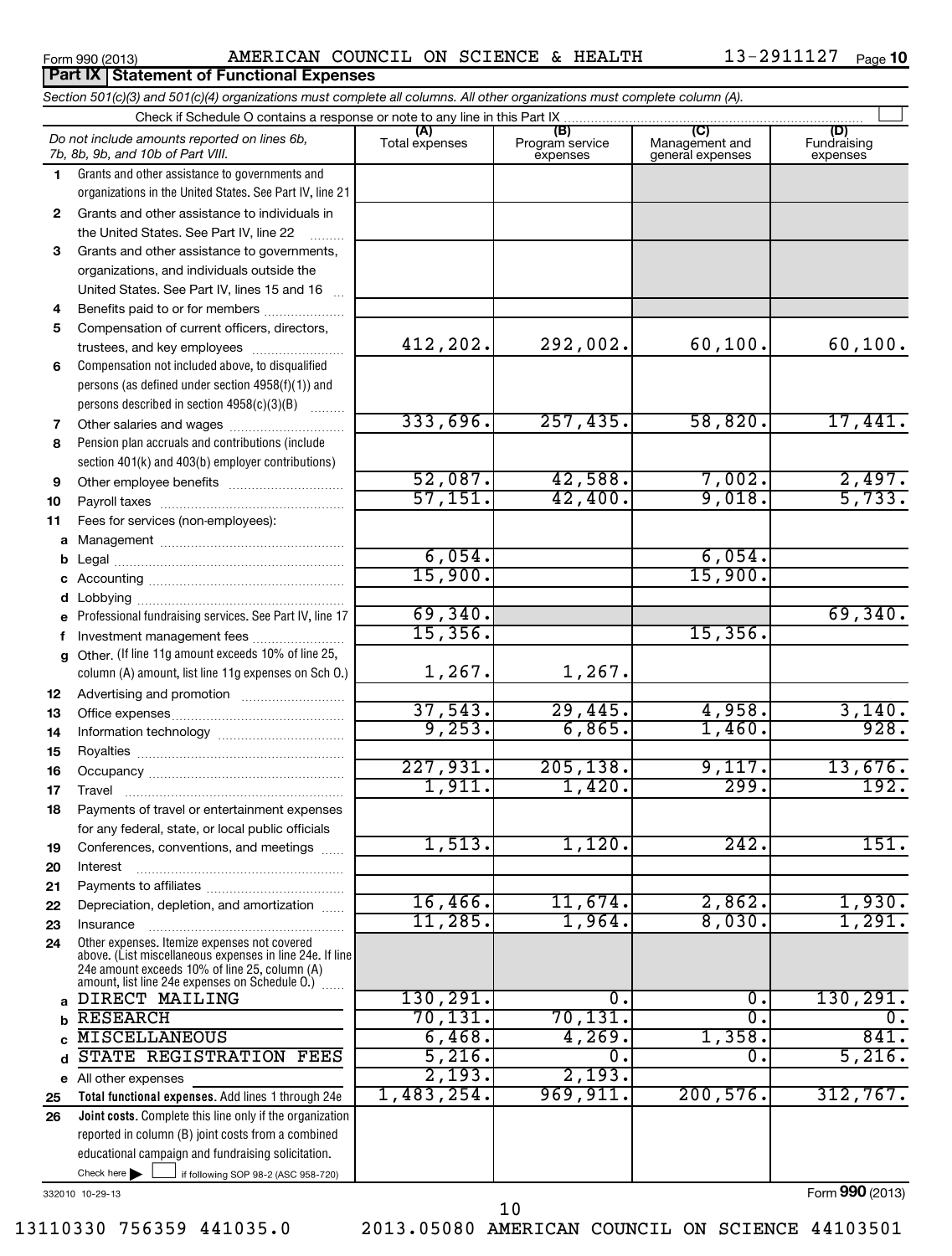Form 990 (2013) AMERICAN COUNCIL ON SCIENCE & HEALTH 13-2911127 Page **10**

## Part IX Statement of Functional Expenses

*Section 501(c)(3) and 501(c)(4) organizations must complete all columns. All other organizations must complete column (A).*

Check if Schedule O contains a response or note to any line in this Part IX ☐

| | *Do not include amounts reported on lines 6b, 7b, 8b, 9b, and 10b of Part VIII.* | (A) Total expenses | (B) Program service expenses | (C) Management and general expenses | (D) Fundraising expenses |
|---|---|---|---|---|---|
| 1 | Grants and other assistance to governments and organizations in the United States. See Part IV, line 21 | | | | |
| 2 | Grants and other assistance to individuals in the United States. See Part IV, line 22 | | | | |
| 3 | Grants and other assistance to governments, organizations, and individuals outside the United States. See Part IV, lines 15 and 16 | | | | |
| 4 | Benefits paid to or for members | | | | |
| 5 | Compensation of current officers, directors, trustees, and key employees | 412,202. | 292,002. | 60,100. | 60,100. |
| 6 | Compensation not included above, to disqualified persons (as defined under section 4958(f)(1)) and persons described in section 4958(c)(3)(B) | | | | |
| 7 | Other salaries and wages | 333,696. | 257,435. | 58,820. | 17,441. |
| 8 | Pension plan accruals and contributions (include section 401(k) and 403(b) employer contributions) | | | | |
| 9 | Other employee benefits | 52,087. | 42,588. | 7,002. | 2,497. |
| 10 | Payroll taxes | 57,151. | 42,400. | 9,018. | 5,733. |
| 11 | Fees for services (non-employees): | | | | |
| a | Management | | | | |
| b | Legal | 6,054. | | 6,054. | |
| c | Accounting | 15,900. | | 15,900. | |
| d | Lobbying | | | | |
| e | Professional fundraising services. See Part IV, line 17 | 69,340. | | | 69,340. |
| f | Investment management fees | 15,356. | | 15,356. | |
| g | Other. (If line 11g amount exceeds 10% of line 25, column (A) amount, list line 11g expenses on Sch O.) | 1,267. | 1,267. | | |
| 12 | Advertising and promotion | | | | |
| 13 | Office expenses | 37,543. | 29,445. | 4,958. | 3,140. |
| 14 | Information technology | 9,253. | 6,865. | 1,460. | 928. |
| 15 | Royalties | | | | |
| 16 | Occupancy | 227,931. | 205,138. | 9,117. | 13,676. |
| 17 | Travel | 1,911. | 1,420. | 299. | 192. |
| 18 | Payments of travel or entertainment expenses for any federal, state, or local public officials | | | | |
| 19 | Conferences, conventions, and meetings | 1,513. | 1,120. | 242. | 151. |
| 20 | Interest | | | | |
| 21 | Payments to affiliates | | | | |
| 22 | Depreciation, depletion, and amortization | 16,466. | 11,674. | 2,862. | 1,930. |
| 23 | Insurance | 11,285. | 1,964. | 8,030. | 1,291. |
| 24 | Other expenses. Itemize expenses not covered above. (List miscellaneous expenses in line 24e. If line 24e amount exceeds 10% of line 25, column (A) amount, list line 24e expenses on Schedule O.) | | | | |
| a | DIRECT MAILING | 130,291. | 0. | 0. | 130,291. |
| b | RESEARCH | 70,131. | 70,131. | 0. | 0. |
| c | MISCELLANEOUS | 6,468. | 4,269. | 1,358. | 841. |
| d | STATE REGISTRATION FEES | 5,216. | 0. | 0. | 5,216. |
| e | All other expenses | 2,193. | 2,193. | | |
| 25 | **Total functional expenses.** Add lines 1 through 24e | 1,483,254. | 969,911. | 200,576. | 312,767. |
| 26 | **Joint costs.** Complete this line only if the organization reported in column (B) joint costs from a combined educational campaign and fundraising solicitation. Check here ☐ if following SOP 98-2 (ASC 958-720) | | | | |

332010 10-29-13

Form **990** (2013)

13110330 756359 441035.0 2013.05080 AMERICAN COUNCIL ON SCIENCE 44103501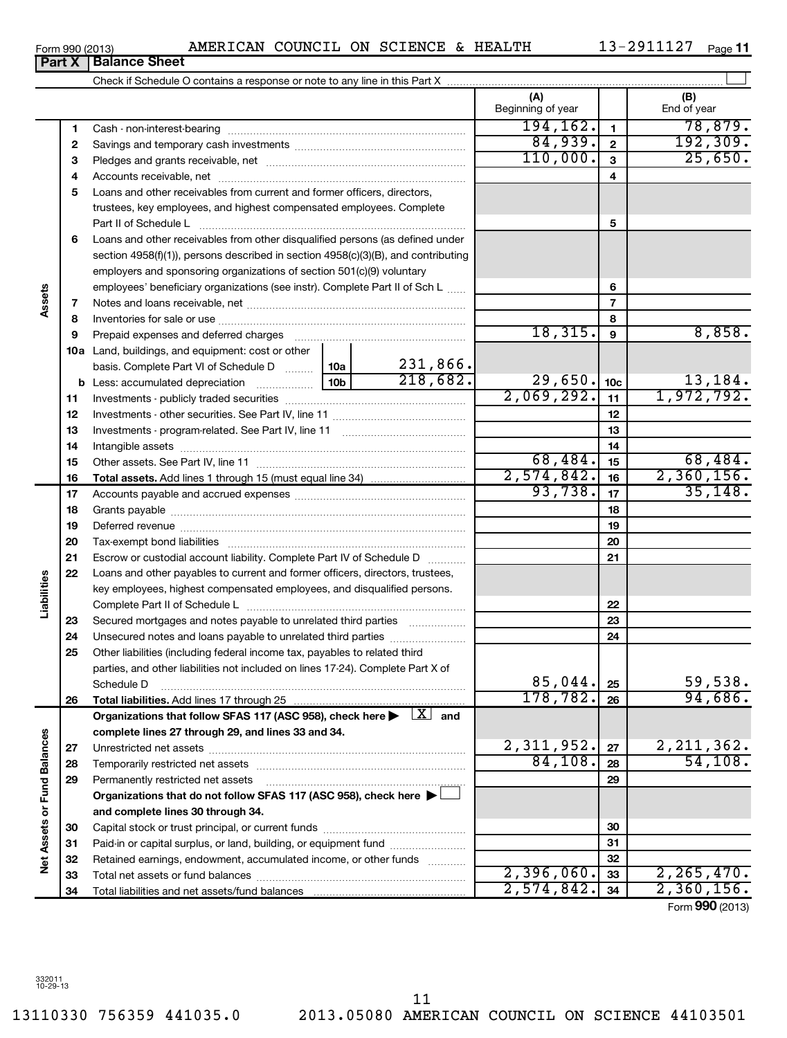Form 990 (2013) AMERICAN COUNCIL ON SCIENCE & HEALTH 13-2911127 Page 11

## Part X Balance Sheet

Check if Schedule O contains a response or note to any line in this Part X

| | | | | (A) Beginning of year | | (B) End of year |
|---|---|---|---|---|---|---|
| **Assets** | 1 | Cash - non-interest-bearing | | 194,162. | 1 | 78,879. |
| | 2 | Savings and temporary cash investments | | 84,939. | 2 | 192,309. |
| | 3 | Pledges and grants receivable, net | | 110,000. | 3 | 25,650. |
| | 4 | Accounts receivable, net | | | 4 | |
| | 5 | Loans and other receivables from current and former officers, directors, trustees, key employees, and highest compensated employees. Complete Part II of Schedule L | | | 5 | |
| | 6 | Loans and other receivables from other disqualified persons (as defined under section 4958(f)(1)), persons described in section 4958(c)(3)(B), and contributing employers and sponsoring organizations of section 501(c)(9) voluntary employees' beneficiary organizations (see instr). Complete Part II of Sch L | | | 6 | |
| | 7 | Notes and loans receivable, net | | | 7 | |
| | 8 | Inventories for sale or use | | | 8 | |
| | 9 | Prepaid expenses and deferred charges | | 18,315. | 9 | 8,858. |
| | 10a | Land, buildings, and equipment: cost or other basis. Complete Part VI of Schedule D | 10a 231,866. | | | |
| | b | Less: accumulated depreciation | 10b 218,682. | 29,650. | 10c | 13,184. |
| | 11 | Investments - publicly traded securities | | 2,069,292. | 11 | 1,972,792. |
| | 12 | Investments - other securities. See Part IV, line 11 | | | 12 | |
| | 13 | Investments - program-related. See Part IV, line 11 | | | 13 | |
| | 14 | Intangible assets | | | 14 | |
| | 15 | Other assets. See Part IV, line 11 | | 68,484. | 15 | 68,484. |
| | 16 | **Total assets.** Add lines 1 through 15 (must equal line 34) | | 2,574,842. | 16 | 2,360,156. |
| **Liabilities** | 17 | Accounts payable and accrued expenses | | 93,738. | 17 | 35,148. |
| | 18 | Grants payable | | | 18 | |
| | 19 | Deferred revenue | | | 19 | |
| | 20 | Tax-exempt bond liabilities | | | 20 | |
| | 21 | Escrow or custodial account liability. Complete Part IV of Schedule D | | | 21 | |
| | 22 | Loans and other payables to current and former officers, directors, trustees, key employees, highest compensated employees, and disqualified persons. Complete Part II of Schedule L | | | 22 | |
| | 23 | Secured mortgages and notes payable to unrelated third parties | | | 23 | |
| | 24 | Unsecured notes and loans payable to unrelated third parties | | | 24 | |
| | 25 | Other liabilities (including federal income tax, payables to related third parties, and other liabilities not included on lines 17-24). Complete Part X of Schedule D | | 85,044. | 25 | 59,538. |
| | 26 | **Total liabilities.** Add lines 17 through 25 | | 178,782. | 26 | 94,686. |
| **Net Assets or Fund Balances** | | **Organizations that follow SFAS 117 (ASC 958), check here ▶ [X] and complete lines 27 through 29, and lines 33 and 34.** | | | | |
| | 27 | Unrestricted net assets | | 2,311,952. | 27 | 2,211,362. |
| | 28 | Temporarily restricted net assets | | 84,108. | 28 | 54,108. |
| | 29 | Permanently restricted net assets | | | 29 | |
| | | **Organizations that do not follow SFAS 117 (ASC 958), check here ▶ [ ] and complete lines 30 through 34.** | | | | |
| | 30 | Capital stock or trust principal, or current funds | | | 30 | |
| | 31 | Paid-in or capital surplus, or land, building, or equipment fund | | | 31 | |
| | 32 | Retained earnings, endowment, accumulated income, or other funds | | | 32 | |
| | 33 | Total net assets or fund balances | | 2,396,060. | 33 | 2,265,470. |
| | 34 | Total liabilities and net assets/fund balances | | 2,574,842. | 34 | 2,360,156. |

Form **990** (2013)

332011 10-29-13

13110330 756359 441035.0 2013.05080 AMERICAN COUNCIL ON SCIENCE 44103501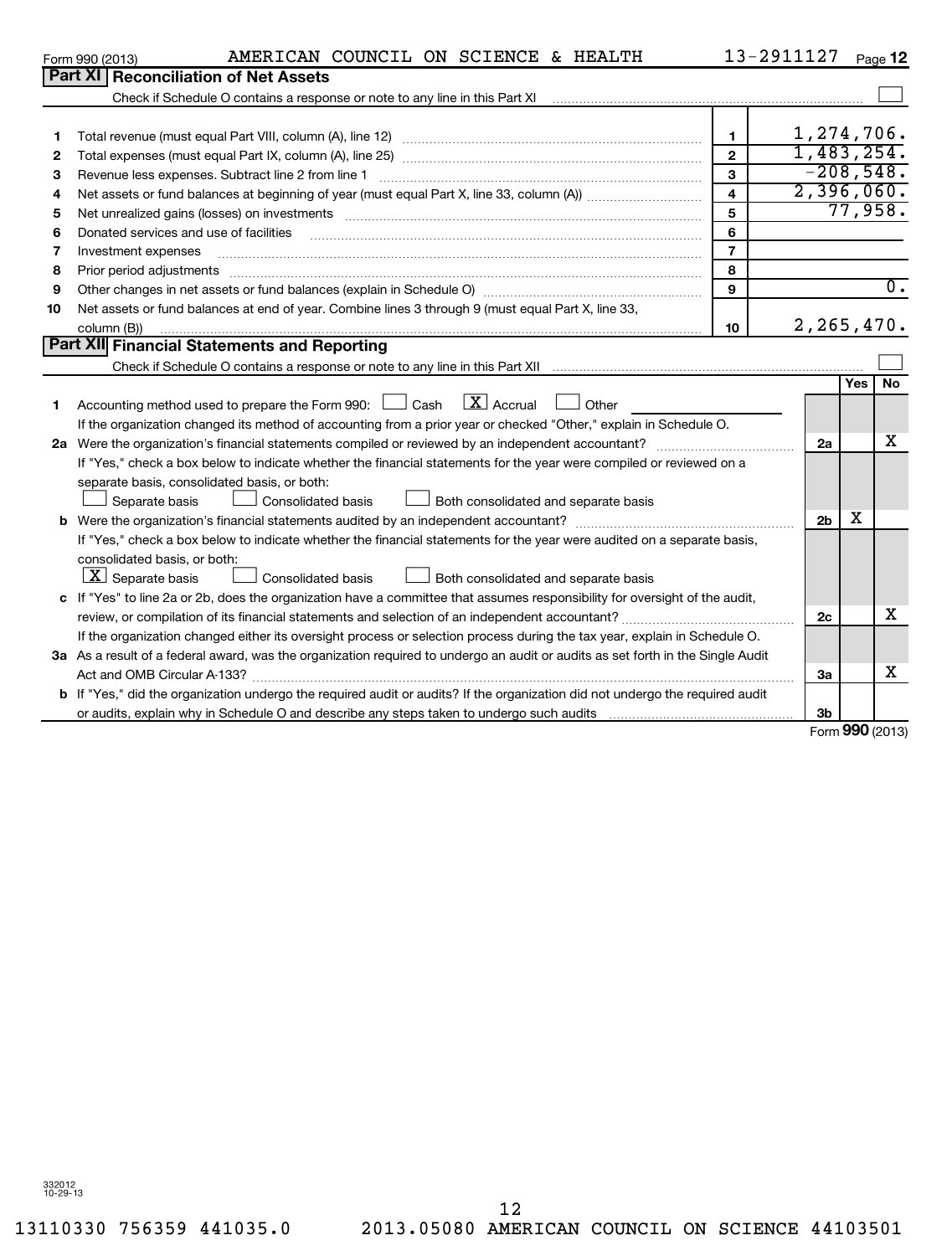Form 990 (2013) AMERICAN COUNCIL ON SCIENCE & HEALTH 13-2911127 Page 12

## Part XI Reconciliation of Net Assets

Check if Schedule O contains a response or note to any line in this Part XI ☐

| | | | |
|---|---|---|---|
| 1 | Total revenue (must equal Part VIII, column (A), line 12) | 1 | 1,274,706. |
| 2 | Total expenses (must equal Part IX, column (A), line 25) | 2 | 1,483,254. |
| 3 | Revenue less expenses. Subtract line 2 from line 1 | 3 | -208,548. |
| 4 | Net assets or fund balances at beginning of year (must equal Part X, line 33, column (A)) | 4 | 2,396,060. |
| 5 | Net unrealized gains (losses) on investments | 5 | 77,958. |
| 6 | Donated services and use of facilities | 6 | |
| 7 | Investment expenses | 7 | |
| 8 | Prior period adjustments | 8 | |
| 9 | Other changes in net assets or fund balances (explain in Schedule O) | 9 | 0. |
| 10 | Net assets or fund balances at end of year. Combine lines 3 through 9 (must equal Part X, line 33, column (B)) | 10 | 2,265,470. |

## Part XII Financial Statements and Reporting

Check if Schedule O contains a response or note to any line in this Part XII ☐

| | | | Yes | No |
|---|---|---|---|---|
| 1 | Accounting method used to prepare the Form 990: ☐ Cash ☒ Accrual ☐ Other | | | |
| | If the organization changed its method of accounting from a prior year or checked "Other," explain in Schedule O. | | | |
| 2a | Were the organization's financial statements compiled or reviewed by an independent accountant? | 2a | | X |
| | If "Yes," check a box below to indicate whether the financial statements for the year were compiled or reviewed on a separate basis, consolidated basis, or both: ☐ Separate basis ☐ Consolidated basis ☐ Both consolidated and separate basis | | | |
| b | Were the organization's financial statements audited by an independent accountant? | 2b | X | |
| | If "Yes," check a box below to indicate whether the financial statements for the year were audited on a separate basis, consolidated basis, or both: ☒ Separate basis ☐ Consolidated basis ☐ Both consolidated and separate basis | | | |
| c | If "Yes" to line 2a or 2b, does the organization have a committee that assumes responsibility for oversight of the audit, review, or compilation of its financial statements and selection of an independent accountant? | 2c | | X |
| | If the organization changed either its oversight process or selection process during the tax year, explain in Schedule O. | | | |
| 3a | As a result of a federal award, was the organization required to undergo an audit or audits as set forth in the Single Audit Act and OMB Circular A-133? | 3a | | X |
| b | If "Yes," did the organization undergo the required audit or audits? If the organization did not undergo the required audit or audits, explain why in Schedule O and describe any steps taken to undergo such audits | 3b | | |

Form 990 (2013)

332012 10-29-13

13110330 756359 441035.0 2013.05080 AMERICAN COUNCIL ON SCIENCE 44103501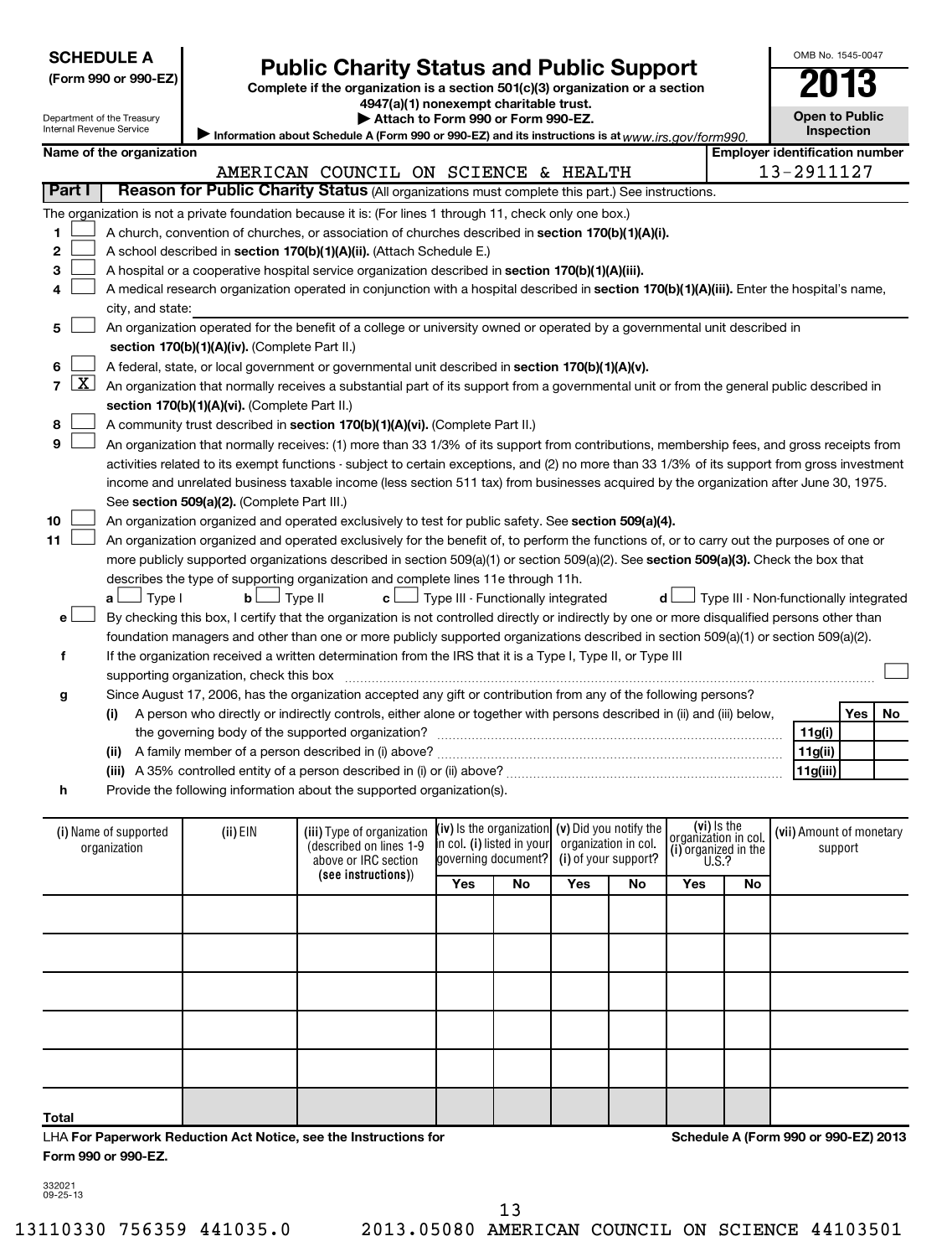**SCHEDULE A**
**(Form 990 or 990-EZ)**

Department of the Treasury
Internal Revenue Service

# Public Charity Status and Public Support

**Complete if the organization is a section 501(c)(3) organization or a section 4947(a)(1) nonexempt charitable trust.**
**▶ Attach to Form 990 or Form 990-EZ.**
▶ Information about Schedule A (Form 990 or 990-EZ) and its instructions is at *www.irs.gov/form990.*

OMB No. 1545-0047
**2013**
**Open to Public Inspection**

| Name of the organization | Employer identification number |
|---|---|
| AMERICAN COUNCIL ON SCIENCE & HEALTH | 13-2911127 |

**Part I — Reason for Public Charity Status** (All organizations must complete this part.) See instructions.

The organization is not a private foundation because it is: (For lines 1 through 11, check only one box.)

1. [ ] A church, convention of churches, or association of churches described in **section 170(b)(1)(A)(i).**
2. [ ] A school described in **section 170(b)(1)(A)(ii).** (Attach Schedule E.)
3. [ ] A hospital or a cooperative hospital service organization described in **section 170(b)(1)(A)(iii).**
4. [ ] A medical research organization operated in conjunction with a hospital described in **section 170(b)(1)(A)(iii).** Enter the hospital's name, city, and state:
5. [ ] An organization operated for the benefit of a college or university owned or operated by a governmental unit described in **section 170(b)(1)(A)(iv).** (Complete Part II.)
6. [ ] A federal, state, or local government or governmental unit described in **section 170(b)(1)(A)(v).**
7. [X] An organization that normally receives a substantial part of its support from a governmental unit or from the general public described in **section 170(b)(1)(A)(vi).** (Complete Part II.)
8. [ ] A community trust described in **section 170(b)(1)(A)(vi).** (Complete Part II.)
9. [ ] An organization that normally receives: (1) more than 33 1/3% of its support from contributions, membership fees, and gross receipts from activities related to its exempt functions - subject to certain exceptions, and (2) no more than 33 1/3% of its support from gross investment income and unrelated business taxable income (less section 511 tax) from businesses acquired by the organization after June 30, 1975. See **section 509(a)(2).** (Complete Part III.)
10. [ ] An organization organized and operated exclusively to test for public safety. See **section 509(a)(4).**
11. [ ] An organization organized and operated exclusively for the benefit of, to perform the functions of, or to carry out the purposes of one or more publicly supported organizations described in section 509(a)(1) or section 509(a)(2). See **section 509(a)(3).** Check the box that describes the type of supporting organization and complete lines 11e through 11h.
   **a** [ ] Type I **b** [ ] Type II **c** [ ] Type III - Functionally integrated **d** [ ] Type III - Non-functionally integrated

   **e** [ ] By checking this box, I certify that the organization is not controlled directly or indirectly by one or more disqualified persons other than foundation managers and other than one or more publicly supported organizations described in section 509(a)(1) or section 509(a)(2).

   **f** If the organization received a written determination from the IRS that it is a Type I, Type II, or Type III supporting organization, check this box [ ]

   **g** Since August 17, 2006, has the organization accepted any gift or contribution from any of the following persons?

| | | | Yes | No |
|---|---|---|---|---|
| (i) | A person who directly or indirectly controls, either alone or together with persons described in (ii) and (iii) below, the governing body of the supported organization? | 11g(i) | | |
| (ii) | A family member of a person described in (i) above? | 11g(ii) | | |
| (iii) | A 35% controlled entity of a person described in (i) or (ii) above? | 11g(iii) | | |

   **h** Provide the following information about the supported organization(s).

| (i) Name of supported organization | (ii) EIN | (iii) Type of organization (described on lines 1-9 above or IRC section (see instructions)) | (iv) Is the organization in col. (i) listed in your governing document? | | (v) Did you notify the organization in col. (i) of your support? | | (vi) Is the organization in col. (i) organized in the U.S.? | | (vii) Amount of monetary support |
|---|---|---|---|---|---|---|---|---|---|
| | | | Yes | No | Yes | No | Yes | No | |
| | | | | | | | | | |
| | | | | | | | | | |
| | | | | | | | | | |
| | | | | | | | | | |
| | | | | | | | | | |
| **Total** | | | | | | | | | |

LHA **For Paperwork Reduction Act Notice, see the Instructions for Form 990 or 990-EZ.** **Schedule A (Form 990 or 990-EZ) 2013**

332021
09-25-13

13110330 756359 441035.0 2013.05080 AMERICAN COUNCIL ON SCIENCE 44103501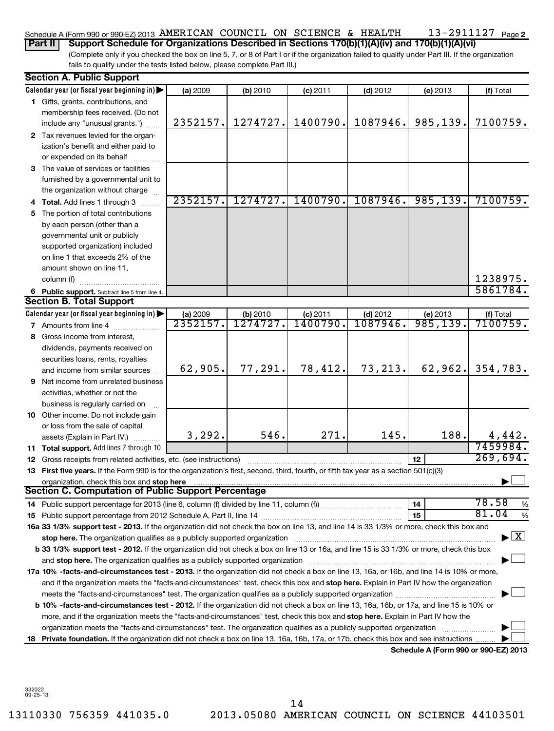Schedule A (Form 990 or 990-EZ) 2013 AMERICAN COUNCIL ON SCIENCE & HEALTH 13-2911127 Page 2

**Part II** **Support Schedule for Organizations Described in Sections 170(b)(1)(A)(iv) and 170(b)(1)(A)(vi)**

(Complete only if you checked the box on line 5, 7, or 8 of Part I or if the organization failed to qualify under Part III. If the organization fails to qualify under the tests listed below, please complete Part III.)

## Section A. Public Support

| Calendar year (or fiscal year beginning in) | (a) 2009 | (b) 2010 | (c) 2011 | (d) 2012 | (e) 2013 | (f) Total |
|---|---|---|---|---|---|---|
| **1** Gifts, grants, contributions, and membership fees received. (Do not include any "unusual grants.") | 2352157. | 1274727. | 1400790. | 1087946. | 985,139. | 7100759. |
| **2** Tax revenues levied for the organization's benefit and either paid to or expended on its behalf | | | | | | |
| **3** The value of services or facilities furnished by a governmental unit to the organization without charge | | | | | | |
| **4 Total.** Add lines 1 through 3 | 2352157. | 1274727. | 1400790. | 1087946. | 985,139. | 7100759. |
| **5** The portion of total contributions by each person (other than a governmental unit or publicly supported organization) included on line 1 that exceeds 2% of the amount shown on line 11, column (f) | | | | | | 1238975. |
| **6 Public support.** Subtract line 5 from line 4. | | | | | | 5861784. |

## Section B. Total Support

| Calendar year (or fiscal year beginning in) | (a) 2009 | (b) 2010 | (c) 2011 | (d) 2012 | (e) 2013 | (f) Total |
|---|---|---|---|---|---|---|
| **7** Amounts from line 4 | 2352157. | 1274727. | 1400790. | 1087946. | 985,139. | 7100759. |
| **8** Gross income from interest, dividends, payments received on securities loans, rents, royalties and income from similar sources | 62,905. | 77,291. | 78,412. | 73,213. | 62,962. | 354,783. |
| **9** Net income from unrelated business activities, whether or not the business is regularly carried on | | | | | | |
| **10** Other income. Do not include gain or loss from the sale of capital assets (Explain in Part IV.) | 3,292. | 546. | 271. | 145. | 188. | 4,442. |
| **11 Total support.** Add lines 7 through 10 | | | | | | 7459984. |

**12** Gross receipts from related activities, etc. (see instructions) — **12** — 269,694.

**13 First five years.** If the Form 990 is for the organization's first, second, third, fourth, or fifth tax year as a section 501(c)(3) organization, check this box and **stop here** ☐

## Section C. Computation of Public Support Percentage

**14** Public support percentage for 2013 (line 6, column (f) divided by line 11, column (f)) — **14** — 78.58 %

**15** Public support percentage from 2012 Schedule A, Part II, line 14 — **15** — 81.04 %

**16a 33 1/3% support test - 2013.** If the organization did not check the box on line 13, and line 14 is 33 1/3% or more, check this box and **stop here.** The organization qualifies as a publicly supported organization ☒

**b 33 1/3% support test - 2012.** If the organization did not check a box on line 13 or 16a, and line 15 is 33 1/3% or more, check this box and **stop here.** The organization qualifies as a publicly supported organization ☐

**17a 10% -facts-and-circumstances test - 2013.** If the organization did not check a box on line 13, 16a, or 16b, and line 14 is 10% or more, and if the organization meets the "facts-and-circumstances" test, check this box and **stop here.** Explain in Part IV how the organization meets the "facts-and-circumstances" test. The organization qualifies as a publicly supported organization ☐

**b 10% -facts-and-circumstances test - 2012.** If the organization did not check a box on line 13, 16a, 16b, or 17a, and line 15 is 10% or more, and if the organization meets the "facts-and-circumstances" test, check this box and **stop here.** Explain in Part IV how the organization meets the "facts-and-circumstances" test. The organization qualifies as a publicly supported organization ☐

**18 Private foundation.** If the organization did not check a box on line 13, 16a, 16b, 17a, or 17b, check this box and see instructions ☐

**Schedule A (Form 990 or 990-EZ) 2013**

332022 09-25-13

13110330 756359 441035.0 2013.05080 AMERICAN COUNCIL ON SCIENCE 44103501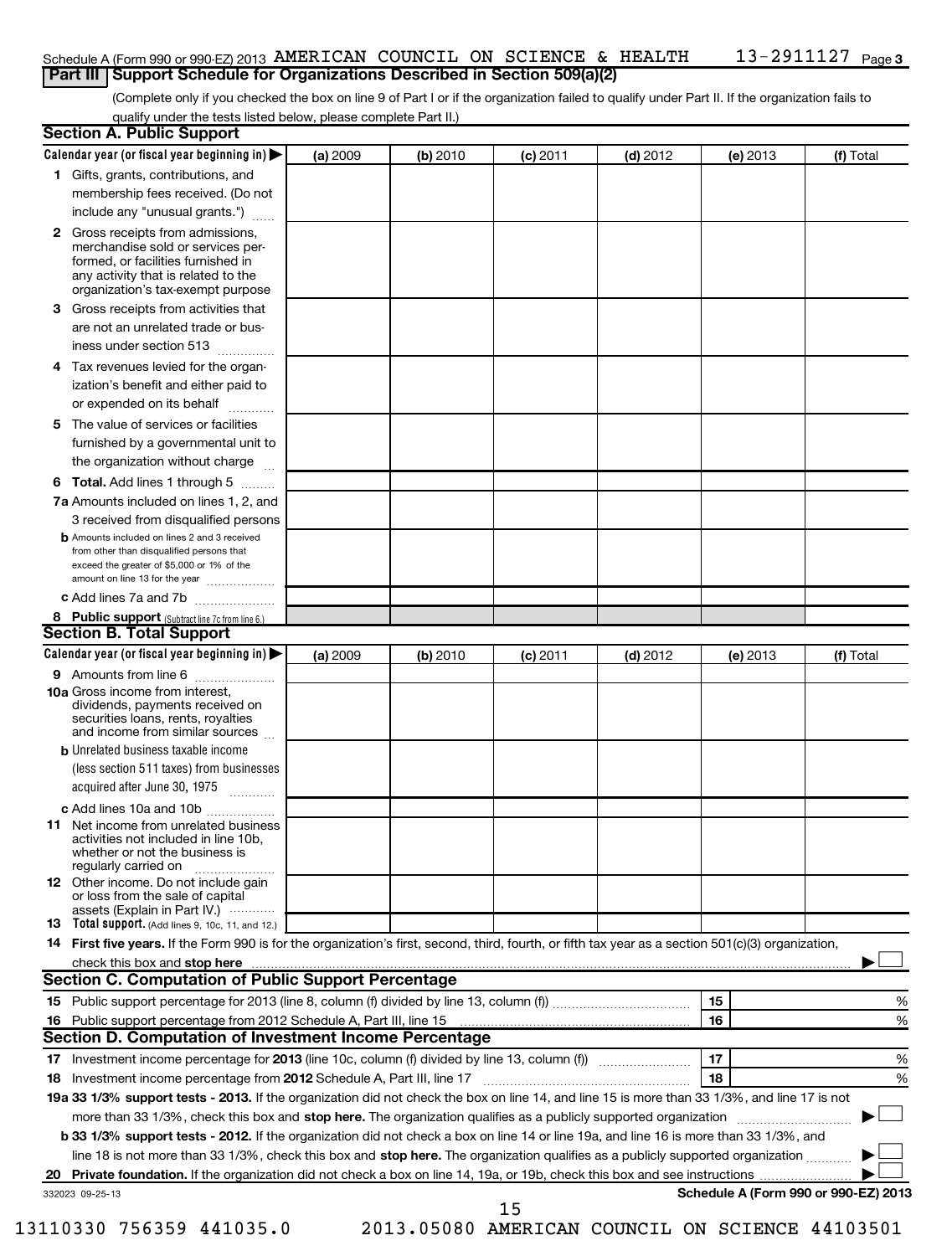Schedule A (Form 990 or 990-EZ) 2013 AMERICAN COUNCIL ON SCIENCE & HEALTH 13-2911127 Page 3

## Part III Support Schedule for Organizations Described in Section 509(a)(2)

(Complete only if you checked the box on line 9 of Part I or if the organization failed to qualify under Part II. If the organization fails to qualify under the tests listed below, please complete Part II.)

### Section A. Public Support

| Calendar year (or fiscal year beginning in) ▶ | (a) 2009 | (b) 2010 | (c) 2011 | (d) 2012 | (e) 2013 | (f) Total |
|---|---|---|---|---|---|---|
| **1** Gifts, grants, contributions, and membership fees received. (Do not include any "unusual grants.") | | | | | | |
| **2** Gross receipts from admissions, merchandise sold or services performed, or facilities furnished in any activity that is related to the organization's tax-exempt purpose | | | | | | |
| **3** Gross receipts from activities that are not an unrelated trade or business under section 513 | | | | | | |
| **4** Tax revenues levied for the organization's benefit and either paid to or expended on its behalf | | | | | | |
| **5** The value of services or facilities furnished by a governmental unit to the organization without charge | | | | | | |
| **6 Total.** Add lines 1 through 5 | | | | | | |
| **7a** Amounts included on lines 1, 2, and 3 received from disqualified persons | | | | | | |
| **b** Amounts included on lines 2 and 3 received from other than disqualified persons that exceed the greater of $5,000 or 1% of the amount on line 13 for the year | | | | | | |
| **c** Add lines 7a and 7b | | | | | | |
| **8 Public support** (Subtract line 7c from line 6.) | | | | | | |

### Section B. Total Support

| Calendar year (or fiscal year beginning in) ▶ | (a) 2009 | (b) 2010 | (c) 2011 | (d) 2012 | (e) 2013 | (f) Total |
|---|---|---|---|---|---|---|
| **9** Amounts from line 6 | | | | | | |
| **10a** Gross income from interest, dividends, payments received on securities loans, rents, royalties and income from similar sources | | | | | | |
| **b** Unrelated business taxable income (less section 511 taxes) from businesses acquired after June 30, 1975 | | | | | | |
| **c** Add lines 10a and 10b | | | | | | |
| **11** Net income from unrelated business activities not included in line 10b, whether or not the business is regularly carried on | | | | | | |
| **12** Other income. Do not include gain or loss from the sale of capital assets (Explain in Part IV.) | | | | | | |
| **13 Total support.** (Add lines 9, 10c, 11, and 12.) | | | | | | |

**14 First five years.** If the Form 990 is for the organization's first, second, third, fourth, or fifth tax year as a section 501(c)(3) organization, check this box and **stop here** ▶ ☐

### Section C. Computation of Public Support Percentage

| | | | |
|---|---|---|---|
| **15** Public support percentage for 2013 (line 8, column (f) divided by line 13, column (f)) | 15 | | % |
| **16** Public support percentage from 2012 Schedule A, Part III, line 15 | 16 | | % |

### Section D. Computation of Investment Income Percentage

| | | | |
|---|---|---|---|
| **17** Investment income percentage for **2013** (line 10c, column (f) divided by line 13, column (f)) | 17 | | % |
| **18** Investment income percentage from **2012** Schedule A, Part III, line 17 | 18 | | % |

**19a 33 1/3% support tests - 2013.** If the organization did not check the box on line 14, and line 15 is more than 33 1/3%, and line 17 is not more than 33 1/3%, check this box and **stop here.** The organization qualifies as a publicly supported organization ▶ ☐

**b 33 1/3% support tests - 2012.** If the organization did not check a box on line 14 or line 19a, and line 16 is more than 33 1/3%, and line 18 is not more than 33 1/3%, check this box and **stop here.** The organization qualifies as a publicly supported organization ▶ ☐

**20 Private foundation.** If the organization did not check a box on line 14, 19a, or 19b, check this box and see instructions ▶ ☐

332023 09-25-13 **Schedule A (Form 990 or 990-EZ) 2013**

13110330 756359 441035.0 2013.05080 AMERICAN COUNCIL ON SCIENCE 44103501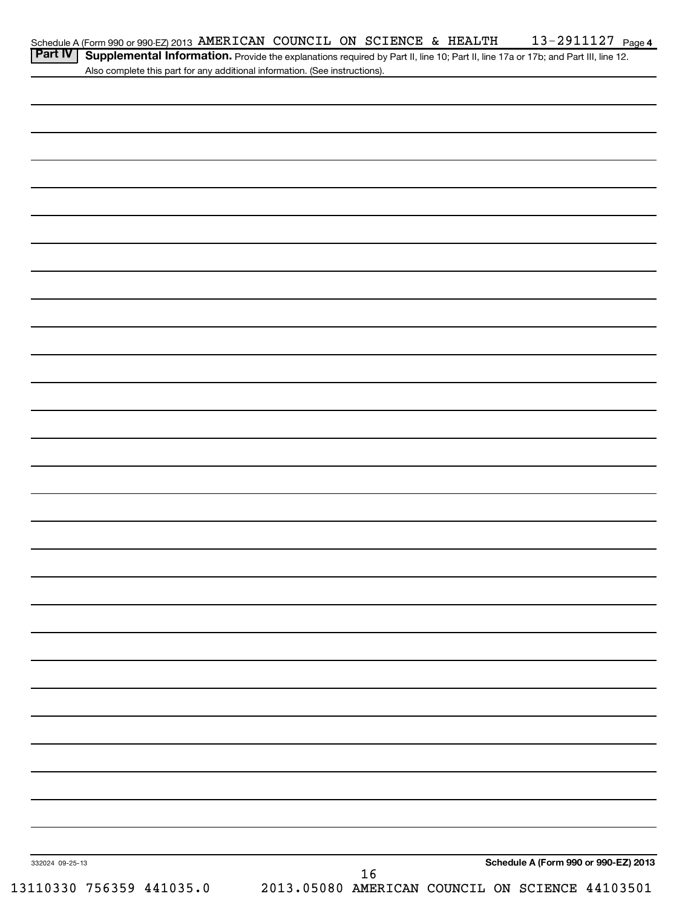Schedule A (Form 990 or 990-EZ) 2013 AMERICAN COUNCIL ON SCIENCE & HEALTH 13-2911127 Page 4

**Part IV Supplemental Information.** Provide the explanations required by Part II, line 10; Part II, line 17a or 17b; and Part III, line 12. Also complete this part for any additional information. (See instructions).

332024 09-25-13

**Schedule A (Form 990 or 990-EZ) 2013**

13110330 756359 441035.0 2013.05080 AMERICAN COUNCIL ON SCIENCE 44103501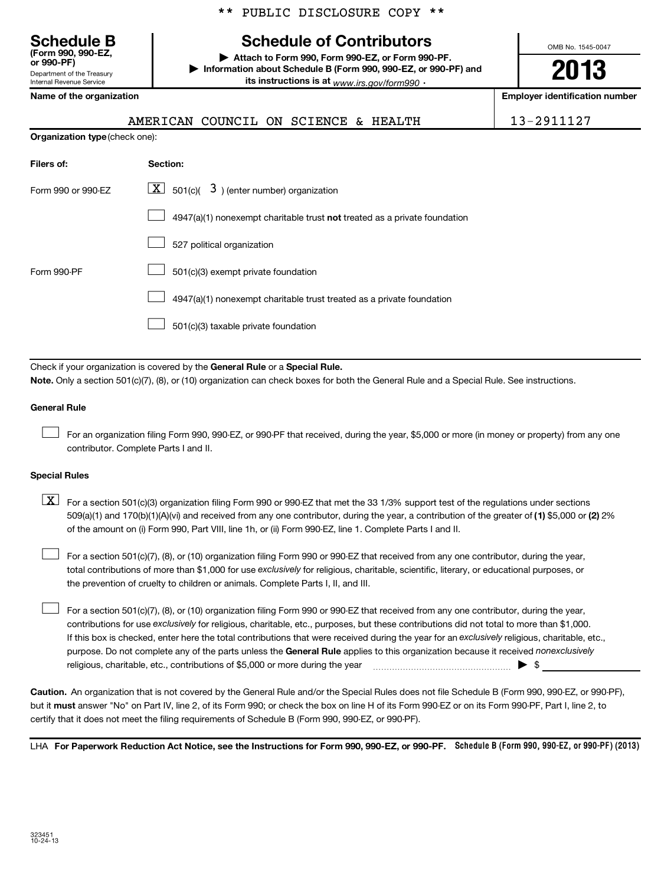** PUBLIC DISCLOSURE COPY **

# Schedule B

**(Form 990, 990-EZ, or 990-PF)**

Department of the Treasury
Internal Revenue Service

## Schedule of Contributors

▶ **Attach to Form 990, Form 990-EZ, or Form 990-PF.**

▶ **Information about Schedule B (Form 990, 990-EZ, or 990-PF) and its instructions is at** *www.irs.gov/form990* .

OMB No. 1545-0047

**2013**

| Name of the organization | Employer identification number |
|---|---|
| AMERICAN COUNCIL ON SCIENCE & HEALTH | 13-2911127 |

**Organization type** (check one):

| Filers of: | Section: |
|---|---|
| Form 990 or 990-EZ | [X] 501(c)( 3 ) (enter number) organization |
| | [ ] 4947(a)(1) nonexempt charitable trust **not** treated as a private foundation |
| | [ ] 527 political organization |
| Form 990-PF | [ ] 501(c)(3) exempt private foundation |
| | [ ] 4947(a)(1) nonexempt charitable trust treated as a private foundation |
| | [ ] 501(c)(3) taxable private foundation |

Check if your organization is covered by the **General Rule** or a **Special Rule.**

**Note.** Only a section 501(c)(7), (8), or (10) organization can check boxes for both the General Rule and a Special Rule. See instructions.

**General Rule**

[ ] For an organization filing Form 990, 990-EZ, or 990-PF that received, during the year, $5,000 or more (in money or property) from any one contributor. Complete Parts I and II.

**Special Rules**

[X] For a section 501(c)(3) organization filing Form 990 or 990-EZ that met the 33 1/3% support test of the regulations under sections 509(a)(1) and 170(b)(1)(A)(vi) and received from any one contributor, during the year, a contribution of the greater of **(1)** $5,000 or **(2)** 2% of the amount on (i) Form 990, Part VIII, line 1h, or (ii) Form 990-EZ, line 1. Complete Parts I and II.

[ ] For a section 501(c)(7), (8), or (10) organization filing Form 990 or 990-EZ that received from any one contributor, during the year, total contributions of more than $1,000 for use *exclusively* for religious, charitable, scientific, literary, or educational purposes, or the prevention of cruelty to children or animals. Complete Parts I, II, and III.

[ ] For a section 501(c)(7), (8), or (10) organization filing Form 990 or 990-EZ that received from any one contributor, during the year, contributions for use *exclusively* for religious, charitable, etc., purposes, but these contributions did not total to more than $1,000. If this box is checked, enter here the total contributions that were received during the year for an *exclusively* religious, charitable, etc., purpose. Do not complete any of the parts unless the **General Rule** applies to this organization because it received *nonexclusively* religious, charitable, etc., contributions of $5,000 or more during the year ▶ $

**Caution.** An organization that is not covered by the General Rule and/or the Special Rules does not file Schedule B (Form 990, 990-EZ, or 990-PF), but it **must** answer "No" on Part IV, line 2, of its Form 990; or check the box on line H of its Form 990-EZ or on its Form 990-PF, Part I, line 2, to certify that it does not meet the filing requirements of Schedule B (Form 990, 990-EZ, or 990-PF).

LHA **For Paperwork Reduction Act Notice, see the Instructions for Form 990, 990-EZ, or 990-PF.** Schedule B (Form 990, 990-EZ, or 990-PF) (2013)

323451
10-24-13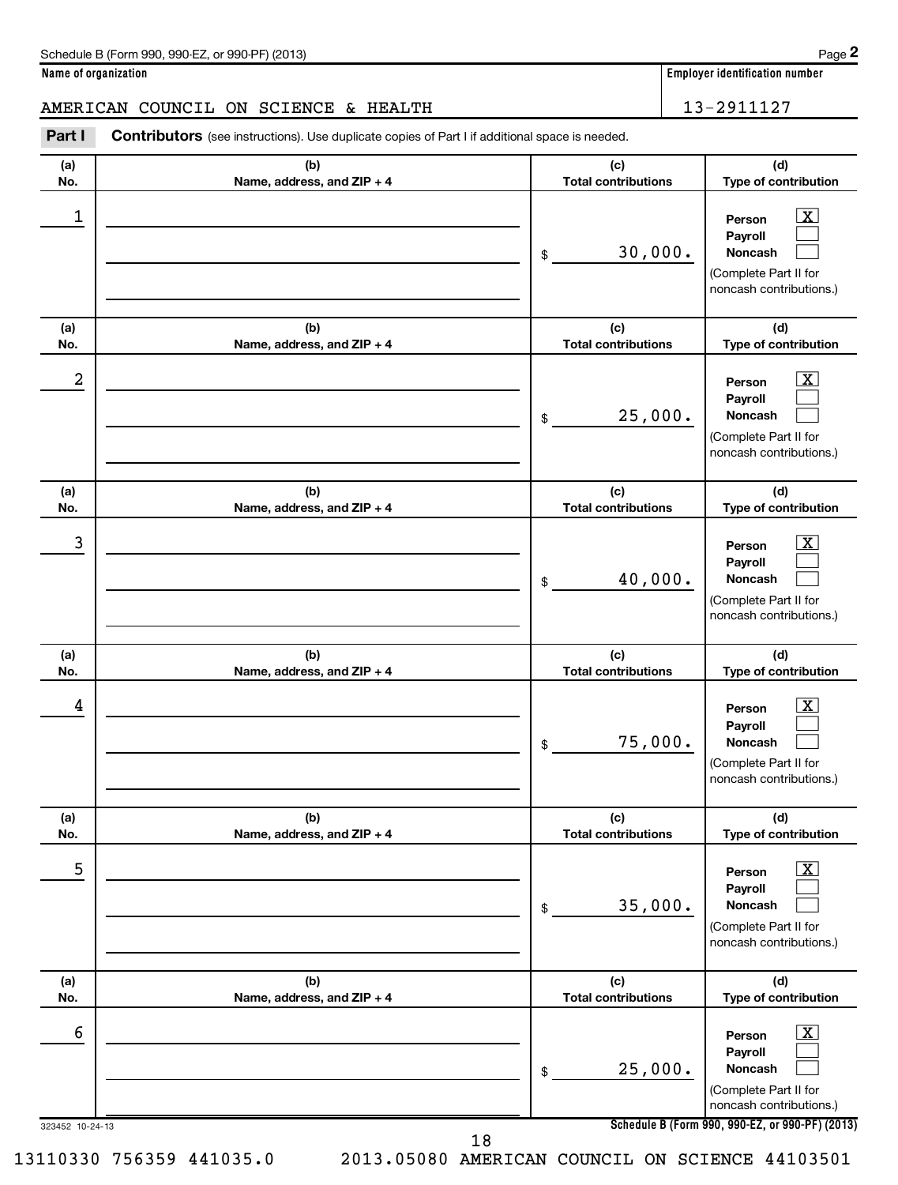Schedule B (Form 990, 990-EZ, or 990-PF) (2013) Page **2**

**Name of organization**

AMERICAN COUNCIL ON SCIENCE & HEALTH

**Employer identification number**

13-2911127

**Part I** **Contributors** (see instructions). Use duplicate copies of Part I if additional space is needed.

| (a) No. | (b) Name, address, and ZIP + 4 | (c) Total contributions | (d) Type of contribution |
|---|---|---|---|
| 1 | | $ 30,000. | Person [X] Payroll [ ] Noncash [ ] (Complete Part II for noncash contributions.) |
| 2 | | $ 25,000. | Person [X] Payroll [ ] Noncash [ ] (Complete Part II for noncash contributions.) |
| 3 | | $ 40,000. | Person [X] Payroll [ ] Noncash [ ] (Complete Part II for noncash contributions.) |
| 4 | | $ 75,000. | Person [X] Payroll [ ] Noncash [ ] (Complete Part II for noncash contributions.) |
| 5 | | $ 35,000. | Person [X] Payroll [ ] Noncash [ ] (Complete Part II for noncash contributions.) |
| 6 | | $ 25,000. | Person [X] Payroll [ ] Noncash [ ] (Complete Part II for noncash contributions.) |

323452 10-24-13

**Schedule B (Form 990, 990-EZ, or 990-PF) (2013)**

13110330 756359 441035.0 2013.05080 AMERICAN COUNCIL ON SCIENCE 44103501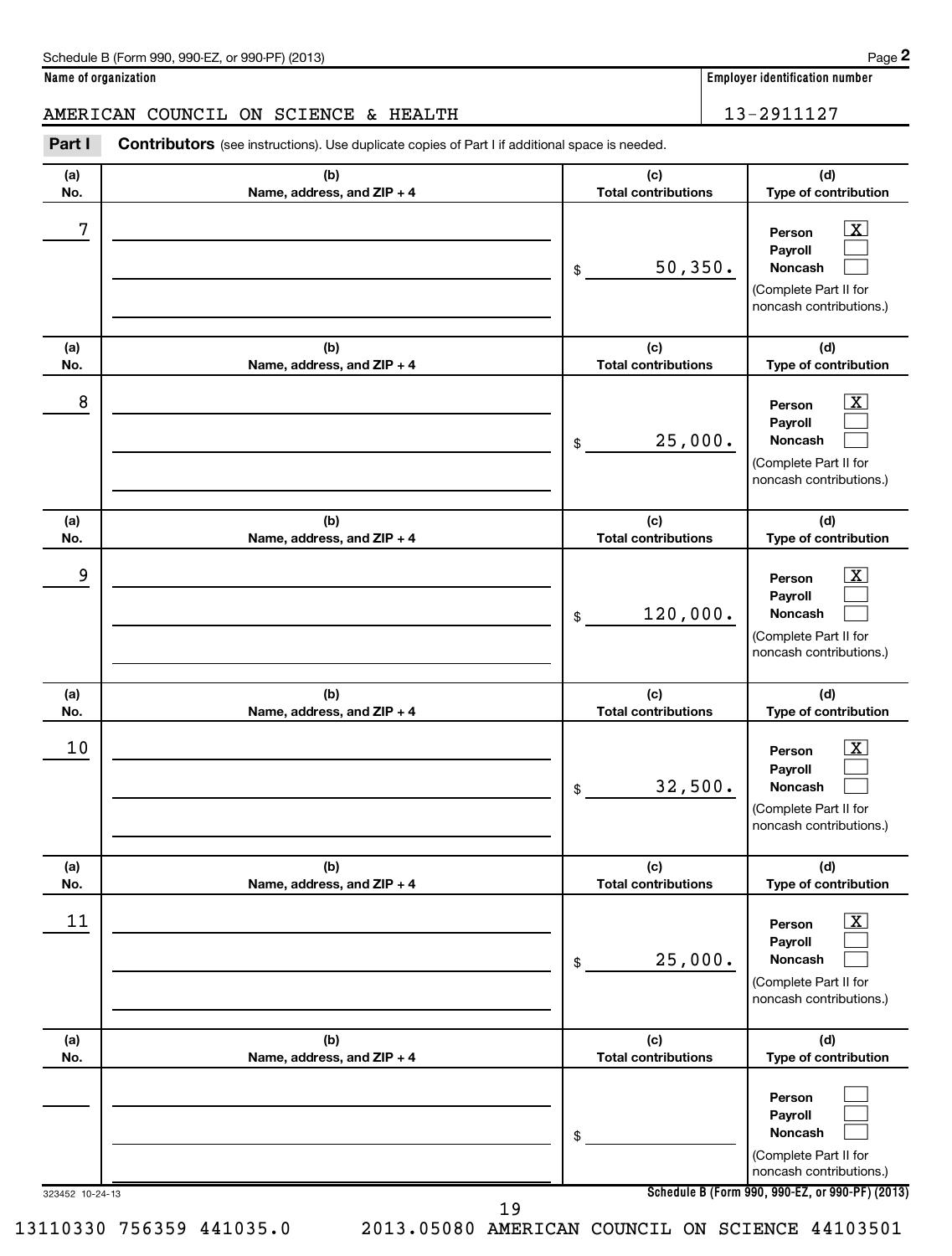Schedule B (Form 990, 990-EZ, or 990-PF) (2013)

**Name of organization**

AMERICAN COUNCIL ON SCIENCE & HEALTH

**Employer identification number**

13-2911127

**Part I** **Contributors** (see instructions). Use duplicate copies of Part I if additional space is needed.

| (a) No. | (b) Name, address, and ZIP + 4 | (c) Total contributions | (d) Type of contribution |
|---|---|---|---|
| 7 | | $ 50,350. | Person [X] Payroll [ ] Noncash [ ] (Complete Part II for noncash contributions.) |
| 8 | | $ 25,000. | Person [X] Payroll [ ] Noncash [ ] (Complete Part II for noncash contributions.) |
| 9 | | $ 120,000. | Person [X] Payroll [ ] Noncash [ ] (Complete Part II for noncash contributions.) |
| 10 | | $ 32,500. | Person [X] Payroll [ ] Noncash [ ] (Complete Part II for noncash contributions.) |
| 11 | | $ 25,000. | Person [X] Payroll [ ] Noncash [ ] (Complete Part II for noncash contributions.) |
| | | $ | Person [ ] Payroll [ ] Noncash [ ] (Complete Part II for noncash contributions.) |

323452 10-24-13

**Schedule B (Form 990, 990-EZ, or 990-PF) (2013)**

13110330 756359 441035.0 2013.05080 AMERICAN COUNCIL ON SCIENCE 44103501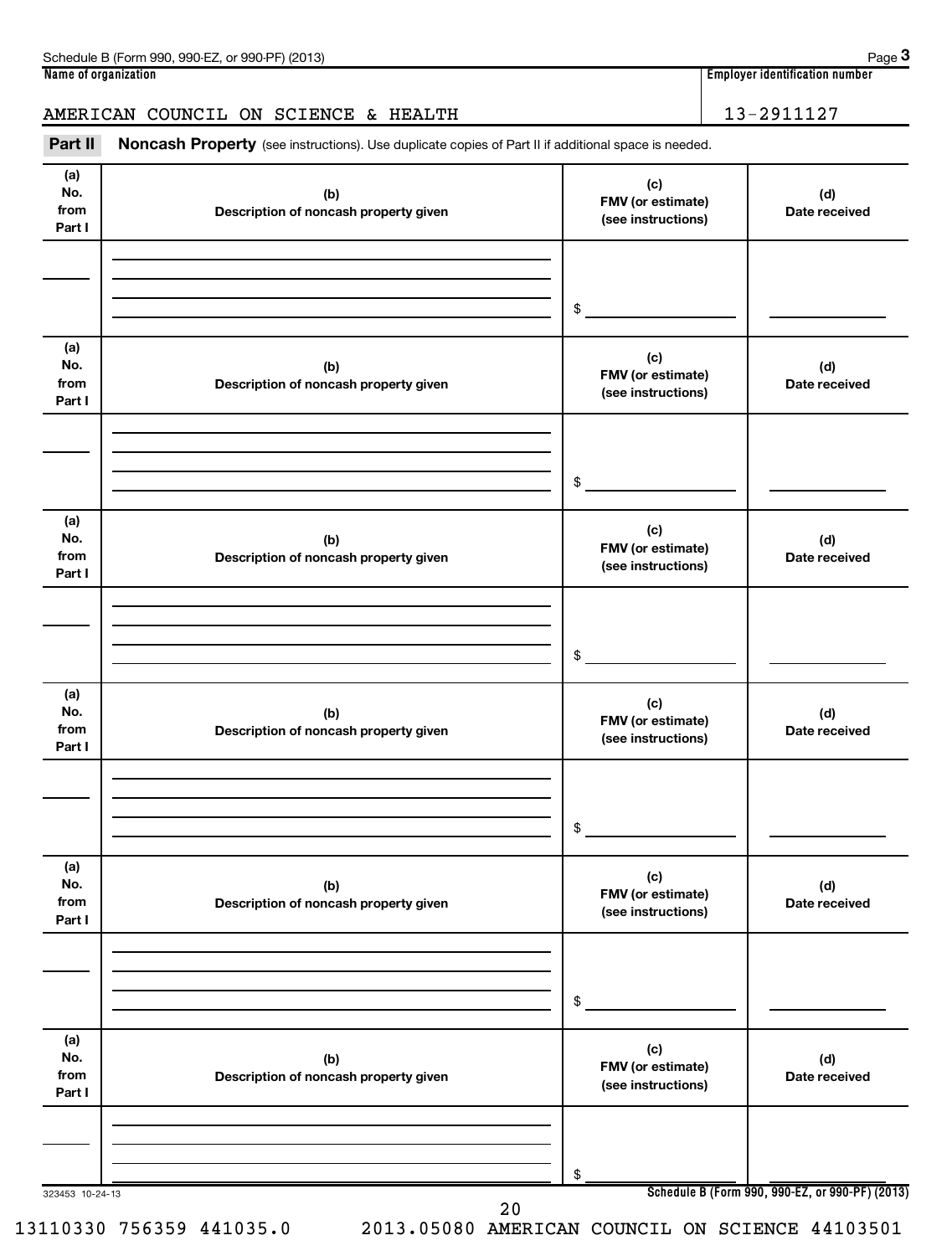Schedule B (Form 990, 990-EZ, or 990-PF) (2013)

**Name of organization**

AMERICAN COUNCIL ON SCIENCE & HEALTH

**Employer identification number**

13-2911127

**Part II** **Noncash Property** (see instructions). Use duplicate copies of Part II if additional space is needed.

| (a) No. from Part I | (b) Description of noncash property given | (c) FMV (or estimate) (see instructions) | (d) Date received |
|---|---|---|---|
| | | $ | |

| (a) No. from Part I | (b) Description of noncash property given | (c) FMV (or estimate) (see instructions) | (d) Date received |
|---|---|---|---|
| | | $ | |

| (a) No. from Part I | (b) Description of noncash property given | (c) FMV (or estimate) (see instructions) | (d) Date received |
|---|---|---|---|
| | | $ | |

| (a) No. from Part I | (b) Description of noncash property given | (c) FMV (or estimate) (see instructions) | (d) Date received |
|---|---|---|---|
| | | $ | |

| (a) No. from Part I | (b) Description of noncash property given | (c) FMV (or estimate) (see instructions) | (d) Date received |
|---|---|---|---|
| | | $ | |

| (a) No. from Part I | (b) Description of noncash property given | (c) FMV (or estimate) (see instructions) | (d) Date received |
|---|---|---|---|
| | | $ | |

323453 10-24-13

**Schedule B (Form 990, 990-EZ, or 990-PF) (2013)**

13110330 756359 441035.0 2013.05080 AMERICAN COUNCIL ON SCIENCE 44103501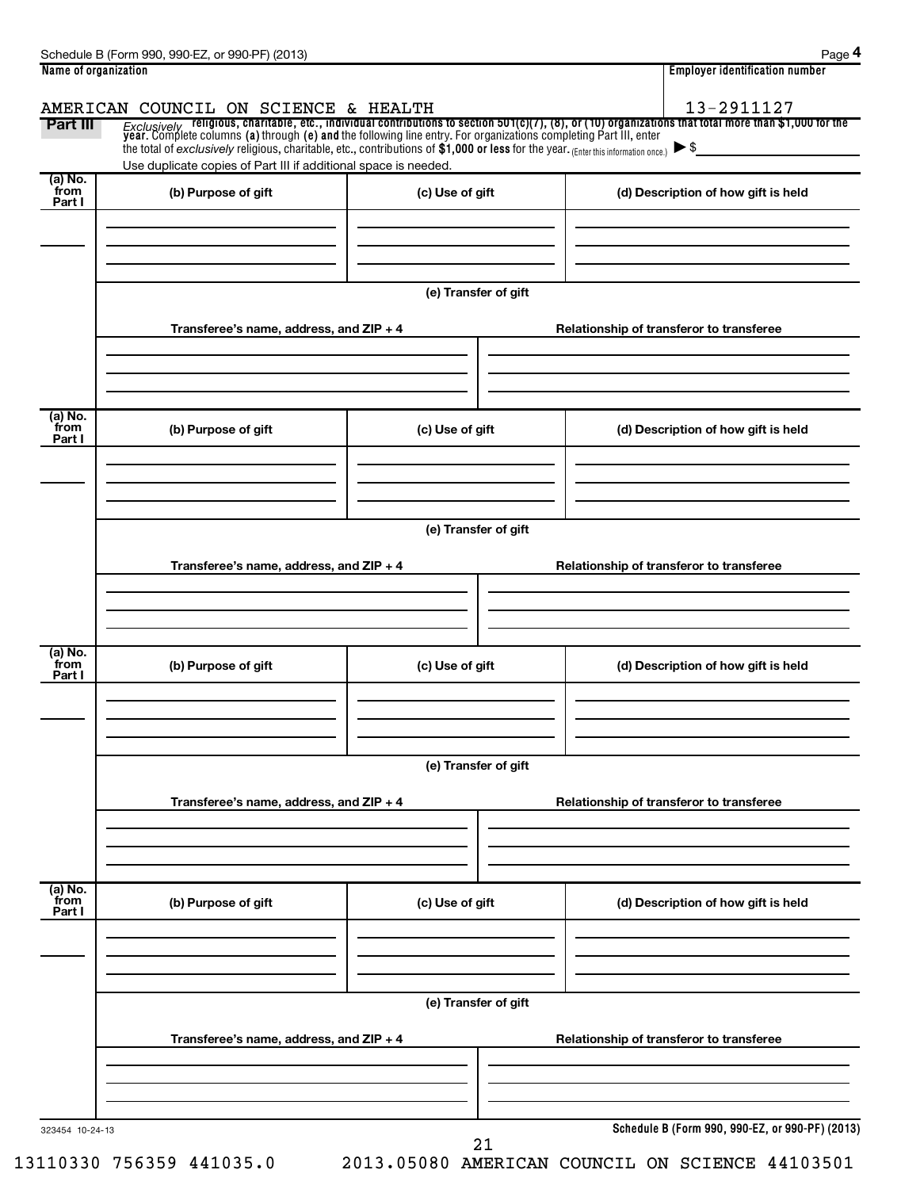Name of organization: AMERICAN COUNCIL ON SCIENCE & HEALTH

Employer identification number: 13-2911127

**Part III** *Exclusively* **religious, charitable, etc., individual contributions to section 501(c)(7), (8), or (10) organizations that total more than $1,000 for the year.** Complete columns **(a)** through **(e) and** the following line entry. For organizations completing Part III, enter the total of *exclusively* religious, charitable, etc., contributions of **$1,000 or less** for the year. (Enter this information once.) ▶ $

Use duplicate copies of Part III if additional space is needed.

| (a) No. from Part I | (b) Purpose of gift | (c) Use of gift | (d) Description of how gift is held |
|---|---|---|---|
| | | | |

(e) Transfer of gift

| Transferee's name, address, and ZIP + 4 | Relationship of transferor to transferee |
|---|---|
| | |

| (a) No. from Part I | (b) Purpose of gift | (c) Use of gift | (d) Description of how gift is held |
|---|---|---|---|
| | | | |

(e) Transfer of gift

| Transferee's name, address, and ZIP + 4 | Relationship of transferor to transferee |
|---|---|
| | |

| (a) No. from Part I | (b) Purpose of gift | (c) Use of gift | (d) Description of how gift is held |
|---|---|---|---|
| | | | |

(e) Transfer of gift

| Transferee's name, address, and ZIP + 4 | Relationship of transferor to transferee |
|---|---|
| | |

| (a) No. from Part I | (b) Purpose of gift | (c) Use of gift | (d) Description of how gift is held |
|---|---|---|---|
| | | | |

(e) Transfer of gift

| Transferee's name, address, and ZIP + 4 | Relationship of transferor to transferee |
|---|---|
| | |

323454 10-24-13

**Schedule B (Form 990, 990-EZ, or 990-PF) (2013)**

13110330 756359 441035.0 2013.05080 AMERICAN COUNCIL ON SCIENCE 44103501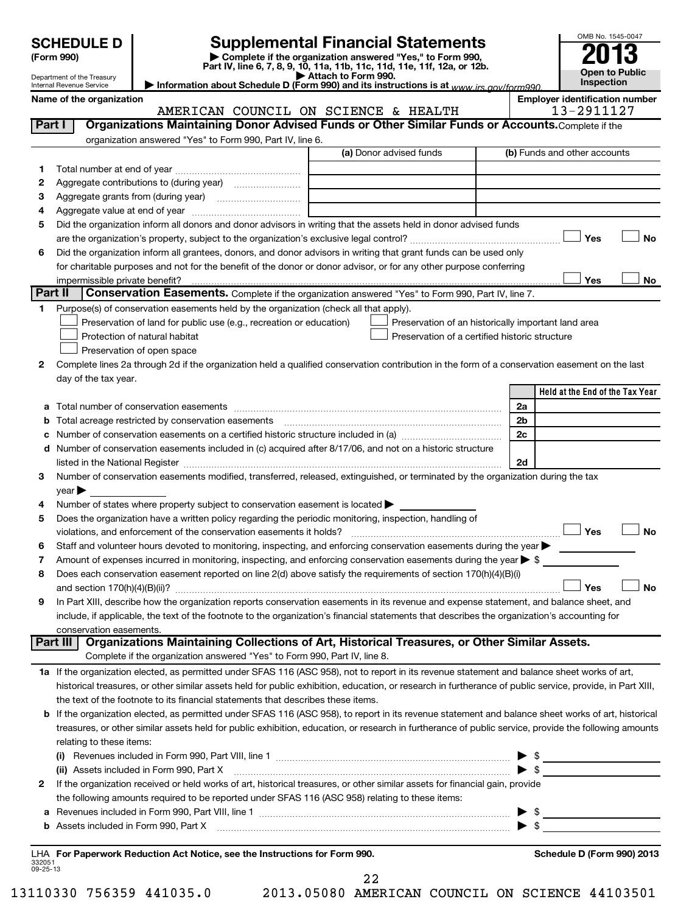**SCHEDULE D (Form 990)**

Department of the Treasury
Internal Revenue Service

# Supplemental Financial Statements

▶ Complete if the organization answered "Yes," to Form 990, Part IV, line 6, 7, 8, 9, 10, 11a, 11b, 11c, 11d, 11e, 11f, 12a, or 12b.
▶ Attach to Form 990.
▶ Information about Schedule D (Form 990) and its instructions is at www.irs.gov/form990.

OMB No. 1545-0047
**2013**
**Open to Public Inspection**

**Name of the organization**: AMERICAN COUNCIL ON SCIENCE & HEALTH
**Employer identification number**: 13-2911127

## Part I Organizations Maintaining Donor Advised Funds or Other Similar Funds or Accounts.

Complete if the organization answered "Yes" to Form 990, Part IV, line 6.

| | | (a) Donor advised funds | (b) Funds and other accounts |
|---|---|---|---|
| 1 | Total number at end of year | | |
| 2 | Aggregate contributions to (during year) | | |
| 3 | Aggregate grants from (during year) | | |
| 4 | Aggregate value at end of year | | |

5 Did the organization inform all donors and donor advisors in writing that the assets held in donor advised funds are the organization's property, subject to the organization's exclusive legal control? ☐ Yes ☐ No

6 Did the organization inform all grantees, donors, and donor advisors in writing that grant funds can be used only for charitable purposes and not for the benefit of the donor or donor advisor, or for any other purpose conferring impermissible private benefit? ☐ Yes ☐ No

## Part II Conservation Easements.

Complete if the organization answered "Yes" to Form 990, Part IV, line 7.

1 Purpose(s) of conservation easements held by the organization (check all that apply).

- ☐ Preservation of land for public use (e.g., recreation or education)
- ☐ Preservation of an historically important land area
- ☐ Protection of natural habitat
- ☐ Preservation of a certified historic structure
- ☐ Preservation of open space

2 Complete lines 2a through 2d if the organization held a qualified conservation contribution in the form of a conservation easement on the last day of the tax year.

| | | | Held at the End of the Tax Year |
|---|---|---|---|
| a | Total number of conservation easements | 2a | |
| b | Total acreage restricted by conservation easements | 2b | |
| c | Number of conservation easements on a certified historic structure included in (a) | 2c | |
| d | Number of conservation easements included in (c) acquired after 8/17/06, and not on a historic structure listed in the National Register | 2d | |

3 Number of conservation easements modified, transferred, released, extinguished, or terminated by the organization during the tax year ▶

4 Number of states where property subject to conservation easement is located ▶

5 Does the organization have a written policy regarding the periodic monitoring, inspection, handling of violations, and enforcement of the conservation easements it holds? ☐ Yes ☐ No

6 Staff and volunteer hours devoted to monitoring, inspecting, and enforcing conservation easements during the year ▶

7 Amount of expenses incurred in monitoring, inspecting, and enforcing conservation easements during the year ▶ $

8 Does each conservation easement reported on line 2(d) above satisfy the requirements of section 170(h)(4)(B)(i) and section 170(h)(4)(B)(ii)? ☐ Yes ☐ No

9 In Part XIII, describe how the organization reports conservation easements in its revenue and expense statement, and balance sheet, and include, if applicable, the text of the footnote to the organization's financial statements that describes the organization's accounting for conservation easements.

## Part III Organizations Maintaining Collections of Art, Historical Treasures, or Other Similar Assets.

Complete if the organization answered "Yes" to Form 990, Part IV, line 8.

1a If the organization elected, as permitted under SFAS 116 (ASC 958), not to report in its revenue statement and balance sheet works of art, historical treasures, or other similar assets held for public exhibition, education, or research in furtherance of public service, provide, in Part XIII, the text of the footnote to its financial statements that describes these items.

b If the organization elected, as permitted under SFAS 116 (ASC 958), to report in its revenue statement and balance sheet works of art, historical treasures, or other similar assets held for public exhibition, education, or research in furtherance of public service, provide the following amounts relating to these items:

(i) Revenues included in Form 990, Part VIII, line 1 ▶ $

(ii) Assets included in Form 990, Part X ▶ $

2 If the organization received or held works of art, historical treasures, or other similar assets for financial gain, provide the following amounts required to be reported under SFAS 116 (ASC 958) relating to these items:

a Revenues included in Form 990, Part VIII, line 1 ▶ $

b Assets included in Form 990, Part X ▶ $

LHA **For Paperwork Reduction Act Notice, see the Instructions for Form 990.**

332051
09-25-13

**Schedule D (Form 990) 2013**

13110330 756359 441035.0     2013.05080 AMERICAN COUNCIL ON SCIENCE 44103501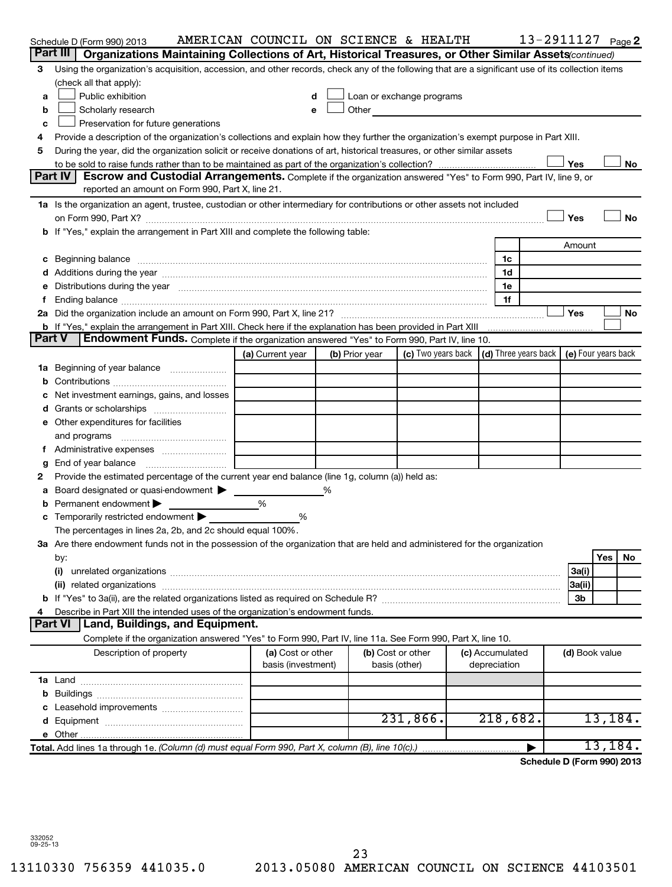Schedule D (Form 990) 2013 AMERICAN COUNCIL ON SCIENCE & HEALTH 13-2911127 Page 2

**Part III | Organizations Maintaining Collections of Art, Historical Treasures, or Other Similar Assets** *(continued)*

3 Using the organization's acquisition, accession, and other records, check any of the following that are a significant use of its collection items (check all that apply):

- a ☐ Public exhibition
- b ☐ Scholarly research
- c ☐ Preservation for future generations
- d ☐ Loan or exchange programs
- e ☐ Other

4 Provide a description of the organization's collections and explain how they further the organization's exempt purpose in Part XIII.

5 During the year, did the organization solicit or receive donations of art, historical treasures, or other similar assets to be sold to raise funds rather than to be maintained as part of the organization's collection? ☐ Yes ☐ No

**Part IV | Escrow and Custodial Arrangements.** Complete if the organization answered "Yes" to Form 990, Part IV, line 9, or reported an amount on Form 990, Part X, line 21.

1a Is the organization an agent, trustee, custodian or other intermediary for contributions or other assets not included on Form 990, Part X? ☐ Yes ☐ No

b If "Yes," explain the arrangement in Part XIII and complete the following table:

| | | Amount |
|---|---|---|
| c Beginning balance | 1c | |
| d Additions during the year | 1d | |
| e Distributions during the year | 1e | |
| f Ending balance | 1f | |

2a Did the organization include an amount on Form 990, Part X, line 21? ☐ Yes ☐ No

b If "Yes," explain the arrangement in Part XIII. Check here if the explanation has been provided in Part XIII ☐

**Part V | Endowment Funds.** Complete if the organization answered "Yes" to Form 990, Part IV, line 10.

| | (a) Current year | (b) Prior year | (c) Two years back | (d) Three years back | (e) Four years back |
|---|---|---|---|---|---|
| 1a Beginning of year balance | | | | | |
| b Contributions | | | | | |
| c Net investment earnings, gains, and losses | | | | | |
| d Grants or scholarships | | | | | |
| e Other expenditures for facilities and programs | | | | | |
| f Administrative expenses | | | | | |
| g End of year balance | | | | | |

2 Provide the estimated percentage of the current year end balance (line 1g, column (a)) held as:

a Board designated or quasi-endowment ▶ ______ %

b Permanent endowment ▶ ______ %

c Temporarily restricted endowment ▶ ______ %

The percentages in lines 2a, 2b, and 2c should equal 100%.

3a Are there endowment funds not in the possession of the organization that are held and administered for the organization by:

| | | Yes | No |
|---|---|---|---|
| (i) unrelated organizations | 3a(i) | | |
| (ii) related organizations | 3a(ii) | | |
| b If "Yes" to 3a(ii), are the related organizations listed as required on Schedule R? | 3b | | |

4 Describe in Part XIII the intended uses of the organization's endowment funds.

**Part VI | Land, Buildings, and Equipment.**

Complete if the organization answered "Yes" to Form 990, Part IV, line 11a. See Form 990, Part X, line 10.

| Description of property | (a) Cost or other basis (investment) | (b) Cost or other basis (other) | (c) Accumulated depreciation | (d) Book value |
|---|---|---|---|---|
| 1a Land | | | | |
| b Buildings | | | | |
| c Leasehold improvements | | | | |
| d Equipment | | 231,866. | 218,682. | 13,184. |
| e Other | | | | |
| **Total.** Add lines 1a through 1e. *(Column (d) must equal Form 990, Part X, column (B), line 10(c).)* | | | ▶ | 13,184. |

**Schedule D (Form 990) 2013**

332052 09-25-13

13110330 756359 441035.0 2013.05080 AMERICAN COUNCIL ON SCIENCE 44103501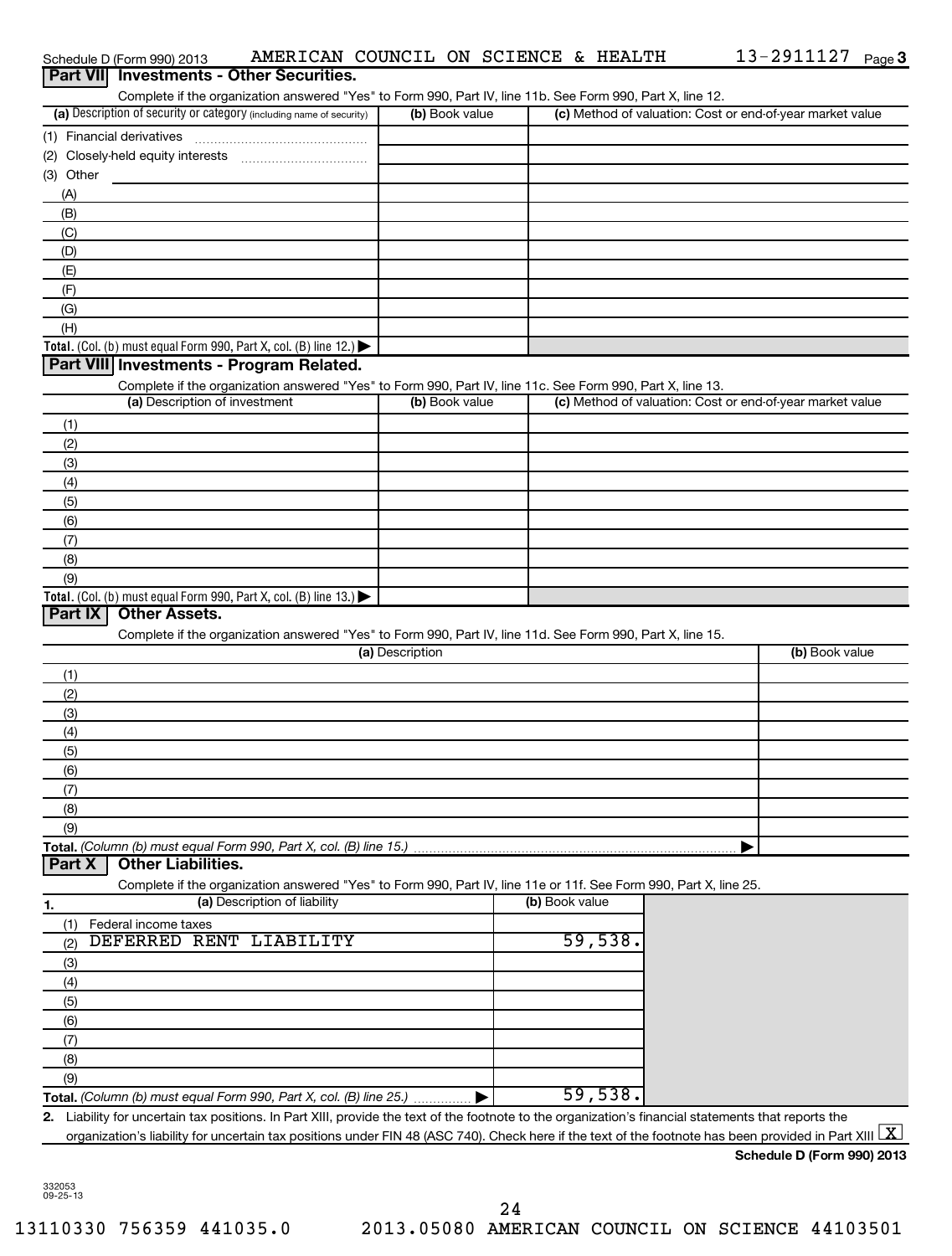Schedule D (Form 990) 2013 AMERICAN COUNCIL ON SCIENCE & HEALTH 13-2911127 Page 3

## Part VII Investments - Other Securities.

Complete if the organization answered "Yes" to Form 990, Part IV, line 11b. See Form 990, Part X, line 12.

| (a) Description of security or category (including name of security) | (b) Book value | (c) Method of valuation: Cost or end-of-year market value |
|---|---|---|
| (1) Financial derivatives | | |
| (2) Closely-held equity interests | | |
| (3) Other | | |
| (A) | | |
| (B) | | |
| (C) | | |
| (D) | | |
| (E) | | |
| (F) | | |
| (G) | | |
| (H) | | |
| **Total.** (Col. (b) must equal Form 990, Part X, col. (B) line 12.) ▶ | | |

## Part VIII Investments - Program Related.

Complete if the organization answered "Yes" to Form 990, Part IV, line 11c. See Form 990, Part X, line 13.

| (a) Description of investment | (b) Book value | (c) Method of valuation: Cost or end-of-year market value |
|---|---|---|
| (1) | | |
| (2) | | |
| (3) | | |
| (4) | | |
| (5) | | |
| (6) | | |
| (7) | | |
| (8) | | |
| (9) | | |
| **Total.** (Col. (b) must equal Form 990, Part X, col. (B) line 13.) ▶ | | |

## Part IX Other Assets.

Complete if the organization answered "Yes" to Form 990, Part IV, line 11d. See Form 990, Part X, line 15.

| (a) Description | (b) Book value |
|---|---|
| (1) | |
| (2) | |
| (3) | |
| (4) | |
| (5) | |
| (6) | |
| (7) | |
| (8) | |
| (9) | |
| **Total.** *(Column (b) must equal Form 990, Part X, col. (B) line 15.)* ▶ | |

## Part X Other Liabilities.

Complete if the organization answered "Yes" to Form 990, Part IV, line 11e or 11f. See Form 990, Part X, line 25.

| 1. (a) Description of liability | (b) Book value |
|---|---|
| (1) Federal income taxes | |
| (2) DEFERRED RENT LIABILITY | 59,538. |
| (3) | |
| (4) | |
| (5) | |
| (6) | |
| (7) | |
| (8) | |
| (9) | |
| **Total.** *(Column (b) must equal Form 990, Part X, col. (B) line 25.)* ▶ | 59,538. |

**2.** Liability for uncertain tax positions. In Part XIII, provide the text of the footnote to the organization's financial statements that reports the organization's liability for uncertain tax positions under FIN 48 (ASC 740). Check here if the text of the footnote has been provided in Part XIII [X]

**Schedule D (Form 990) 2013**

332053 09-25-13

13110330 756359 441035.0 2013.05080 AMERICAN COUNCIL ON SCIENCE 44103501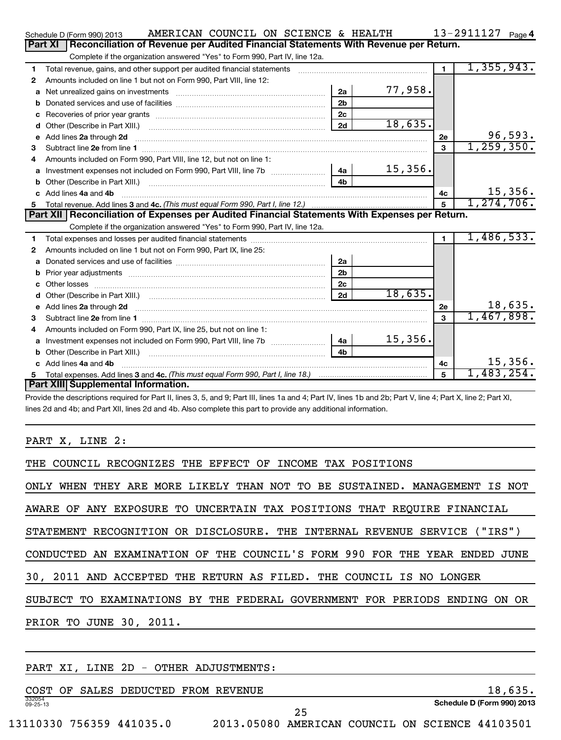Schedule D (Form 990) 2013 AMERICAN COUNCIL ON SCIENCE & HEALTH 13-2911127 Page 4

## Part XI Reconciliation of Revenue per Audited Financial Statements With Revenue per Return.

Complete if the organization answered "Yes" to Form 990, Part IV, line 12a.

| | | | | | |
|---|---|---|---|---|---|
| 1 | Total revenue, gains, and other support per audited financial statements | | | 1 | 1,355,943. |
| 2 | Amounts included on line 1 but not on Form 990, Part VIII, line 12: | | | | |
| a | Net unrealized gains on investments | 2a | 77,958. | | |
| b | Donated services and use of facilities | 2b | | | |
| c | Recoveries of prior year grants | 2c | | | |
| d | Other (Describe in Part XIII.) | 2d | 18,635. | | |
| e | Add lines 2a through 2d | | | 2e | 96,593. |
| 3 | Subtract line 2e from line 1 | | | 3 | 1,259,350. |
| 4 | Amounts included on Form 990, Part VIII, line 12, but not on line 1: | | | | |
| a | Investment expenses not included on Form 990, Part VIII, line 7b | 4a | 15,356. | | |
| b | Other (Describe in Part XIII.) | 4b | | | |
| c | Add lines 4a and 4b | | | 4c | 15,356. |
| 5 | Total revenue. Add lines 3 and 4c. *(This must equal Form 990, Part I, line 12.)* | | | 5 | 1,274,706. |

## Part XII Reconciliation of Expenses per Audited Financial Statements With Expenses per Return.

Complete if the organization answered "Yes" to Form 990, Part IV, line 12a.

| | | | | | |
|---|---|---|---|---|---|
| 1 | Total expenses and losses per audited financial statements | | | 1 | 1,486,533. |
| 2 | Amounts included on line 1 but not on Form 990, Part IX, line 25: | | | | |
| a | Donated services and use of facilities | 2a | | | |
| b | Prior year adjustments | 2b | | | |
| c | Other losses | 2c | | | |
| d | Other (Describe in Part XIII.) | 2d | 18,635. | | |
| e | Add lines 2a through 2d | | | 2e | 18,635. |
| 3 | Subtract line 2e from line 1 | | | 3 | 1,467,898. |
| 4 | Amounts included on Form 990, Part IX, line 25, but not on line 1: | | | | |
| a | Investment expenses not included on Form 990, Part VIII, line 7b | 4a | 15,356. | | |
| b | Other (Describe in Part XIII.) | 4b | | | |
| c | Add lines 4a and 4b | | | 4c | 15,356. |
| 5 | Total expenses. Add lines 3 and 4c. *(This must equal Form 990, Part I, line 18.)* | | | 5 | 1,483,254. |

## Part XIII Supplemental Information.

Provide the descriptions required for Part II, lines 3, 5, and 9; Part III, lines 1a and 4; Part IV, lines 1b and 2b; Part V, line 4; Part X, line 2; Part XI, lines 2d and 4b; and Part XII, lines 2d and 4b. Also complete this part to provide any additional information.

PART X, LINE 2:

THE COUNCIL RECOGNIZES THE EFFECT OF INCOME TAX POSITIONS ONLY WHEN THEY ARE MORE LIKELY THAN NOT TO BE SUSTAINED. MANAGEMENT IS NOT AWARE OF ANY EXPOSURE TO UNCERTAIN TAX POSITIONS THAT REQUIRE FINANCIAL STATEMENT RECOGNITION OR DISCLOSURE. THE INTERNAL REVENUE SERVICE ("IRS") CONDUCTED AN EXAMINATION OF THE COUNCIL'S FORM 990 FOR THE YEAR ENDED JUNE 30, 2011 AND ACCEPTED THE RETURN AS FILED. THE COUNCIL IS NO LONGER SUBJECT TO EXAMINATIONS BY THE FEDERAL GOVERNMENT FOR PERIODS ENDING ON OR PRIOR TO JUNE 30, 2011.

PART XI, LINE 2D - OTHER ADJUSTMENTS:

COST OF SALES DEDUCTED FROM REVENUE 18,635.

332054 09-25-13

Schedule D (Form 990) 2013

13110330 756359 441035.0 2013.05080 AMERICAN COUNCIL ON SCIENCE 44103501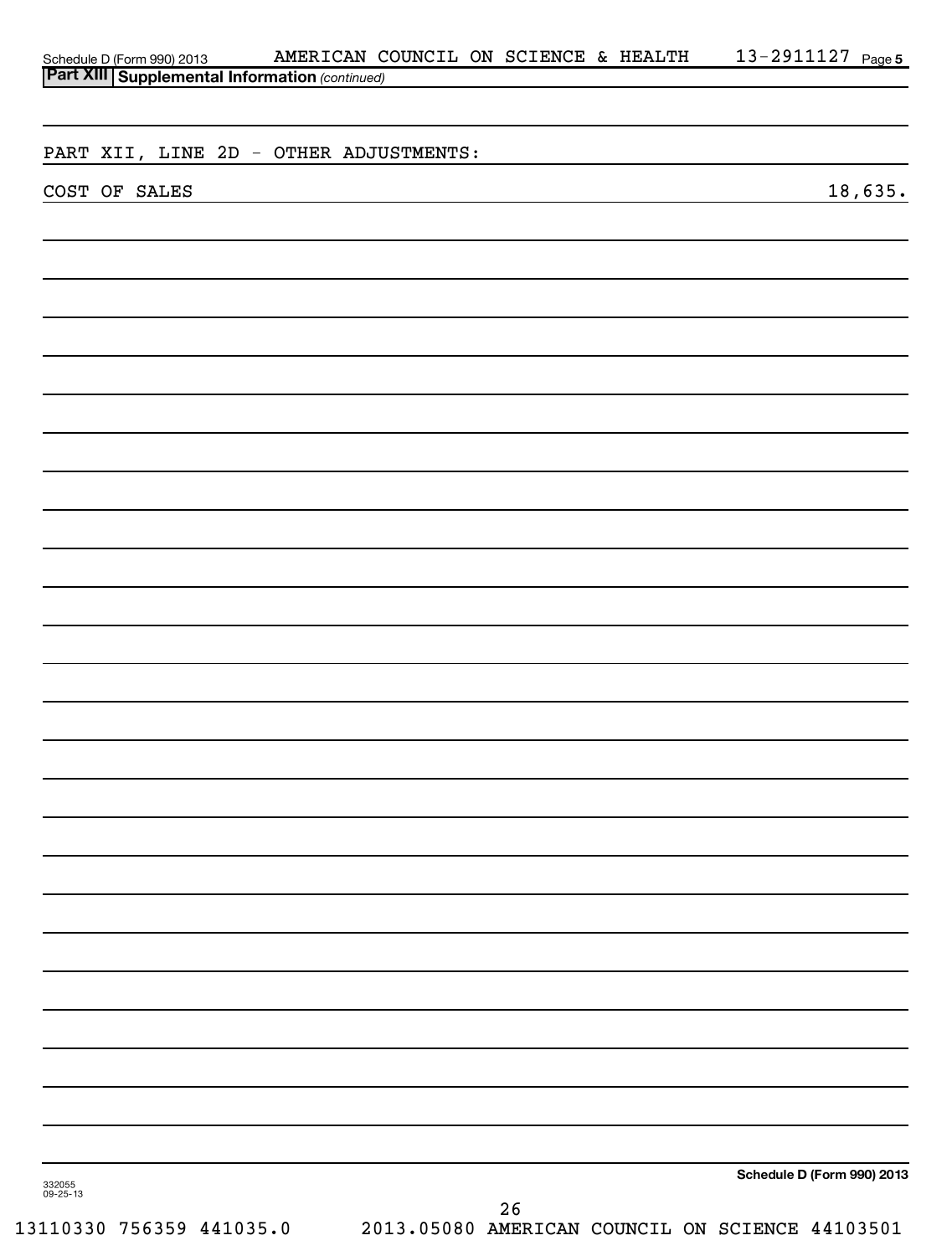Schedule D (Form 990) 2013 AMERICAN COUNCIL ON SCIENCE & HEALTH 13-2911127 Page 5

**Part XIII Supplemental Information** *(continued)*

PART XII, LINE 2D - OTHER ADJUSTMENTS:

| | |
|---|---|
| COST OF SALES | 18,635. |

**Schedule D (Form 990) 2013**

332055
09-25-13

13110330 756359 441035.0 2013.05080 AMERICAN COUNCIL ON SCIENCE 44103501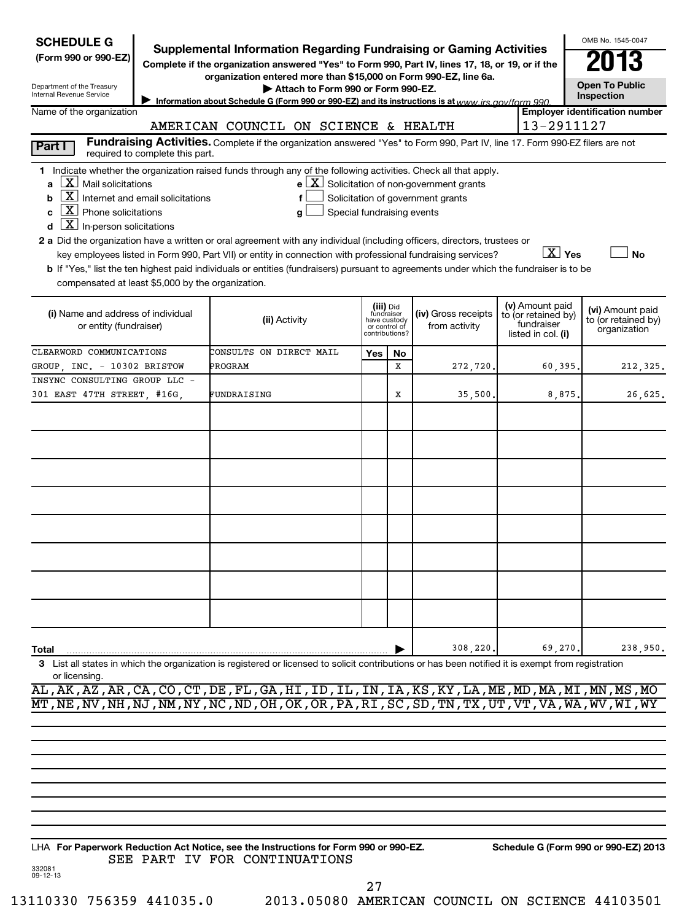**SCHEDULE G (Form 990 or 990-EZ)**

Department of the Treasury
Internal Revenue Service

# Supplemental Information Regarding Fundraising or Gaming Activities

**Complete if the organization answered "Yes" to Form 990, Part IV, lines 17, 18, or 19, or if the organization entered more than $15,000 on Form 990-EZ, line 6a.**

**▶ Attach to Form 990 or Form 990-EZ.**

**▶ Information about Schedule G (Form 990 or 990-EZ) and its instructions is at** www.irs.gov/form 990.

OMB No. 1545-0047

**2013**

**Open To Public Inspection**

Name of the organization: AMERICAN COUNCIL ON SCIENCE & HEALTH

Employer identification number: 13-2911127

**Part I** **Fundraising Activities.** Complete if the organization answered "Yes" to Form 990, Part IV, line 17. Form 990-EZ filers are not required to complete this part.

**1** Indicate whether the organization raised funds through any of the following activities. Check all that apply.

- **a** [X] Mail solicitations
- **b** [X] Internet and email solicitations
- **c** [X] Phone solicitations
- **d** [X] In-person solicitations
- **e** [X] Solicitation of non-government grants
- **f** [ ] Solicitation of government grants
- **g** [ ] Special fundraising events

**2 a** Did the organization have a written or oral agreement with any individual (including officers, directors, trustees or key employees listed in Form 990, Part VII) or entity in connection with professional fundraising services? [X] Yes [ ] No

**b** If "Yes," list the ten highest paid individuals or entities (fundraisers) pursuant to agreements under which the fundraiser is to be compensated at least $5,000 by the organization.

| (i) Name and address of individual or entity (fundraiser) | (ii) Activity | (iii) Did fundraiser have custody or control of contributions? Yes | No | (iv) Gross receipts from activity | (v) Amount paid to (or retained by) fundraiser listed in col. (i) | (vi) Amount paid to (or retained by) organization |
|---|---|---|---|---|---|---|
| CLEARWORD COMMUNICATIONS GROUP, INC. - 10302 BRISTOW | CONSULTS ON DIRECT MAIL PROGRAM | | X | 272,720. | 60,395. | 212,325. |
| INSYNC CONSULTING GROUP LLC - 301 EAST 47TH STREET, #16G, | FUNDRAISING | | X | 35,500. | 8,875. | 26,625. |
| | | | | | | |
| | | | | | | |
| | | | | | | |
| | | | | | | |
| | | | | | | |
| | | | | | | |
| | | | | | | |
| | | | | | | |
| **Total** | | | ▶ | 308,220. | 69,270. | 238,950. |

**3** List all states in which the organization is registered or licensed to solicit contributions or has been notified it is exempt from registration or licensing.

AL,AK,AZ,AR,CA,CO,CT,DE,FL,GA,HI,ID,IL,IN,IA,KS,KY,LA,ME,MD,MA,MI,MN,MS,MO
MT,NE,NV,NH,NJ,NM,NY,NC,ND,OH,OK,OR,PA,RI,SC,SD,TN,TX,UT,VT,VA,WA,WV,WI,WY

LHA **For Paperwork Reduction Act Notice, see the Instructions for Form 990 or 990-EZ.** **Schedule G (Form 990 or 990-EZ) 2013**

SEE PART IV FOR CONTINUATIONS

332081
09-12-13

13110330 756359 441035.0 2013.05080 AMERICAN COUNCIL ON SCIENCE 44103501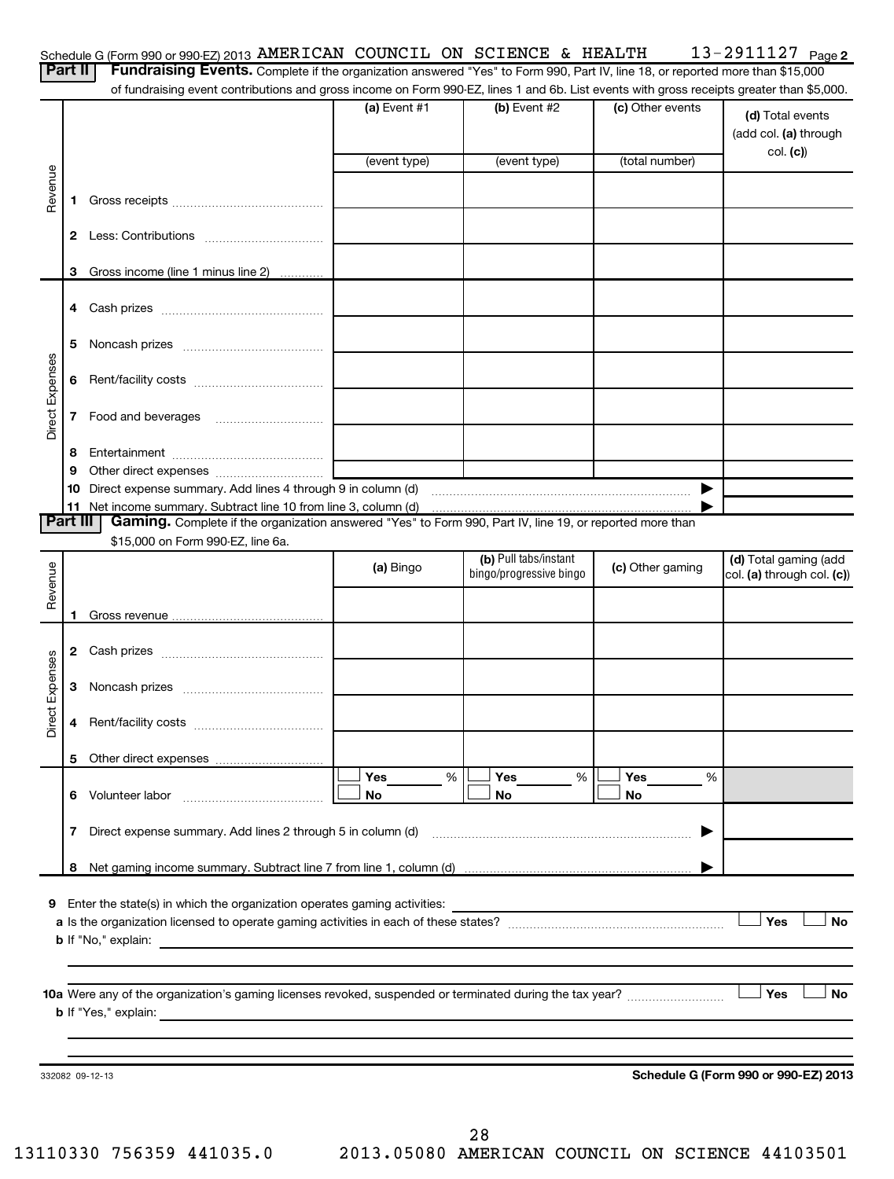Schedule G (Form 990 or 990-EZ) 2013 AMERICAN COUNCIL ON SCIENCE & HEALTH 13-2911127 Page 2

**Part II** **Fundraising Events.** Complete if the organization answered "Yes" to Form 990, Part IV, line 18, or reported more than $15,000 of fundraising event contributions and gross income on Form 990-EZ, lines 1 and 6b. List events with gross receipts greater than $5,000.

| | | (a) Event #1 | (b) Event #2 | (c) Other events | (d) Total events (add col. (a) through col. (c)) |
|---|---|---|---|---|---|
| | | (event type) | (event type) | (total number) | |
| Revenue | 1 Gross receipts | | | | |
| | 2 Less: Contributions | | | | |
| | 3 Gross income (line 1 minus line 2) | | | | |
| Direct Expenses | 4 Cash prizes | | | | |
| | 5 Noncash prizes | | | | |
| | 6 Rent/facility costs | | | | |
| | 7 Food and beverages | | | | |
| | 8 Entertainment | | | | |
| | 9 Other direct expenses | | | | |
| | 10 Direct expense summary. Add lines 4 through 9 in column (d) | | | ▶ | |
| | 11 Net income summary. Subtract line 10 from line 3, column (d) | | | ▶ | |

**Part III** **Gaming.** Complete if the organization answered "Yes" to Form 990, Part IV, line 19, or reported more than $15,000 on Form 990-EZ, line 6a.

| | | (a) Bingo | (b) Pull tabs/instant bingo/progressive bingo | (c) Other gaming | (d) Total gaming (add col. (a) through col. (c)) |
|---|---|---|---|---|---|
| Revenue | 1 Gross revenue | | | | |
| Direct Expenses | 2 Cash prizes | | | | |
| | 3 Noncash prizes | | | | |
| | 4 Rent/facility costs | | | | |
| | 5 Other direct expenses | | | | |
| | 6 Volunteer labor | ☐ Yes ____ % ☐ No | ☐ Yes ____ % ☐ No | ☐ Yes ____ % ☐ No | |
| | 7 Direct expense summary. Add lines 2 through 5 in column (d) | | | ▶ | |
| | 8 Net gaming income summary. Subtract line 7 from line 1, column (d) | | | ▶ | |

9 Enter the state(s) in which the organization operates gaming activities: ____________

a Is the organization licensed to operate gaming activities in each of these states? ☐ Yes ☐ No

b If "No," explain: ____________

10a Were any of the organization's gaming licenses revoked, suspended or terminated during the tax year? ☐ Yes ☐ No

b If "Yes," explain: ____________

332082 09-12-13

**Schedule G (Form 990 or 990-EZ) 2013**

13110330 756359 441035.0 2013.05080 AMERICAN COUNCIL ON SCIENCE 44103501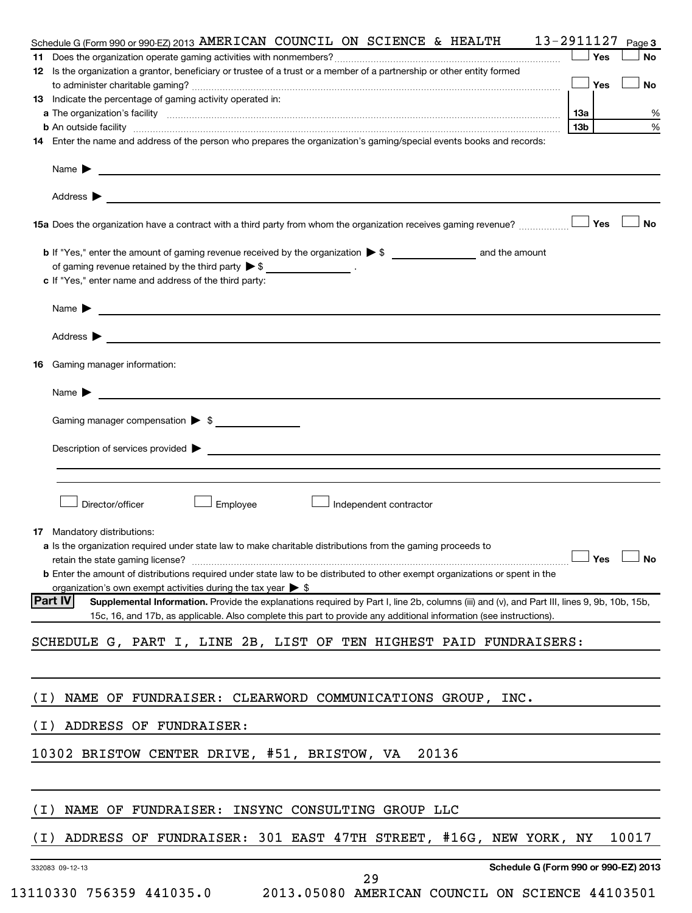Schedule G (Form 990 or 990-EZ) 2013 AMERICAN COUNCIL ON SCIENCE & HEALTH 13-2911127 Page 3

**11** Does the organization operate gaming activities with nonmembers? ☐ Yes ☐ No

**12** Is the organization a grantor, beneficiary or trustee of a trust or a member of a partnership or other entity formed to administer charitable gaming? ☐ Yes ☐ No

**13** Indicate the percentage of gaming activity operated in:

**a** The organization's facility **13a** %

**b** An outside facility **13b** %

**14** Enter the name and address of the person who prepares the organization's gaming/special events books and records:

Name ▶

Address ▶

**15a** Does the organization have a contract with a third party from whom the organization receives gaming revenue? ☐ Yes ☐ No

**b** If "Yes," enter the amount of gaming revenue received by the organization ▶ $ ________ and the amount of gaming revenue retained by the third party ▶ $ ________ .

**c** If "Yes," enter name and address of the third party:

Name ▶

Address ▶

**16** Gaming manager information:

Name ▶

Gaming manager compensation ▶ $

Description of services provided ▶

☐ Director/officer ☐ Employee ☐ Independent contractor

**17** Mandatory distributions:

**a** Is the organization required under state law to make charitable distributions from the gaming proceeds to retain the state gaming license? ☐ Yes ☐ No

**b** Enter the amount of distributions required under state law to be distributed to other exempt organizations or spent in the organization's own exempt activities during the tax year ▶ $

**Part IV** **Supplemental Information.** Provide the explanations required by Part I, line 2b, columns (iii) and (v), and Part III, lines 9, 9b, 10b, 15b, 15c, 16, and 17b, as applicable. Also complete this part to provide any additional information (see instructions).

SCHEDULE G, PART I, LINE 2B, LIST OF TEN HIGHEST PAID FUNDRAISERS:

(I) NAME OF FUNDRAISER: CLEARWORD COMMUNICATIONS GROUP, INC.

(I) ADDRESS OF FUNDRAISER:

10302 BRISTOW CENTER DRIVE, #51, BRISTOW, VA 20136

(I) NAME OF FUNDRAISER: INSYNC CONSULTING GROUP LLC

(I) ADDRESS OF FUNDRAISER: 301 EAST 47TH STREET, #16G, NEW YORK, NY 10017

332083 09-12-13 **Schedule G (Form 990 or 990-EZ) 2013**

13110330 756359 441035.0 2013.05080 AMERICAN COUNCIL ON SCIENCE 44103501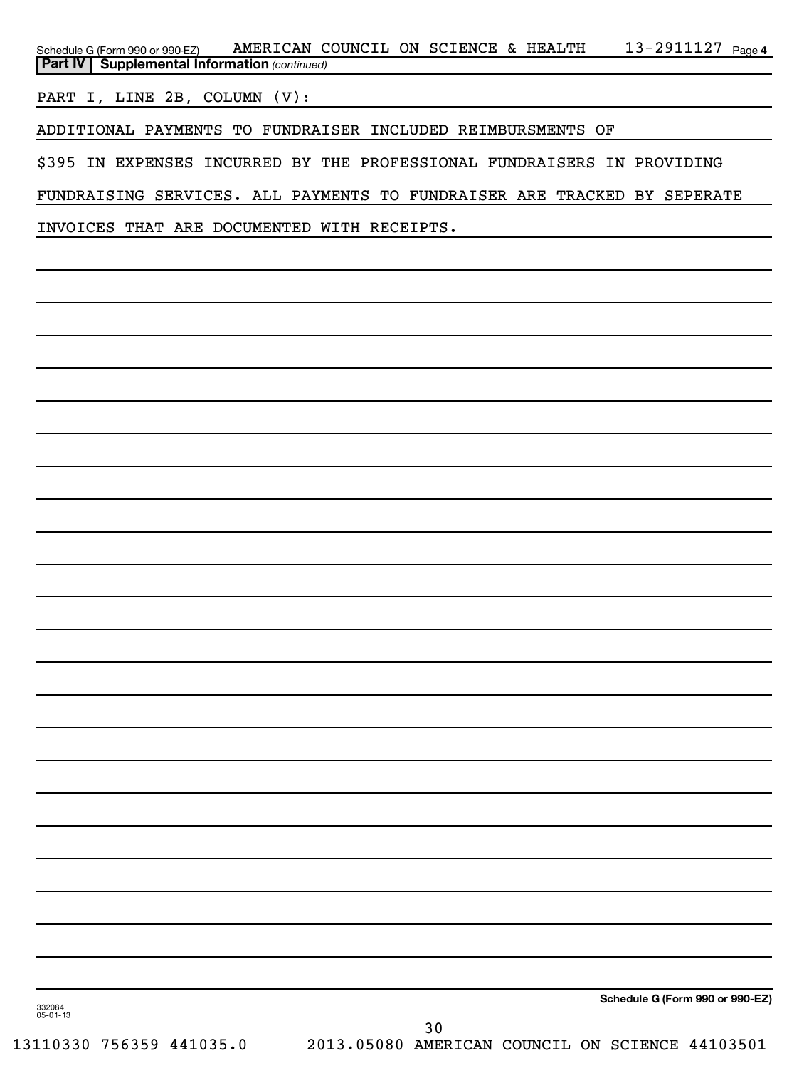Schedule G (Form 990 or 990-EZ) AMERICAN COUNCIL ON SCIENCE & HEALTH 13-2911127 Page 4

**Part IV | Supplemental Information** *(continued)*

PART I, LINE 2B, COLUMN (V):

ADDITIONAL PAYMENTS TO FUNDRAISER INCLUDED REIMBURSMENTS OF $395 IN EXPENSES INCURRED BY THE PROFESSIONAL FUNDRAISERS IN PROVIDING FUNDRAISING SERVICES. ALL PAYMENTS TO FUNDRAISER ARE TRACKED BY SEPERATE INVOICES THAT ARE DOCUMENTED WITH RECEIPTS.

**Schedule G (Form 990 or 990-EZ)**

332084
05-01-13

13110330 756359 441035.0 2013.05080 AMERICAN COUNCIL ON SCIENCE 44103501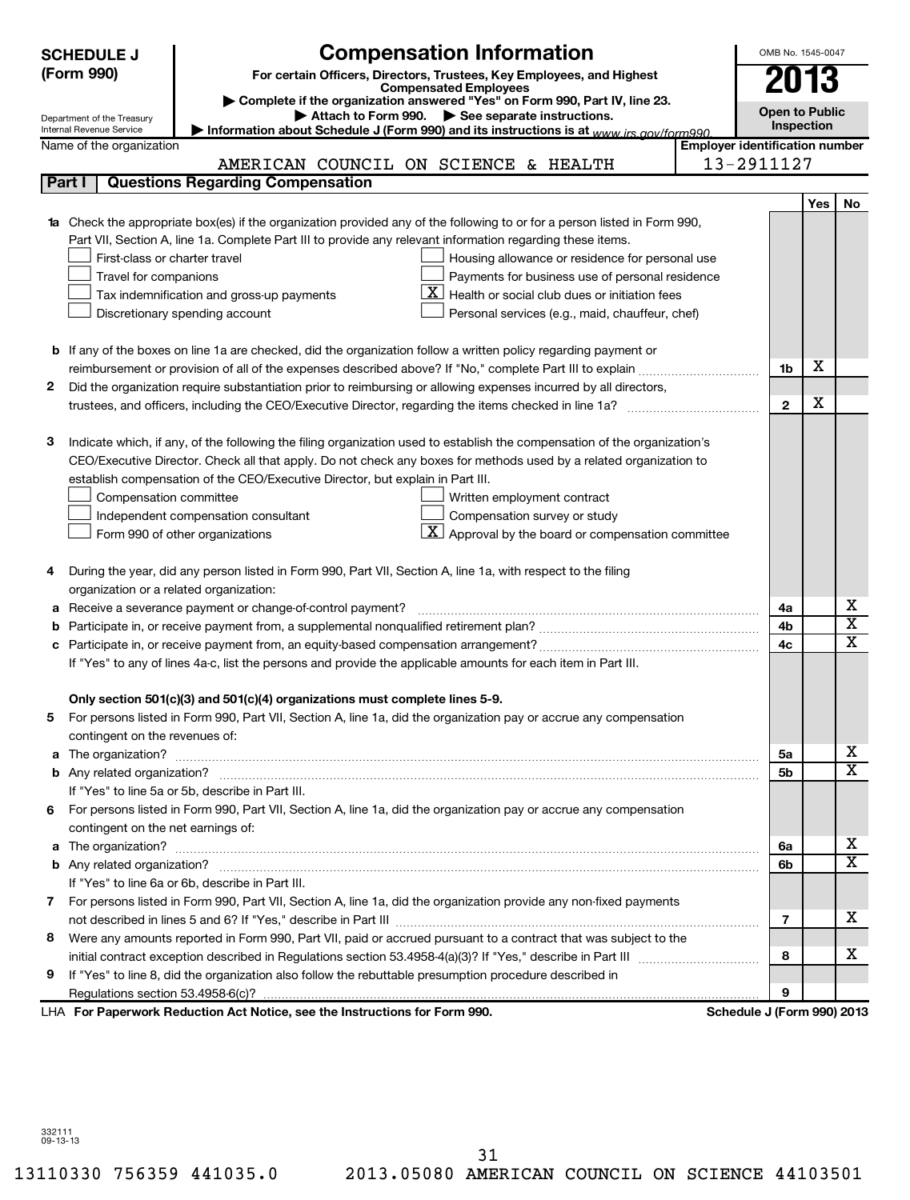**SCHEDULE J (Form 990)**

# Compensation Information

**For certain Officers, Directors, Trustees, Key Employees, and Highest Compensated Employees**

▶ Complete if the organization answered "Yes" on Form 990, Part IV, line 23.

▶ Attach to Form 990. ▶ See separate instructions.

▶ Information about Schedule J (Form 990) and its instructions is at www.irs.gov/form990.

Department of the Treasury
Internal Revenue Service

OMB No. 1545-0047

**2013**

**Open to Public Inspection**

Name of the organization: AMERICAN COUNCIL ON SCIENCE & HEALTH

Employer identification number: 13-2911127

## Part I Questions Regarding Compensation

| | | | Yes | No |
|---|---|---|---|---|
| **1a** | Check the appropriate box(es) if the organization provided any of the following to or for a person listed in Form 990, Part VII, Section A, line 1a. Complete Part III to provide any relevant information regarding these items.<br>☐ First-class or charter travel<br>☐ Travel for companions<br>☐ Tax indemnification and gross-up payments<br>☐ Discretionary spending account<br>☐ Housing allowance or residence for personal use<br>☐ Payments for business use of personal residence<br>☒ Health or social club dues or initiation fees<br>☐ Personal services (e.g., maid, chauffeur, chef) | | | |
| **b** | If any of the boxes on line 1a are checked, did the organization follow a written policy regarding payment or reimbursement or provision of all of the expenses described above? If "No," complete Part III to explain | 1b | X | |
| **2** | Did the organization require substantiation prior to reimbursing or allowing expenses incurred by all directors, trustees, and officers, including the CEO/Executive Director, regarding the items checked in line 1a? | 2 | X | |
| **3** | Indicate which, if any, of the following the filing organization used to establish the compensation of the organization's CEO/Executive Director. Check all that apply. Do not check any boxes for methods used by a related organization to establish compensation of the CEO/Executive Director, but explain in Part III.<br>☐ Compensation committee<br>☐ Independent compensation consultant<br>☐ Form 990 of other organizations<br>☐ Written employment contract<br>☐ Compensation survey or study<br>☒ Approval by the board or compensation committee | | | |
| **4** | During the year, did any person listed in Form 990, Part VII, Section A, line 1a, with respect to the filing organization or a related organization: | | | |
| **a** | Receive a severance payment or change-of-control payment? | 4a | | X |
| **b** | Participate in, or receive payment from, a supplemental nonqualified retirement plan? | 4b | | X |
| **c** | Participate in, or receive payment from, an equity-based compensation arrangement? | 4c | | X |
| | If "Yes" to any of lines 4a-c, list the persons and provide the applicable amounts for each item in Part III. | | | |
| | **Only section 501(c)(3) and 501(c)(4) organizations must complete lines 5-9.** | | | |
| **5** | For persons listed in Form 990, Part VII, Section A, line 1a, did the organization pay or accrue any compensation contingent on the revenues of: | | | |
| **a** | The organization? | 5a | | X |
| **b** | Any related organization? | 5b | | X |
| | If "Yes" to line 5a or 5b, describe in Part III. | | | |
| **6** | For persons listed in Form 990, Part VII, Section A, line 1a, did the organization pay or accrue any compensation contingent on the net earnings of: | | | |
| **a** | The organization? | 6a | | X |
| **b** | Any related organization? | 6b | | X |
| | If "Yes" to line 6a or 6b, describe in Part III. | | | |
| **7** | For persons listed in Form 990, Part VII, Section A, line 1a, did the organization provide any non-fixed payments not described in lines 5 and 6? If "Yes," describe in Part III | 7 | | X |
| **8** | Were any amounts reported in Form 990, Part VII, paid or accrued pursuant to a contract that was subject to the initial contract exception described in Regulations section 53.4958-4(a)(3)? If "Yes," describe in Part III | 8 | | X |
| **9** | If "Yes" to line 8, did the organization also follow the rebuttable presumption procedure described in Regulations section 53.4958-6(c)? | 9 | | |

LHA **For Paperwork Reduction Act Notice, see the Instructions for Form 990.** **Schedule J (Form 990) 2013**

332111
09-13-13

13110330 756359 441035.0 2013.05080 AMERICAN COUNCIL ON SCIENCE 44103501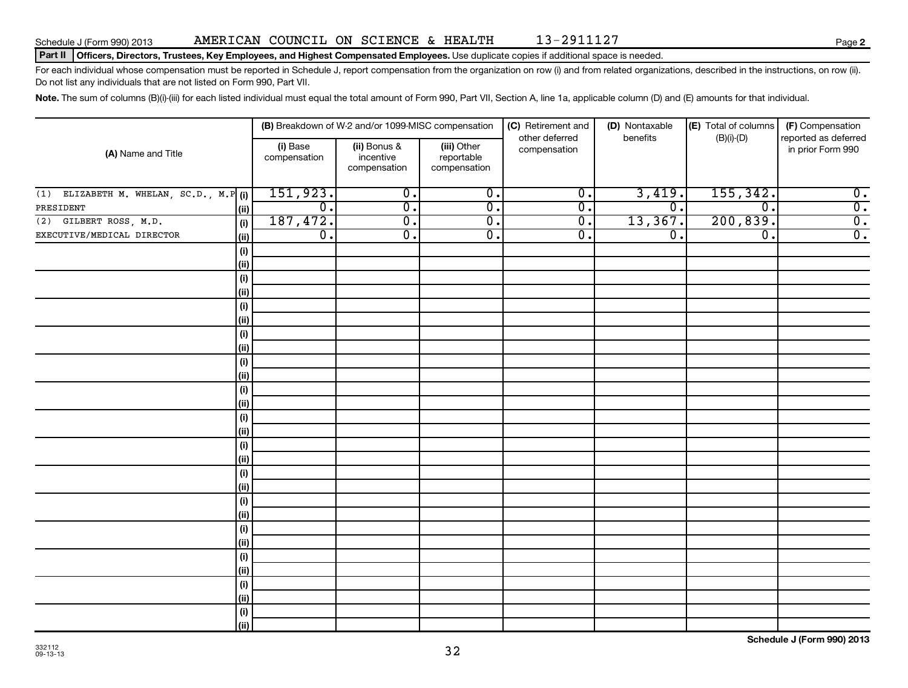Schedule J (Form 990) 2013 AMERICAN COUNCIL ON SCIENCE & HEALTH 13-2911127 Page **2**

**Part II** **Officers, Directors, Trustees, Key Employees, and Highest Compensated Employees.** Use duplicate copies if additional space is needed.

For each individual whose compensation must be reported in Schedule J, report compensation from the organization on row (i) and from related organizations, described in the instructions, on row (ii). Do not list any individuals that are not listed on Form 990, Part VII.

**Note.** The sum of columns (B)(i)-(iii) for each listed individual must equal the total amount of Form 990, Part VII, Section A, line 1a, applicable column (D) and (E) amounts for that individual.

| (A) Name and Title | | (B) Breakdown of W-2 and/or 1099-MISC compensation | | | (C) Retirement and other deferred compensation | (D) Nontaxable benefits | (E) Total of columns (B)(i)-(D) | (F) Compensation reported as deferred in prior Form 990 |
|---|---|---|---|---|---|---|---|---|
| | | (i) Base compensation | (ii) Bonus & incentive compensation | (iii) Other reportable compensation | | | | |
| (1) ELIZABETH M. WHELAN, SC.D., M.P | (i) | 151,923. | 0. | 0. | 0. | 3,419. | 155,342. | 0. |
| PRESIDENT | (ii) | 0. | 0. | 0. | 0. | 0. | 0. | 0. |
| (2) GILBERT ROSS, M.D. | (i) | 187,472. | 0. | 0. | 0. | 13,367. | 200,839. | 0. |
| EXECUTIVE/MEDICAL DIRECTOR | (ii) | 0. | 0. | 0. | 0. | 0. | 0. | 0. |

**Schedule J (Form 990) 2013**

332112
09-13-13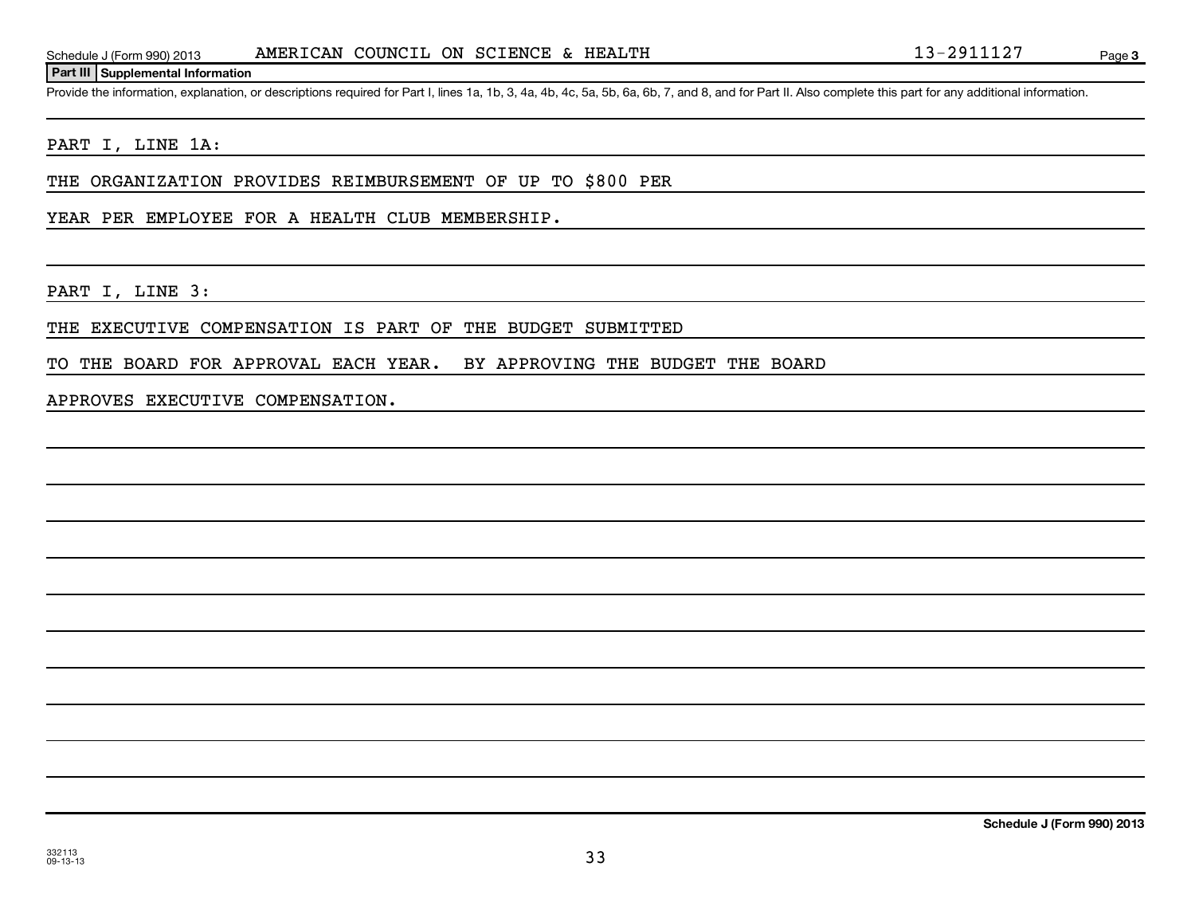Schedule J (Form 990) 2013 AMERICAN COUNCIL ON SCIENCE & HEALTH 13-2911127

**Part III Supplemental Information**

Provide the information, explanation, or descriptions required for Part I, lines 1a, 1b, 3, 4a, 4b, 4c, 5a, 5b, 6a, 6b, 7, and 8, and for Part II. Also complete this part for any additional information.

PART I, LINE 1A:

THE ORGANIZATION PROVIDES REIMBURSEMENT OF UP TO $800 PER YEAR PER EMPLOYEE FOR A HEALTH CLUB MEMBERSHIP.

PART I, LINE 3:

THE EXECUTIVE COMPENSATION IS PART OF THE BUDGET SUBMITTED TO THE BOARD FOR APPROVAL EACH YEAR. BY APPROVING THE BUDGET THE BOARD APPROVES EXECUTIVE COMPENSATION.

332113
09-13-13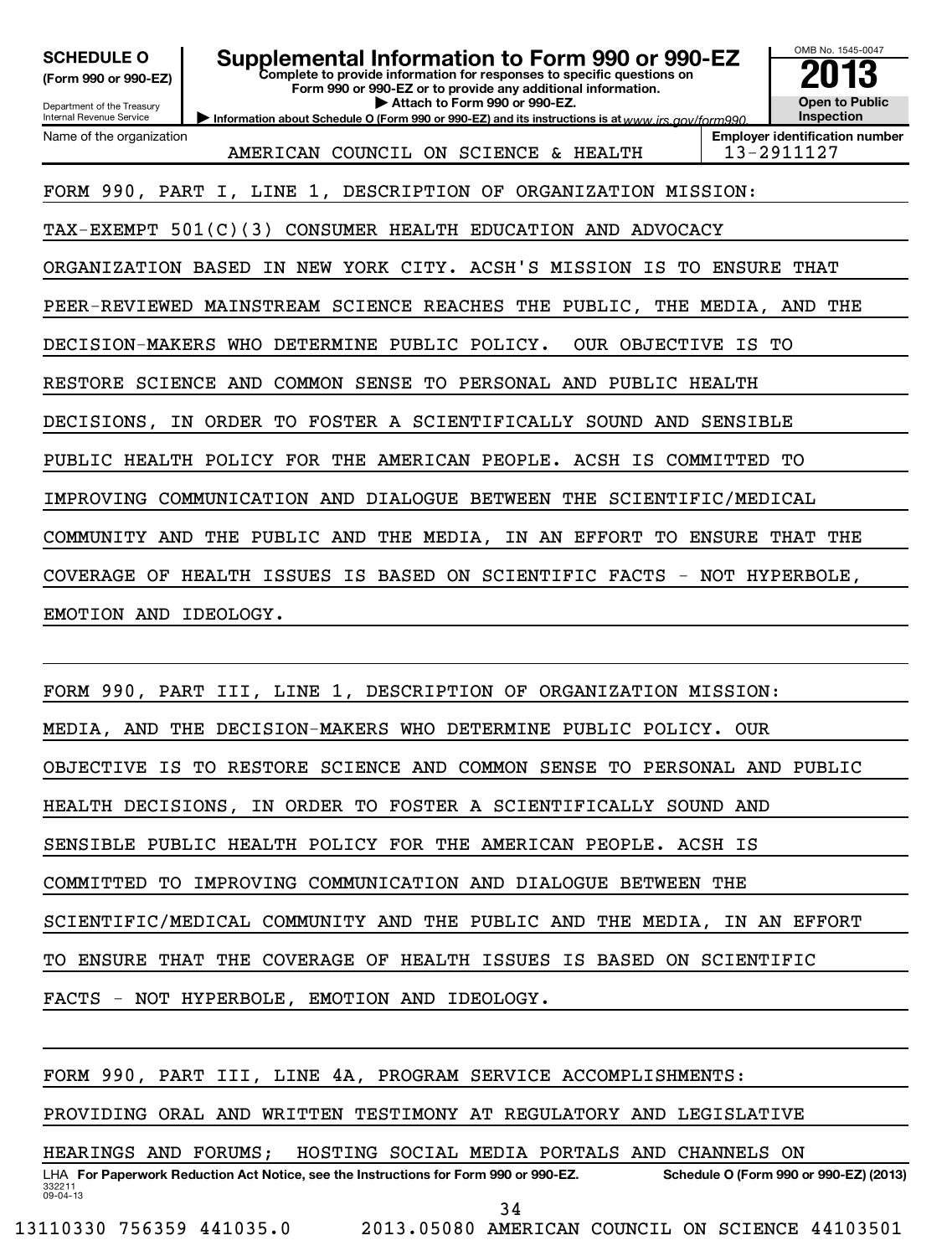**SCHEDULE O** (Form 990 or 990-EZ)

Department of the Treasury
Internal Revenue Service

# Supplemental Information to Form 990 or 990-EZ

**Complete to provide information for responses to specific questions on Form 990 or 990-EZ or to provide any additional information.**

**▶ Attach to Form 990 or 990-EZ.**

**▶ Information about Schedule O (Form 990 or 990-EZ) and its instructions is at** www.irs.gov/form990.

OMB No. 1545-0047

**2013**

**Open to Public Inspection**

Name of the organization: AMERICAN COUNCIL ON SCIENCE & HEALTH

**Employer identification number:** 13-2911127

FORM 990, PART I, LINE 1, DESCRIPTION OF ORGANIZATION MISSION:

TAX-EXEMPT 501(C)(3) CONSUMER HEALTH EDUCATION AND ADVOCACY ORGANIZATION BASED IN NEW YORK CITY. ACSH'S MISSION IS TO ENSURE THAT PEER-REVIEWED MAINSTREAM SCIENCE REACHES THE PUBLIC, THE MEDIA, AND THE DECISION-MAKERS WHO DETERMINE PUBLIC POLICY. OUR OBJECTIVE IS TO RESTORE SCIENCE AND COMMON SENSE TO PERSONAL AND PUBLIC HEALTH DECISIONS, IN ORDER TO FOSTER A SCIENTIFICALLY SOUND AND SENSIBLE PUBLIC HEALTH POLICY FOR THE AMERICAN PEOPLE. ACSH IS COMMITTED TO IMPROVING COMMUNICATION AND DIALOGUE BETWEEN THE SCIENTIFIC/MEDICAL COMMUNITY AND THE PUBLIC AND THE MEDIA, IN AN EFFORT TO ENSURE THAT THE COVERAGE OF HEALTH ISSUES IS BASED ON SCIENTIFIC FACTS - NOT HYPERBOLE, EMOTION AND IDEOLOGY.

FORM 990, PART III, LINE 1, DESCRIPTION OF ORGANIZATION MISSION:

MEDIA, AND THE DECISION-MAKERS WHO DETERMINE PUBLIC POLICY. OUR OBJECTIVE IS TO RESTORE SCIENCE AND COMMON SENSE TO PERSONAL AND PUBLIC HEALTH DECISIONS, IN ORDER TO FOSTER A SCIENTIFICALLY SOUND AND SENSIBLE PUBLIC HEALTH POLICY FOR THE AMERICAN PEOPLE. ACSH IS COMMITTED TO IMPROVING COMMUNICATION AND DIALOGUE BETWEEN THE SCIENTIFIC/MEDICAL COMMUNITY AND THE PUBLIC AND THE MEDIA, IN AN EFFORT TO ENSURE THAT THE COVERAGE OF HEALTH ISSUES IS BASED ON SCIENTIFIC FACTS - NOT HYPERBOLE, EMOTION AND IDEOLOGY.

FORM 990, PART III, LINE 4A, PROGRAM SERVICE ACCOMPLISHMENTS:

PROVIDING ORAL AND WRITTEN TESTIMONY AT REGULATORY AND LEGISLATIVE HEARINGS AND FORUMS; HOSTING SOCIAL MEDIA PORTALS AND CHANNELS ON

LHA **For Paperwork Reduction Act Notice, see the Instructions for Form 990 or 990-EZ.** **Schedule O (Form 990 or 990-EZ) (2013)**

332211
09-04-13

13110330 756359 441035.0 2013.05080 AMERICAN COUNCIL ON SCIENCE 44103501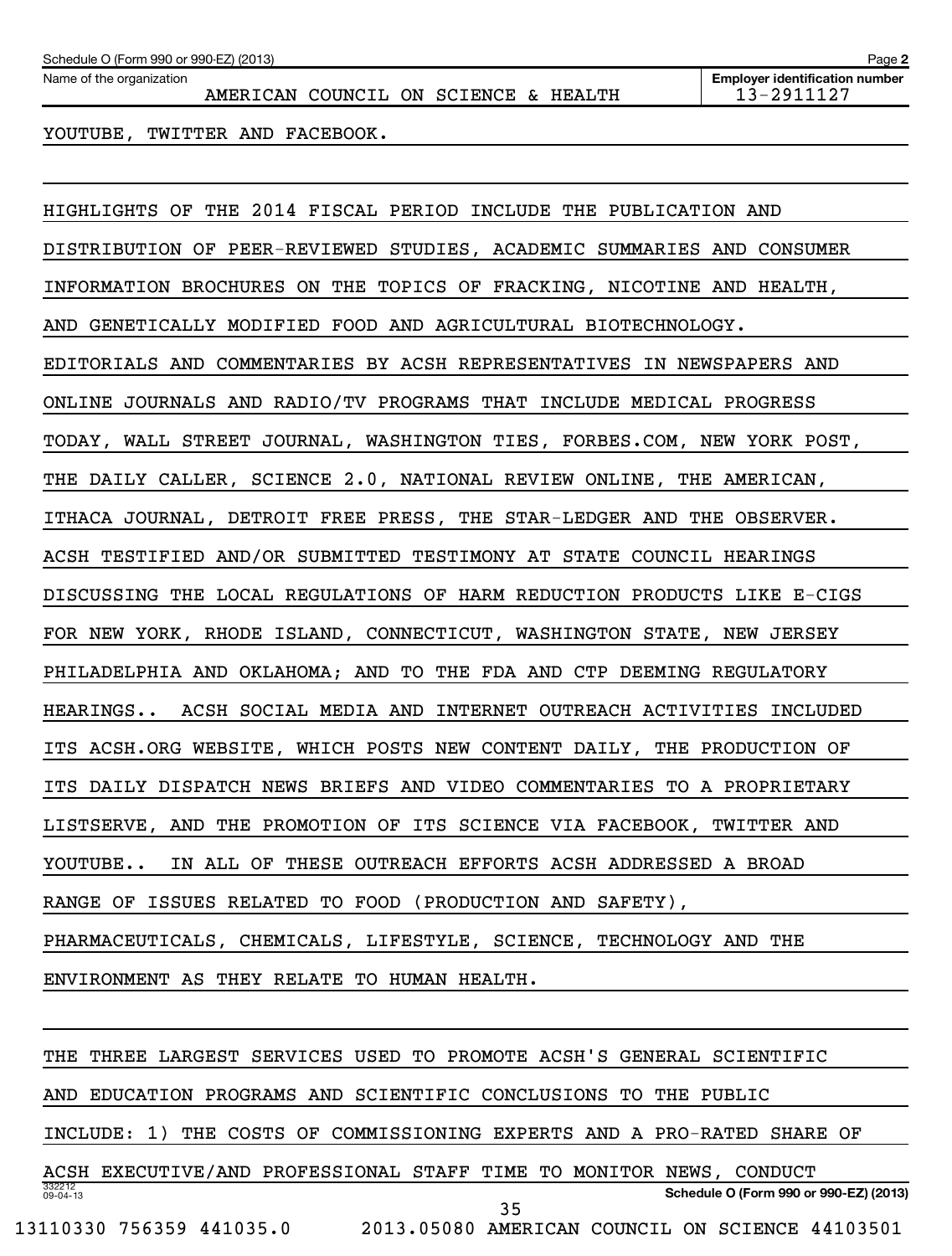Schedule O (Form 990 or 990-EZ) (2013)

Name of the organization: AMERICAN COUNCIL ON SCIENCE & HEALTH

Employer identification number: 13-2911127

YOUTUBE, TWITTER AND FACEBOOK.

HIGHLIGHTS OF THE 2014 FISCAL PERIOD INCLUDE THE PUBLICATION AND DISTRIBUTION OF PEER-REVIEWED STUDIES, ACADEMIC SUMMARIES AND CONSUMER INFORMATION BROCHURES ON THE TOPICS OF FRACKING, NICOTINE AND HEALTH, AND GENETICALLY MODIFIED FOOD AND AGRICULTURAL BIOTECHNOLOGY. EDITORIALS AND COMMENTARIES BY ACSH REPRESENTATIVES IN NEWSPAPERS AND ONLINE JOURNALS AND RADIO/TV PROGRAMS THAT INCLUDE MEDICAL PROGRESS TODAY, WALL STREET JOURNAL, WASHINGTON TIES, FORBES.COM, NEW YORK POST, THE DAILY CALLER, SCIENCE 2.0, NATIONAL REVIEW ONLINE, THE AMERICAN, ITHACA JOURNAL, DETROIT FREE PRESS, THE STAR-LEDGER AND THE OBSERVER. ACSH TESTIFIED AND/OR SUBMITTED TESTIMONY AT STATE COUNCIL HEARINGS DISCUSSING THE LOCAL REGULATIONS OF HARM REDUCTION PRODUCTS LIKE E-CIGS FOR NEW YORK, RHODE ISLAND, CONNECTICUT, WASHINGTON STATE, NEW JERSEY PHILADELPHIA AND OKLAHOMA; AND TO THE FDA AND CTP DEEMING REGULATORY HEARINGS.. ACSH SOCIAL MEDIA AND INTERNET OUTREACH ACTIVITIES INCLUDED ITS ACSH.ORG WEBSITE, WHICH POSTS NEW CONTENT DAILY, THE PRODUCTION OF ITS DAILY DISPATCH NEWS BRIEFS AND VIDEO COMMENTARIES TO A PROPRIETARY LISTSERVE, AND THE PROMOTION OF ITS SCIENCE VIA FACEBOOK, TWITTER AND YOUTUBE.. IN ALL OF THESE OUTREACH EFFORTS ACSH ADDRESSED A BROAD RANGE OF ISSUES RELATED TO FOOD (PRODUCTION AND SAFETY), PHARMACEUTICALS, CHEMICALS, LIFESTYLE, SCIENCE, TECHNOLOGY AND THE ENVIRONMENT AS THEY RELATE TO HUMAN HEALTH.

THE THREE LARGEST SERVICES USED TO PROMOTE ACSH'S GENERAL SCIENTIFIC AND EDUCATION PROGRAMS AND SCIENTIFIC CONCLUSIONS TO THE PUBLIC INCLUDE: 1) THE COSTS OF COMMISSIONING EXPERTS AND A PRO-RATED SHARE OF ACSH EXECUTIVE/AND PROFESSIONAL STAFF TIME TO MONITOR NEWS, CONDUCT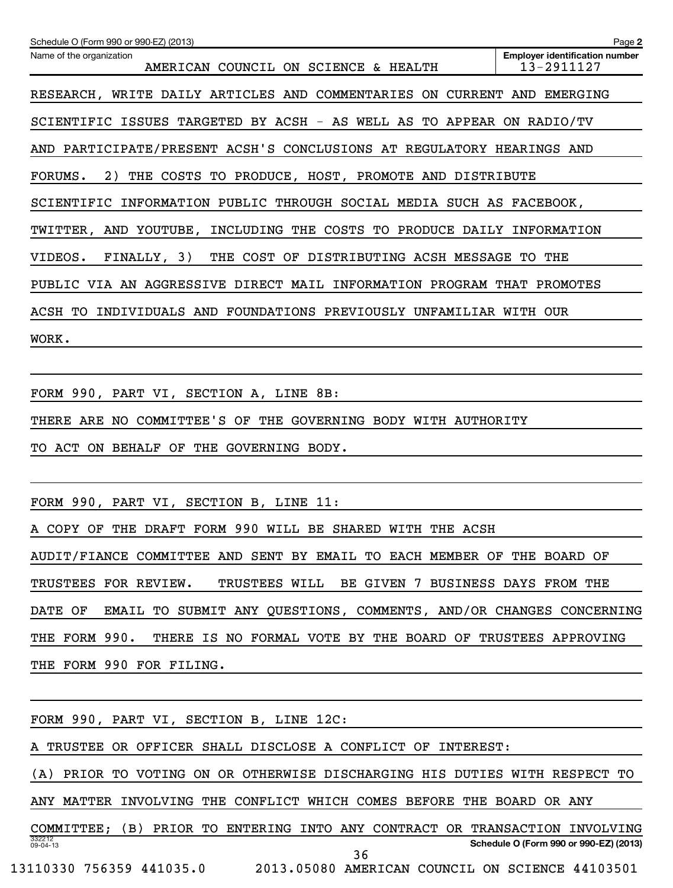Name of the organization: AMERICAN COUNCIL ON SCIENCE & HEALTH

Employer identification number: 13-2911127

RESEARCH, WRITE DAILY ARTICLES AND COMMENTARIES ON CURRENT AND EMERGING SCIENTIFIC ISSUES TARGETED BY ACSH - AS WELL AS TO APPEAR ON RADIO/TV AND PARTICIPATE/PRESENT ACSH'S CONCLUSIONS AT REGULATORY HEARINGS AND FORUMS. 2) THE COSTS TO PRODUCE, HOST, PROMOTE AND DISTRIBUTE SCIENTIFIC INFORMATION PUBLIC THROUGH SOCIAL MEDIA SUCH AS FACEBOOK, TWITTER, AND YOUTUBE, INCLUDING THE COSTS TO PRODUCE DAILY INFORMATION VIDEOS. FINALLY, 3) THE COST OF DISTRIBUTING ACSH MESSAGE TO THE PUBLIC VIA AN AGGRESSIVE DIRECT MAIL INFORMATION PROGRAM THAT PROMOTES ACSH TO INDIVIDUALS AND FOUNDATIONS PREVIOUSLY UNFAMILIAR WITH OUR WORK.

FORM 990, PART VI, SECTION A, LINE 8B:

THERE ARE NO COMMITTEE'S OF THE GOVERNING BODY WITH AUTHORITY TO ACT ON BEHALF OF THE GOVERNING BODY.

FORM 990, PART VI, SECTION B, LINE 11:

A COPY OF THE DRAFT FORM 990 WILL BE SHARED WITH THE ACSH AUDIT/FIANCE COMMITTEE AND SENT BY EMAIL TO EACH MEMBER OF THE BOARD OF TRUSTEES FOR REVIEW. TRUSTEES WILL BE GIVEN 7 BUSINESS DAYS FROM THE DATE OF EMAIL TO SUBMIT ANY QUESTIONS, COMMENTS, AND/OR CHANGES CONCERNING THE FORM 990. THERE IS NO FORMAL VOTE BY THE BOARD OF TRUSTEES APPROVING THE FORM 990 FOR FILING.

FORM 990, PART VI, SECTION B, LINE 12C:

A TRUSTEE OR OFFICER SHALL DISCLOSE A CONFLICT OF INTEREST:

(A) PRIOR TO VOTING ON OR OTHERWISE DISCHARGING HIS DUTIES WITH RESPECT TO ANY MATTER INVOLVING THE CONFLICT WHICH COMES BEFORE THE BOARD OR ANY COMMITTEE; (B) PRIOR TO ENTERING INTO ANY CONTRACT OR TRANSACTION INVOLVING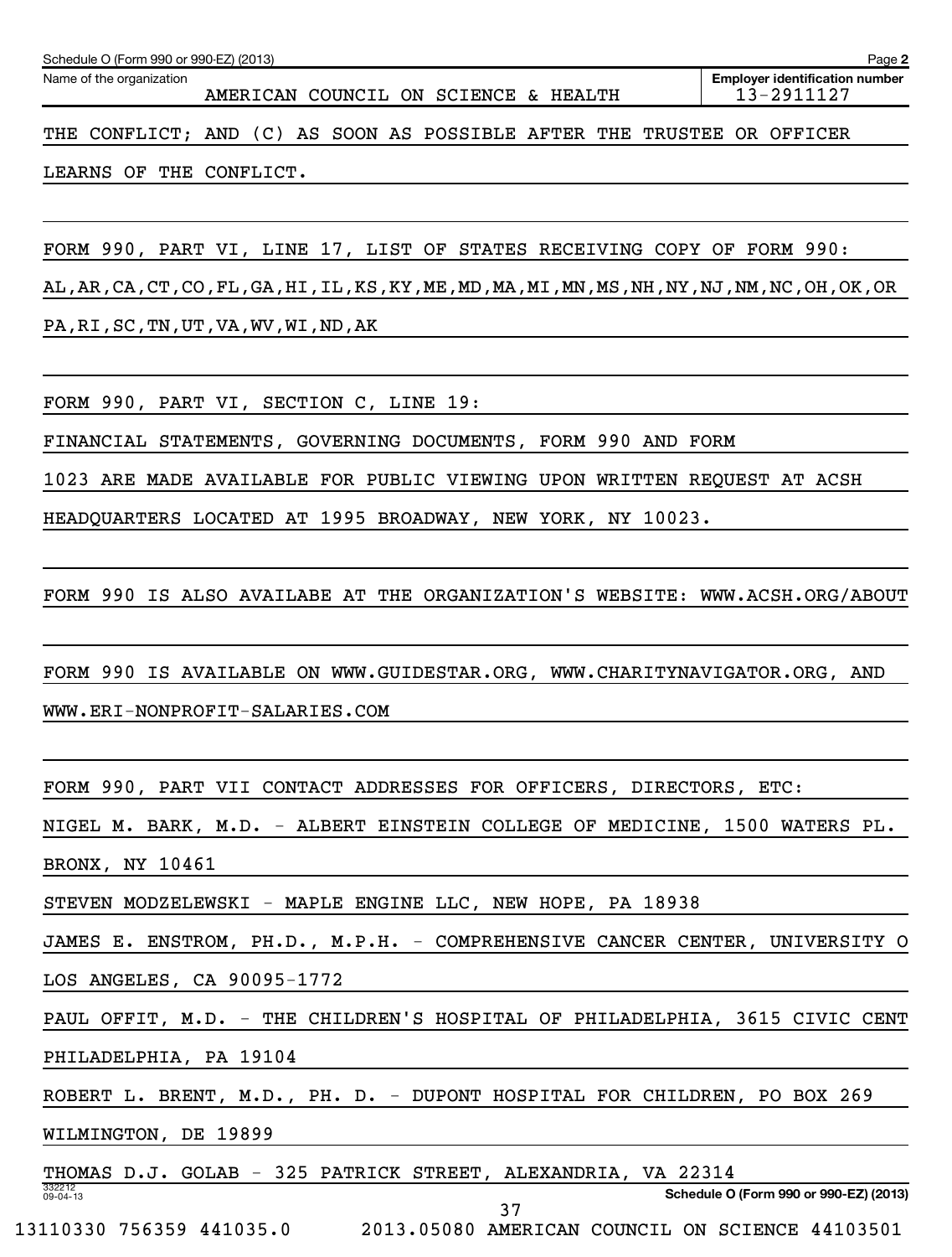THE CONFLICT; AND (C) AS SOON AS POSSIBLE AFTER THE TRUSTEE OR OFFICER LEARNS OF THE CONFLICT.

FORM 990, PART VI, LINE 17, LIST OF STATES RECEIVING COPY OF FORM 990:

AL,AR,CA,CT,CO,FL,GA,HI,IL,KS,KY,ME,MD,MA,MI,MN,MS,NH,NY,NJ,NM,NC,OH,OK,OR PA,RI,SC,TN,UT,VA,WV,WI,ND,AK

FORM 990, PART VI, SECTION C, LINE 19:

FINANCIAL STATEMENTS, GOVERNING DOCUMENTS, FORM 990 AND FORM 1023 ARE MADE AVAILABLE FOR PUBLIC VIEWING UPON WRITTEN REQUEST AT ACSH HEADQUARTERS LOCATED AT 1995 BROADWAY, NEW YORK, NY 10023.

FORM 990 IS ALSO AVAILABE AT THE ORGANIZATION'S WEBSITE: WWW.ACSH.ORG/ABOUT

FORM 990 IS AVAILABLE ON WWW.GUIDESTAR.ORG, WWW.CHARITYNAVIGATOR.ORG, AND WWW.ERI-NONPROFIT-SALARIES.COM

FORM 990, PART VII CONTACT ADDRESSES FOR OFFICERS, DIRECTORS, ETC:

NIGEL M. BARK, M.D. - ALBERT EINSTEIN COLLEGE OF MEDICINE, 1500 WATERS PL. BRONX, NY 10461

STEVEN MODZELEWSKI - MAPLE ENGINE LLC, NEW HOPE, PA 18938

JAMES E. ENSTROM, PH.D., M.P.H. - COMPREHENSIVE CANCER CENTER, UNIVERSITY O LOS ANGELES, CA 90095-1772

PAUL OFFIT, M.D. - THE CHILDREN'S HOSPITAL OF PHILADELPHIA, 3615 CIVIC CENT PHILADELPHIA, PA 19104

ROBERT L. BRENT, M.D., PH. D. - DUPONT HOSPITAL FOR CHILDREN, PO BOX 269 WILMINGTON, DE 19899

THOMAS D.J. GOLAB - 325 PATRICK STREET, ALEXANDRIA, VA 22314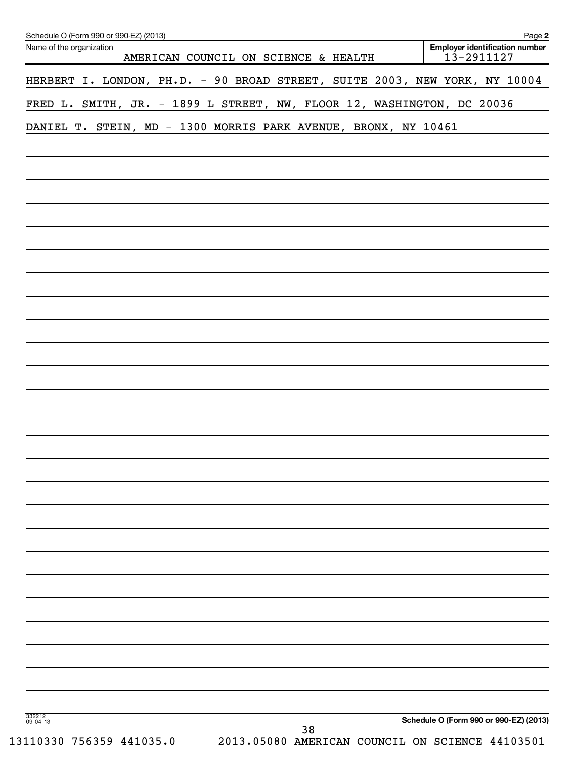Name of the organization: AMERICAN COUNCIL ON SCIENCE & HEALTH

Employer identification number: 13-2911127

HERBERT I. LONDON, PH.D. - 90 BROAD STREET, SUITE 2003, NEW YORK, NY 10004

FRED L. SMITH, JR. - 1899 L STREET, NW, FLOOR 12, WASHINGTON, DC 20036

DANIEL T. STEIN, MD - 1300 MORRIS PARK AVENUE, BRONX, NY 10461